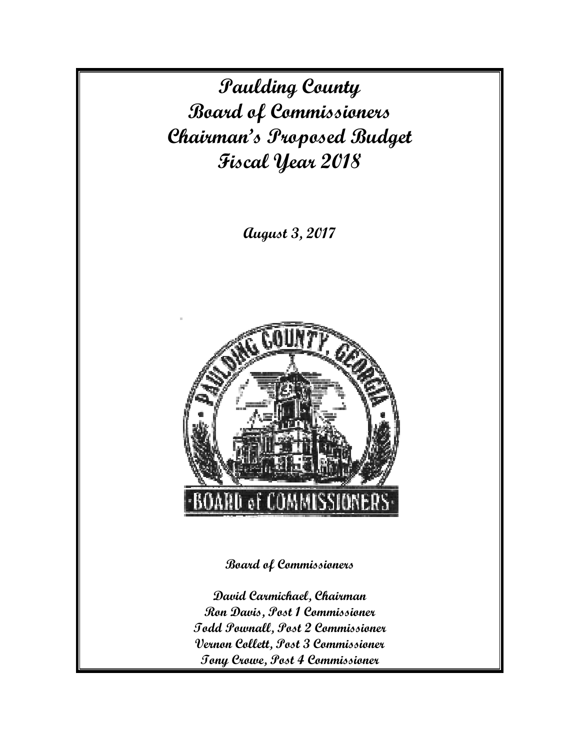# Paulding County
# Board of Commissioners
# Chairman's Proposed Budget
# Fiscal Year 2018

**August 3, 2017**

**Board of Commissioners**

**David Carmichael, Chairman**
**Ron Davis, Post 1 Commissioner**
**Todd Pownall, Post 2 Commissioner**
**Vernon Collett, Post 3 Commissioner**
**Tony Crowe, Post 4 Commissioner**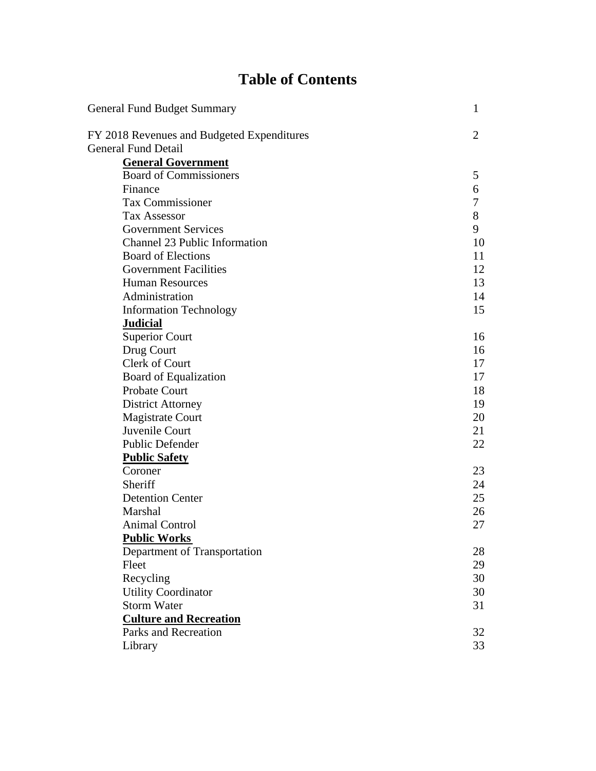# Table of Contents

| | |
|---|---|
| General Fund Budget Summary | 1 |
| FY 2018 Revenues and Budgeted Expenditures | 2 |
| General Fund Detail | |
| **General Government** | |
| Board of Commissioners | 5 |
| Finance | 6 |
| Tax Commissioner | 7 |
| Tax Assessor | 8 |
| Government Services | 9 |
| Channel 23 Public Information | 10 |
| Board of Elections | 11 |
| Government Facilities | 12 |
| Human Resources | 13 |
| Administration | 14 |
| Information Technology | 15 |
| **Judicial** | |
| Superior Court | 16 |
| Drug Court | 16 |
| Clerk of Court | 17 |
| Board of Equalization | 17 |
| Probate Court | 18 |
| District Attorney | 19 |
| Magistrate Court | 20 |
| Juvenile Court | 21 |
| Public Defender | 22 |
| **Public Safety** | |
| Coroner | 23 |
| Sheriff | 24 |
| Detention Center | 25 |
| Marshal | 26 |
| Animal Control | 27 |
| **Public Works** | |
| Department of Transportation | 28 |
| Fleet | 29 |
| Recycling | 30 |
| Utility Coordinator | 30 |
| Storm Water | 31 |
| **Culture and Recreation** | |
| Parks and Recreation | 32 |
| Library | 33 |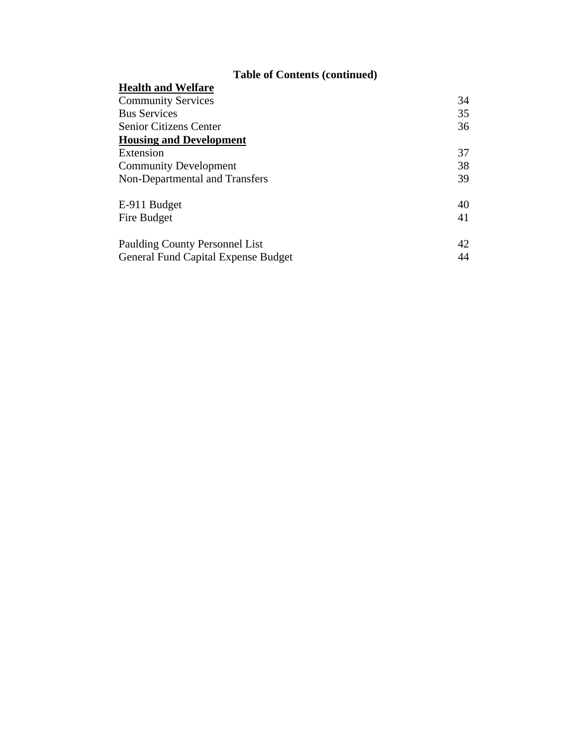## Table of Contents (continued)

| | |
|---|---|
| **Health and Welfare** | |
| Community Services | 34 |
| Bus Services | 35 |
| Senior Citizens Center | 36 |
| **Housing and Development** | |
| Extension | 37 |
| Community Development | 38 |
| Non-Departmental and Transfers | 39 |
| | |
| E-911 Budget | 40 |
| Fire Budget | 41 |
| | |
| Paulding County Personnel List | 42 |
| General Fund Capital Expense Budget | 44 |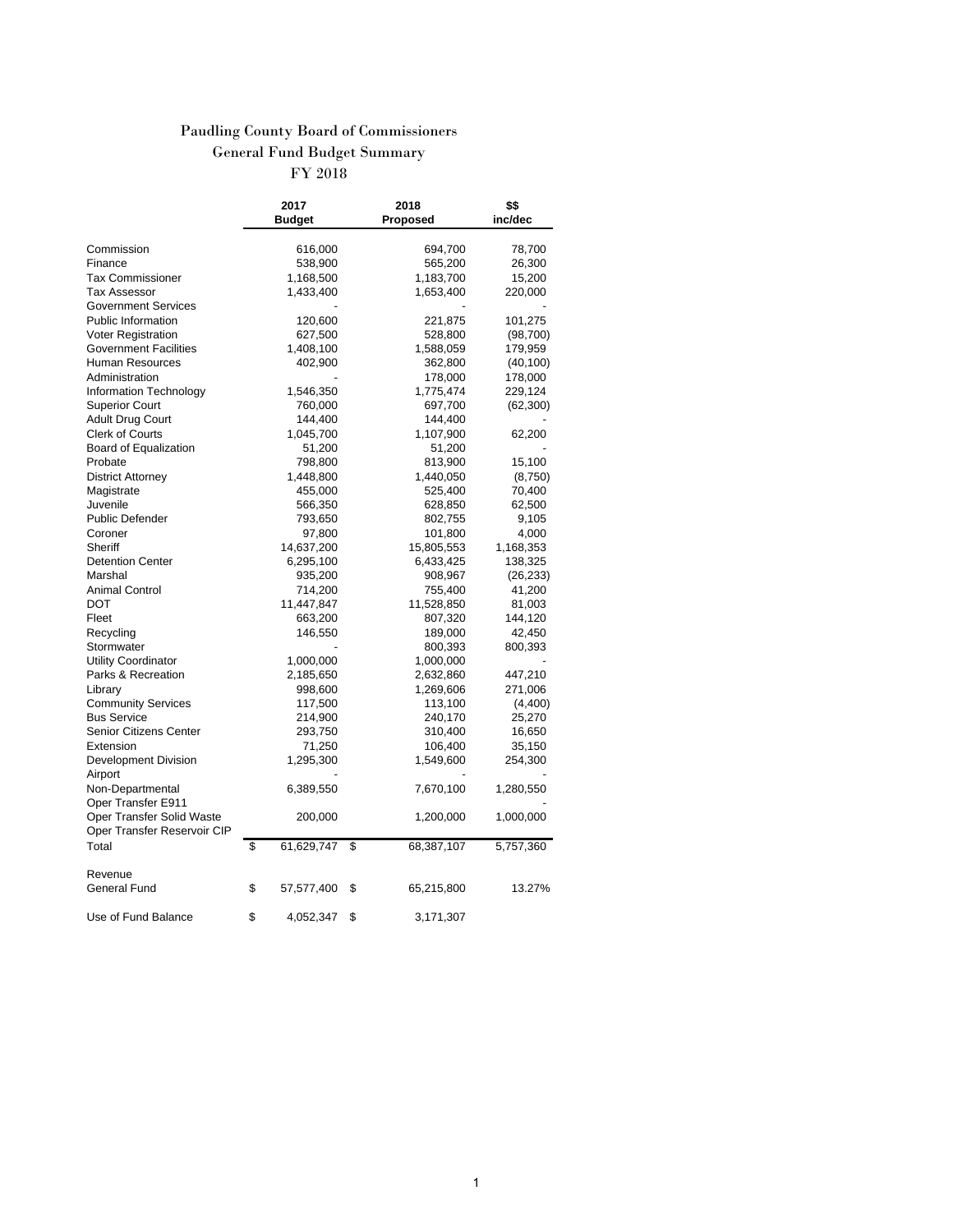# Paudling County Board of Commissioners

## General Fund Budget Summary

## FY 2018

| | 2017 Budget | 2018 Proposed | $$ inc/dec |
|---|---|---|---|
| Commission | 616,000 | 694,700 | 78,700 |
| Finance | 538,900 | 565,200 | 26,300 |
| Tax Commissioner | 1,168,500 | 1,183,700 | 15,200 |
| Tax Assessor | 1,433,400 | 1,653,400 | 220,000 |
| Government Services | - | - | - |
| Public Information | 120,600 | 221,875 | 101,275 |
| Voter Registration | 627,500 | 528,800 | (98,700) |
| Government Facilities | 1,408,100 | 1,588,059 | 179,959 |
| Human Resources | 402,900 | 362,800 | (40,100) |
| Administration | - | 178,000 | 178,000 |
| Information Technology | 1,546,350 | 1,775,474 | 229,124 |
| Superior Court | 760,000 | 697,700 | (62,300) |
| Adult Drug Court | 144,400 | 144,400 | - |
| Clerk of Courts | 1,045,700 | 1,107,900 | 62,200 |
| Board of Equalization | 51,200 | 51,200 | - |
| Probate | 798,800 | 813,900 | 15,100 |
| District Attorney | 1,448,800 | 1,440,050 | (8,750) |
| Magistrate | 455,000 | 525,400 | 70,400 |
| Juvenile | 566,350 | 628,850 | 62,500 |
| Public Defender | 793,650 | 802,755 | 9,105 |
| Coroner | 97,800 | 101,800 | 4,000 |
| Sheriff | 14,637,200 | 15,805,553 | 1,168,353 |
| Detention Center | 6,295,100 | 6,433,425 | 138,325 |
| Marshal | 935,200 | 908,967 | (26,233) |
| Animal Control | 714,200 | 755,400 | 41,200 |
| DOT | 11,447,847 | 11,528,850 | 81,003 |
| Fleet | 663,200 | 807,320 | 144,120 |
| Recycling | 146,550 | 189,000 | 42,450 |
| Stormwater | - | 800,393 | 800,393 |
| Utility Coordinator | 1,000,000 | 1,000,000 | - |
| Parks & Recreation | 2,185,650 | 2,632,860 | 447,210 |
| Library | 998,600 | 1,269,606 | 271,006 |
| Community Services | 117,500 | 113,100 | (4,400) |
| Bus Service | 214,900 | 240,170 | 25,270 |
| Senior Citizens Center | 293,750 | 310,400 | 16,650 |
| Extension | 71,250 | 106,400 | 35,150 |
| Development Division | 1,295,300 | 1,549,600 | 254,300 |
| Airport | - | - | - |
| Non-Departmental | 6,389,550 | 7,670,100 | 1,280,550 |
| Oper Transfer E911 | | | - |
| Oper Transfer Solid Waste | 200,000 | 1,200,000 | 1,000,000 |
| Oper Transfer Reservoir CIP | | | |
| Total | $ 61,629,747 | $ 68,387,107 | 5,757,360 |
| | | | |
| Revenue | | | |
| General Fund | $ 57,577,400 | $ 65,215,800 | 13.27% |
| | | | |
| Use of Fund Balance | $ 4,052,347 | $ 3,171,307 | |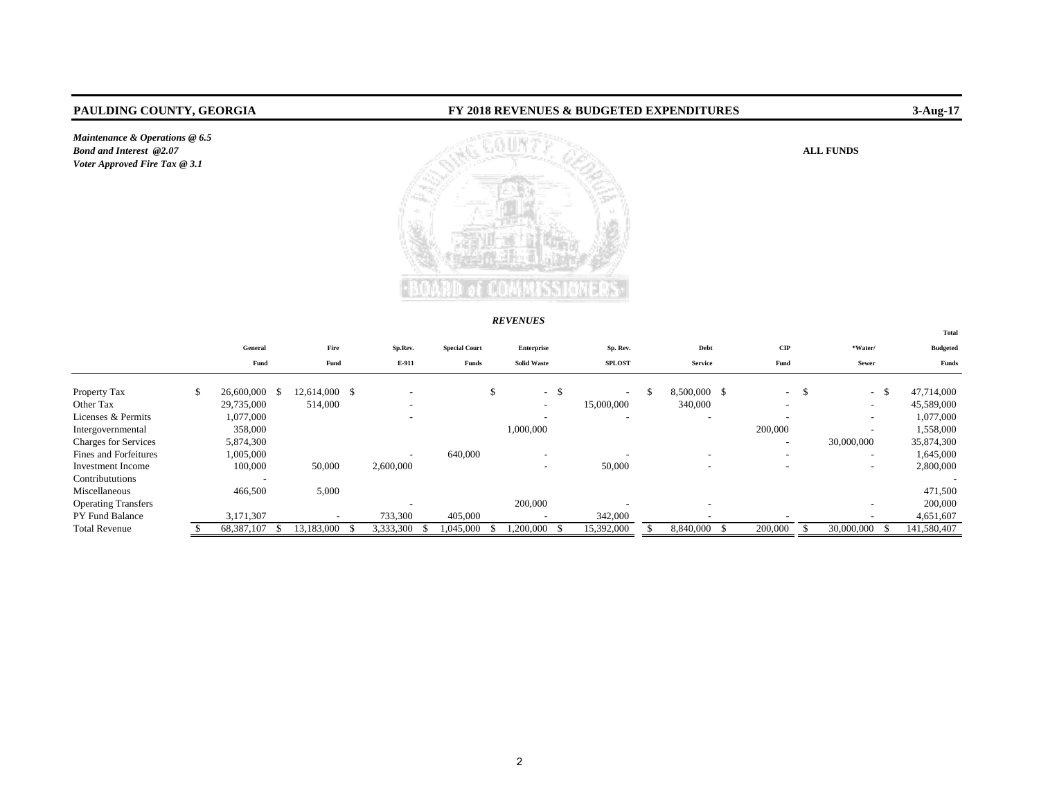**PAULDING COUNTY, GEORGIA** — **FY 2018 REVENUES & BUDGETED EXPENDITURES** — **3-Aug-17**

***Maintenance & Operations @ 6.5***
***Bond and Interest @2.07***
***Voter Approved Fire Tax @ 3.1***

**ALL FUNDS**

## *REVENUES*

| | General Fund | Fire Fund | Sp.Rev. E-911 | Special Court Funds | Enterprise Solid Waste | Sp. Rev. SPLOST | Debt Service | CIP Fund | *Water/ Sewer | Total Budgeted Funds |
|---|---|---|---|---|---|---|---|---|---|---|
| Property Tax | $ 26,600,000 | $ 12,614,000 | $ - | | $ - | $ - | $ 8,500,000 | $ - | $ - | $ 47,714,000 |
| Other Tax | 29,735,000 | 514,000 | - | | - | 15,000,000 | 340,000 | - | - | 45,589,000 |
| Licenses & Permits | 1,077,000 | | - | | - | - | - | - | - | 1,077,000 |
| Intergovernmental | 358,000 | | | | 1,000,000 | | | 200,000 | - | 1,558,000 |
| Charges for Services | 5,874,300 | | | | | | | - | 30,000,000 | 35,874,300 |
| Fines and Forfeitures | 1,005,000 | | - | 640,000 | - | - | - | - | - | 1,645,000 |
| Investment Income | 100,000 | 50,000 | 2,600,000 | | - | 50,000 | - | - | - | 2,800,000 |
| Contribututions | - | | | | | | | | | - |
| Miscellaneous | 466,500 | 5,000 | | | | | | | | 471,500 |
| Operating Transfers | | | - | | 200,000 | - | - | | - | 200,000 |
| PY Fund Balance | 3,171,307 | - | 733,300 | 405,000 | - | 342,000 | - | - | - | 4,651,607 |
| Total Revenue | $ 68,387,107 | $ 13,183,000 | $ 3,333,300 | $ 1,045,000 | $ 1,200,000 | $ 15,392,000 | $ 8,840,000 | $ 200,000 | $ 30,000,000 | $ 141,580,407 |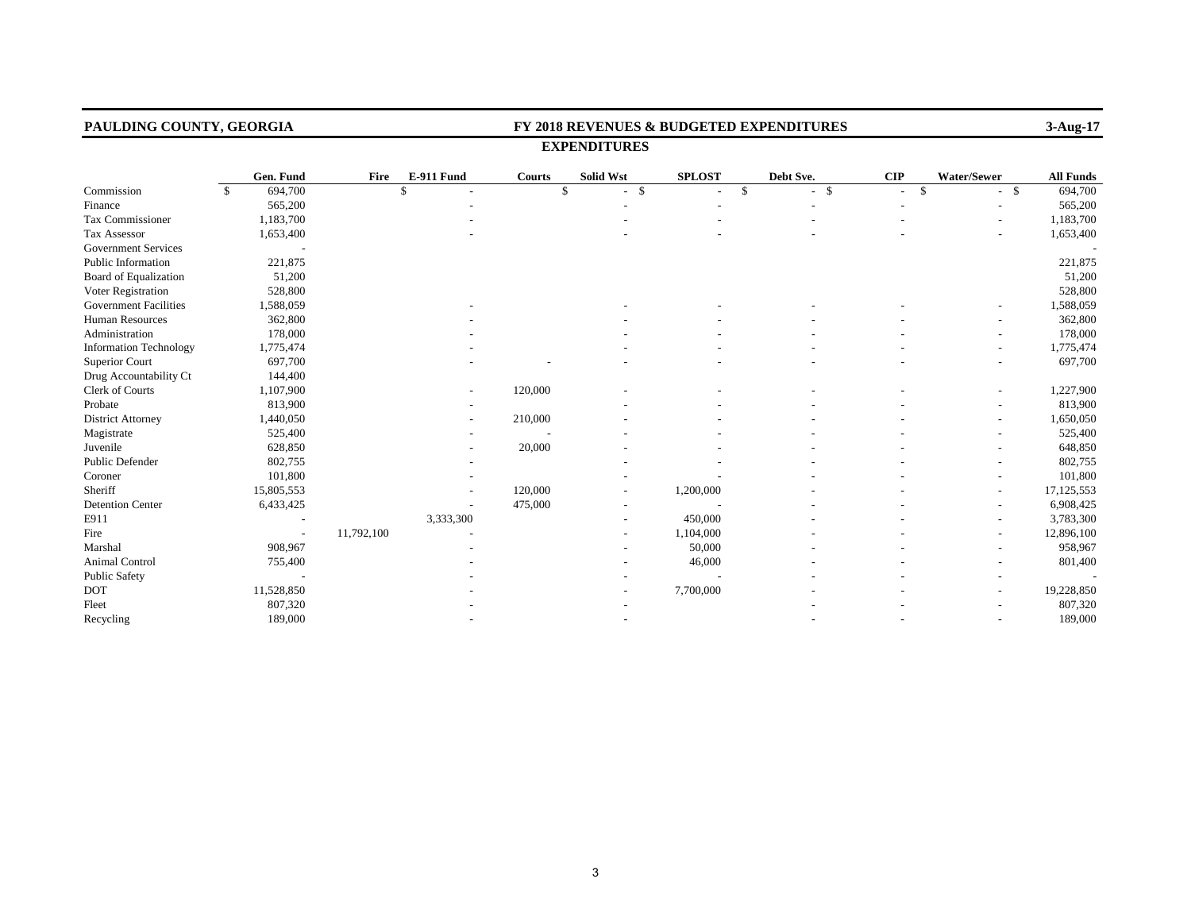**PAULDING COUNTY, GEORGIA** — **FY 2018 REVENUES & BUDGETED EXPENDITURES** — **3-Aug-17**

## EXPENDITURES

| | Gen. Fund | Fire | E-911 Fund | Courts | Solid Wst | SPLOST | Debt Sve. | CIP | Water/Sewer | All Funds |
|---|---|---|---|---|---|---|---|---|---|---|
| Commission | $ 694,700 | | $ - | | $ - | $ - | $ - | $ - | $ - | $ 694,700 |
| Finance | 565,200 | | - | | - | - | - | - | - | 565,200 |
| Tax Commissioner | 1,183,700 | | - | | - | - | - | - | - | 1,183,700 |
| Tax Assessor | 1,653,400 | | - | | - | - | - | - | - | 1,653,400 |
| Government Services | - | | | | | | | | | - |
| Public Information | 221,875 | | | | | | | | | 221,875 |
| Board of Equalization | 51,200 | | | | | | | | | 51,200 |
| Voter Registration | 528,800 | | | | | | | | | 528,800 |
| Government Facilities | 1,588,059 | | - | | - | - | - | - | - | 1,588,059 |
| Human Resources | 362,800 | | - | | - | - | - | - | - | 362,800 |
| Administration | 178,000 | | - | | - | - | - | - | - | 178,000 |
| Information Technology | 1,775,474 | | - | | - | - | - | - | - | 1,775,474 |
| Superior Court | 697,700 | | - | - | - | - | - | - | - | 697,700 |
| Drug Accountability Ct | 144,400 | | | | | | | | | |
| Clerk of Courts | 1,107,900 | | - | 120,000 | - | - | - | - | - | 1,227,900 |
| Probate | 813,900 | | - | | - | - | - | - | - | 813,900 |
| District Attorney | 1,440,050 | | - | 210,000 | - | - | - | - | - | 1,650,050 |
| Magistrate | 525,400 | | - | - | - | - | - | - | - | 525,400 |
| Juvenile | 628,850 | | - | 20,000 | - | - | - | - | - | 648,850 |
| Public Defender | 802,755 | | - | | - | - | - | - | - | 802,755 |
| Coroner | 101,800 | | - | | - | - | - | - | - | 101,800 |
| Sheriff | 15,805,553 | | - | 120,000 | - | 1,200,000 | - | - | - | 17,125,553 |
| Detention Center | 6,433,425 | | - | 475,000 | - | - | - | - | - | 6,908,425 |
| E911 | - | | 3,333,300 | | - | 450,000 | - | - | - | 3,783,300 |
| Fire | - | 11,792,100 | - | | - | 1,104,000 | - | - | - | 12,896,100 |
| Marshal | 908,967 | | - | | - | 50,000 | - | - | - | 958,967 |
| Animal Control | 755,400 | | - | | - | 46,000 | - | - | - | 801,400 |
| Public Safety | - | | - | | - | - | - | - | - | - |
| DOT | 11,528,850 | | - | | - | 7,700,000 | - | - | - | 19,228,850 |
| Fleet | 807,320 | | - | | - | | - | - | - | 807,320 |
| Recycling | 189,000 | | - | | - | | - | - | - | 189,000 |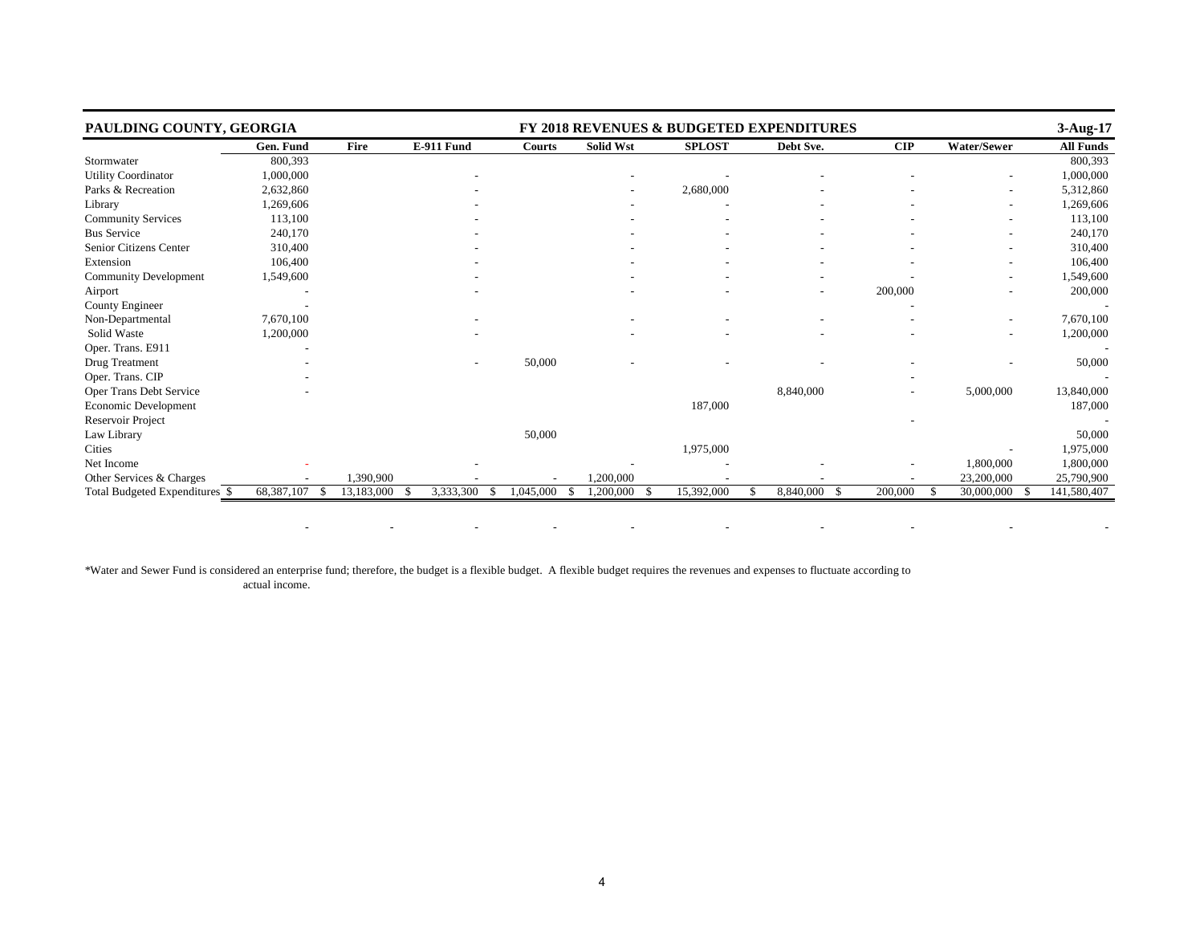**PAULDING COUNTY, GEORGIA** — **FY 2018 REVENUES & BUDGETED EXPENDITURES** — **3-Aug-17**

| | Gen. Fund | Fire | E-911 Fund | Courts | Solid Wst | SPLOST | Debt Sve. | CIP | Water/Sewer | All Funds |
|---|---|---|---|---|---|---|---|---|---|---|
| Stormwater | 800,393 | | | | | | | | | 800,393 |
| Utility Coordinator | 1,000,000 | | - | | - | - | - | - | - | 1,000,000 |
| Parks & Recreation | 2,632,860 | | - | | - | 2,680,000 | - | - | - | 5,312,860 |
| Library | 1,269,606 | | - | | - | - | - | - | - | 1,269,606 |
| Community Services | 113,100 | | - | | - | - | - | - | - | 113,100 |
| Bus Service | 240,170 | | - | | - | - | - | - | - | 240,170 |
| Senior Citizens Center | 310,400 | | - | | - | - | - | - | - | 310,400 |
| Extension | 106,400 | | - | | - | - | - | - | - | 106,400 |
| Community Development | 1,549,600 | | - | | - | - | - | - | - | 1,549,600 |
| Airport | - | | - | | - | - | - | 200,000 | - | 200,000 |
| County Engineer | - | | | | | | | - | | - |
| Non-Departmental | 7,670,100 | | - | | - | - | - | - | - | 7,670,100 |
| Solid Waste | 1,200,000 | | - | | - | - | - | - | - | 1,200,000 |
| Oper. Trans. E911 | - | | | | | | | | | - |
| Drug Treatment | - | | - | 50,000 | - | - | - | - | - | 50,000 |
| Oper. Trans. CIP | - | | | | | | | - | | - |
| Oper Trans Debt Service | - | | | | | | 8,840,000 | - | 5,000,000 | 13,840,000 |
| Economic Development | | | | | | 187,000 | | | | 187,000 |
| Reservoir Project | | | | | | | | - | | - |
| Law Library | | | | 50,000 | | | | | | 50,000 |
| Cities | | | | | | 1,975,000 | | | - | 1,975,000 |
| Net Income | - | | - | | - | - | - | - | 1,800,000 | 1,800,000 |
| Other Services & Charges | - | 1,390,900 | - | - | 1,200,000 | - | - | - | 23,200,000 | 25,790,900 |
| Total Budgeted Expenditures | $ 68,387,107 | $ 13,183,000 | $ 3,333,300 | $ 1,045,000 | $ 1,200,000 | $ 15,392,000 | $ 8,840,000 | $ 200,000 | $ 30,000,000 | $ 141,580,407 |
| | - | - | - | - | - | - | - | - | - | - |

*Water and Sewer Fund is considered an enterprise fund; therefore, the budget is a flexible budget. A flexible budget requires the revenues and expenses to fluctuate according to actual income.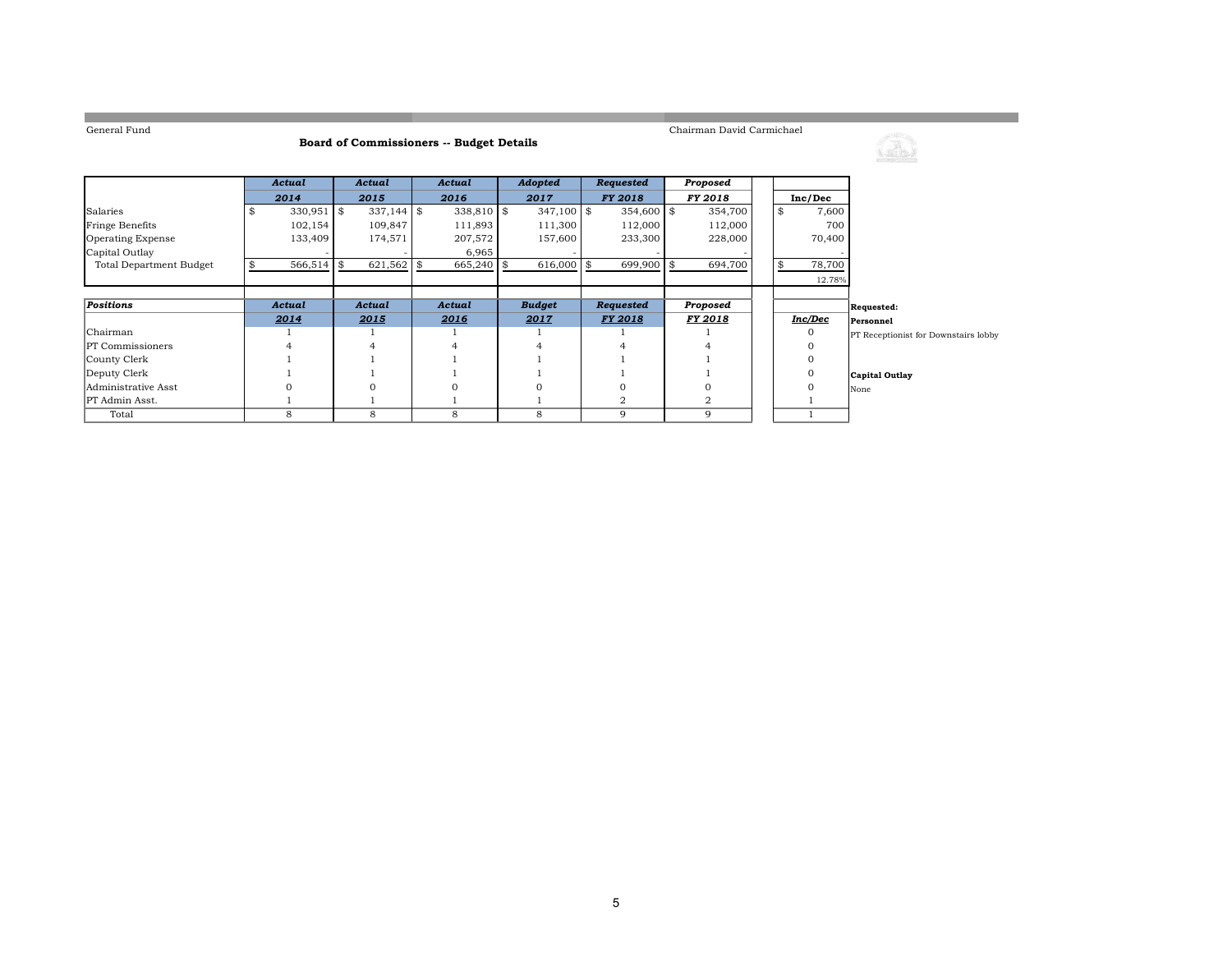General Fund

Chairman David Carmichael

## Board of Commissioners -- Budget Details

| | *Actual* 2014 | *Actual* 2015 | *Actual* 2016 | *Adopted* 2017 | *Requested* FY 2018 | *Proposed* FY 2018 | Inc/Dec |
|---|---|---|---|---|---|---|---|
| Salaries | $ 330,951 | $ 337,144 | $ 338,810 | $ 347,100 | $ 354,600 | $ 354,700 | $ 7,600 |
| Fringe Benefits | 102,154 | 109,847 | 111,893 | 111,300 | 112,000 | 112,000 | 700 |
| Operating Expense | 133,409 | 174,571 | 207,572 | 157,600 | 233,300 | 228,000 | 70,400 |
| Capital Outlay | - | - | 6,965 | - | - | - | - |
| Total Department Budget | $ 566,514 | $ 621,562 | $ 665,240 | $ 616,000 | $ 699,900 | $ 694,700 | $ 78,700 |
| | | | | | | | 12.78% |

| *Positions* | *Actual* 2014 | *Actual* 2015 | *Actual* 2016 | *Budget* 2017 | *Requested* FY 2018 | *Proposed* FY 2018 | *Inc/Dec* |
|---|---|---|---|---|---|---|---|
| Chairman | 1 | 1 | 1 | 1 | 1 | 1 | 0 |
| PT Commissioners | 4 | 4 | 4 | 4 | 4 | 4 | 0 |
| County Clerk | 1 | 1 | 1 | 1 | 1 | 1 | 0 |
| Deputy Clerk | 1 | 1 | 1 | 1 | 1 | 1 | 0 |
| Administrative Asst | 0 | 0 | 0 | 0 | 0 | 0 | 0 |
| PT Admin Asst. | 1 | 1 | 1 | 1 | 2 | 2 | 1 |
| Total | 8 | 8 | 8 | 8 | 9 | 9 | 1 |

**Requested:**

**Personnel**

PT Receptionist for Downstairs lobby

**Capital Outlay**

None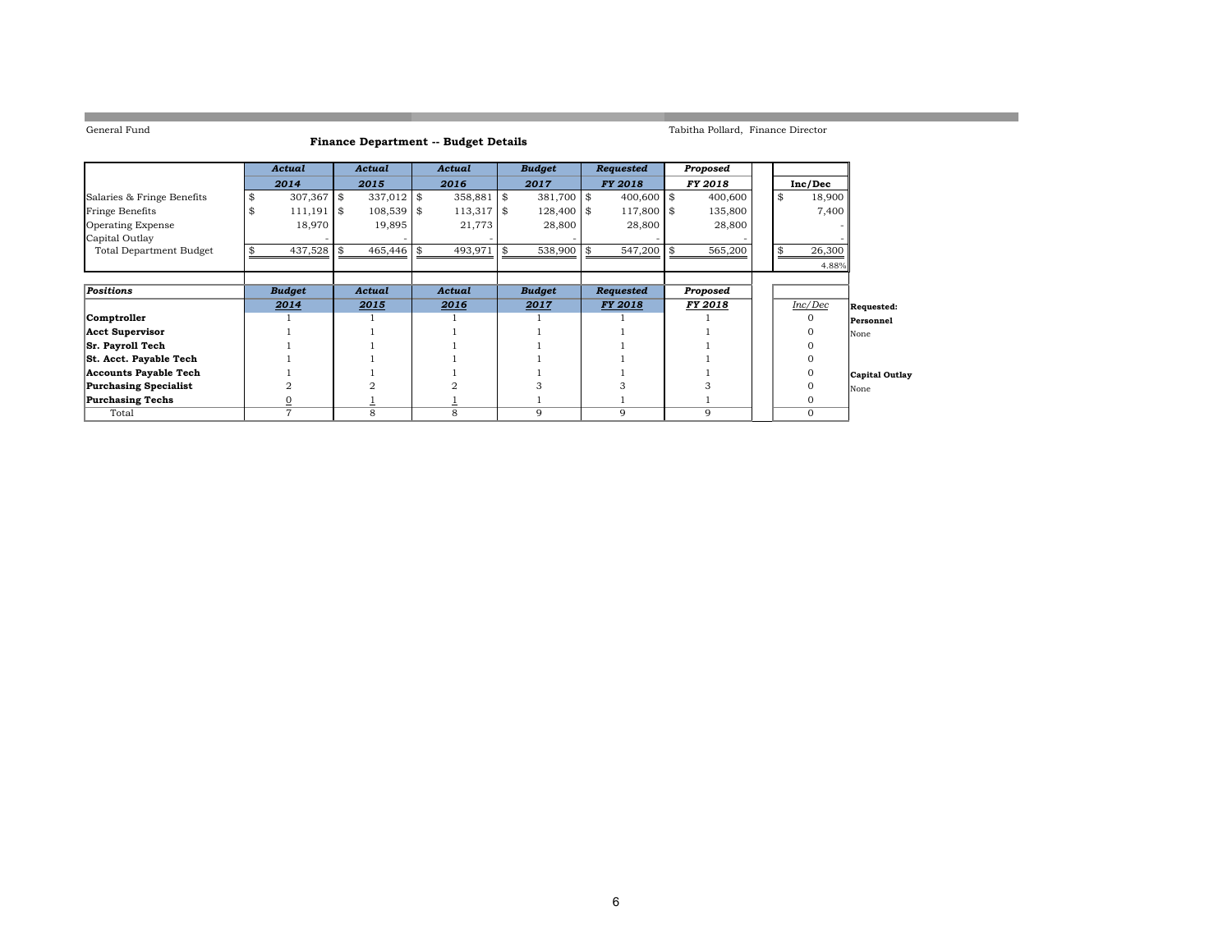General Fund

Tabitha Pollard, Finance Director

## Finance Department -- Budget Details

| | Actual 2014 | Actual 2015 | Actual 2016 | Budget 2017 | Requested FY 2018 | Proposed FY 2018 | Inc/Dec |
|---|---|---|---|---|---|---|---|
| Salaries & Fringe Benefits | $ 307,367 | $ 337,012 | $ 358,881 | $ 381,700 | $ 400,600 | $ 400,600 | $ 18,900 |
| Fringe Benefits | $ 111,191 | $ 108,539 | $ 113,317 | $ 128,400 | $ 117,800 | $ 135,800 | 7,400 |
| Operating Expense | 18,970 | 19,895 | 21,773 | 28,800 | 28,800 | 28,800 | - |
| Capital Outlay | - | - | - | - | - | - | - |
| Total Department Budget | $ 437,528 | $ 465,446 | $ 493,971 | $ 538,900 | $ 547,200 | $ 565,200 | $ 26,300 |
| | | | | | | | 4.88% |

| *Positions* | Budget 2014 | Actual 2015 | Actual 2016 | Budget 2017 | Requested FY 2018 | Proposed FY 2018 | Inc/Dec |
|---|---|---|---|---|---|---|---|
| **Comptroller** | 1 | 1 | 1 | 1 | 1 | 1 | 0 |
| **Acct Supervisor** | 1 | 1 | 1 | 1 | 1 | 1 | 0 |
| **Sr. Payroll Tech** | 1 | 1 | 1 | 1 | 1 | 1 | 0 |
| **St. Acct. Payable Tech** | 1 | 1 | 1 | 1 | 1 | 1 | 0 |
| **Accounts Payable Tech** | 1 | 1 | 1 | 1 | 1 | 1 | 0 |
| **Purchasing Specialist** | 2 | 2 | 2 | 3 | 3 | 3 | 0 |
| **Purchasing Techs** | 0 | 1 | 1 | 1 | 1 | 1 | 0 |
| Total | 7 | 8 | 8 | 9 | 9 | 9 | 0 |

**Requested:**

**Personnel**

None

**Capital Outlay**

None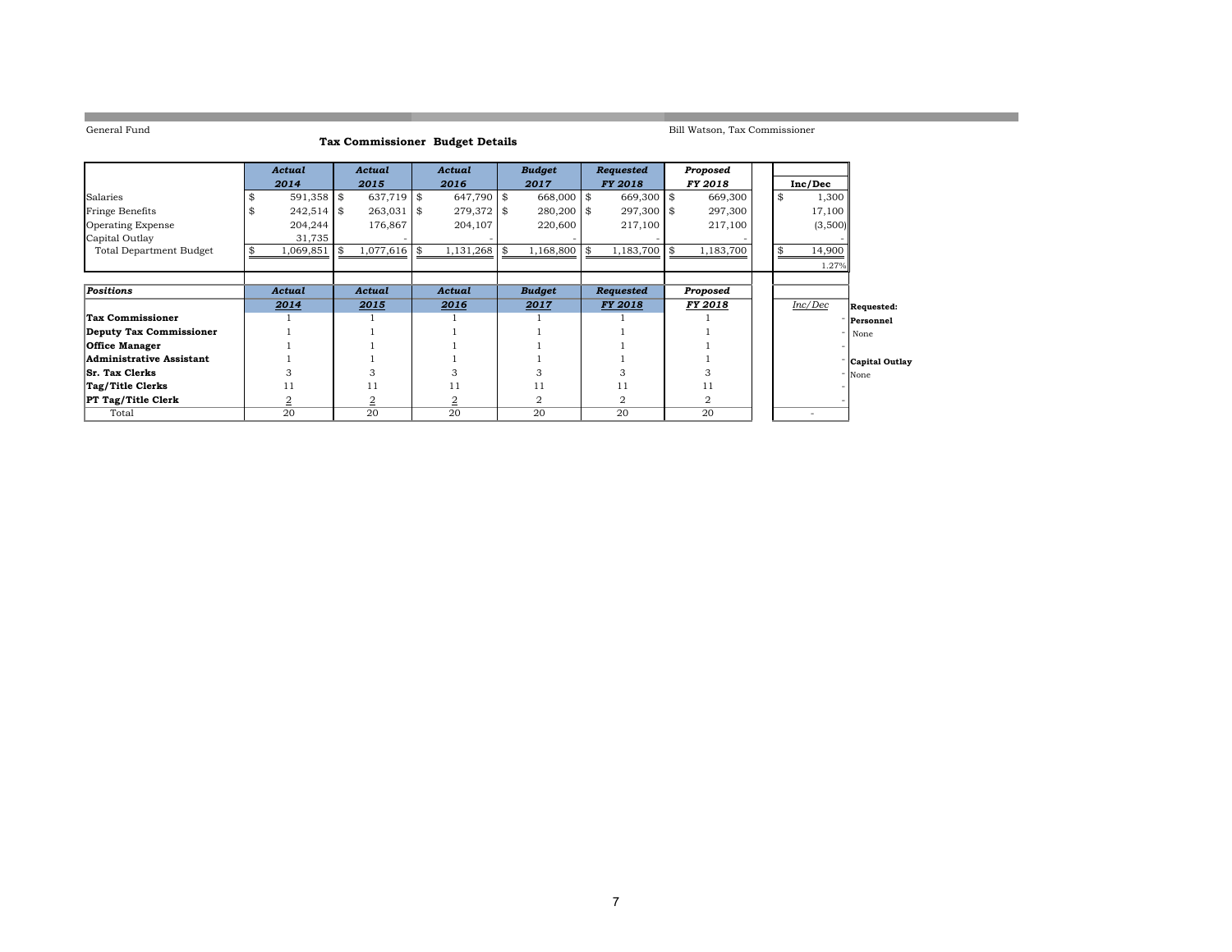General Fund

Bill Watson, Tax Commissioner

## Tax Commissioner Budget Details

| | *Actual* 2014 | *Actual* 2015 | *Actual* 2016 | *Budget* 2017 | *Requested* FY 2018 | *Proposed* FY 2018 | Inc/Dec |
|---|---|---|---|---|---|---|---|
| Salaries | $ 591,358 | $ 637,719 | $ 647,790 | $ 668,000 | $ 669,300 | $ 669,300 | $ 1,300 |
| Fringe Benefits | $ 242,514 | $ 263,031 | $ 279,372 | $ 280,200 | $ 297,300 | $ 297,300 | 17,100 |
| Operating Expense | 204,244 | 176,867 | 204,107 | 220,600 | 217,100 | 217,100 | (3,500) |
| Capital Outlay | 31,735 | - | - | - | - | - | - |
| Total Department Budget | $ 1,069,851 | $ 1,077,616 | $ 1,131,268 | $ 1,168,800 | $ 1,183,700 | $ 1,183,700 | $ 14,900 |
| | | | | | | | 1.27% |

| *Positions* | *Actual* 2014 | *Actual* 2015 | *Actual* 2016 | *Budget* 2017 | *Requested* FY 2018 | *Proposed* FY 2018 | *Inc/Dec* |
|---|---|---|---|---|---|---|---|
| **Tax Commissioner** | 1 | 1 | 1 | 1 | 1 | 1 | - |
| **Deputy Tax Commissioner** | 1 | 1 | 1 | 1 | 1 | 1 | - |
| **Office Manager** | 1 | 1 | 1 | 1 | 1 | 1 | - |
| **Administrative Assistant** | 1 | 1 | 1 | 1 | 1 | 1 | - |
| **Sr. Tax Clerks** | 3 | 3 | 3 | 3 | 3 | 3 | - |
| **Tag/Title Clerks** | 11 | 11 | 11 | 11 | 11 | 11 | - |
| **PT Tag/Title Clerk** | 2 | 2 | 2 | 2 | 2 | 2 | - |
| Total | 20 | 20 | 20 | 20 | 20 | 20 | - |

**Requested:**

**Personnel**

None

**Capital Outlay**

None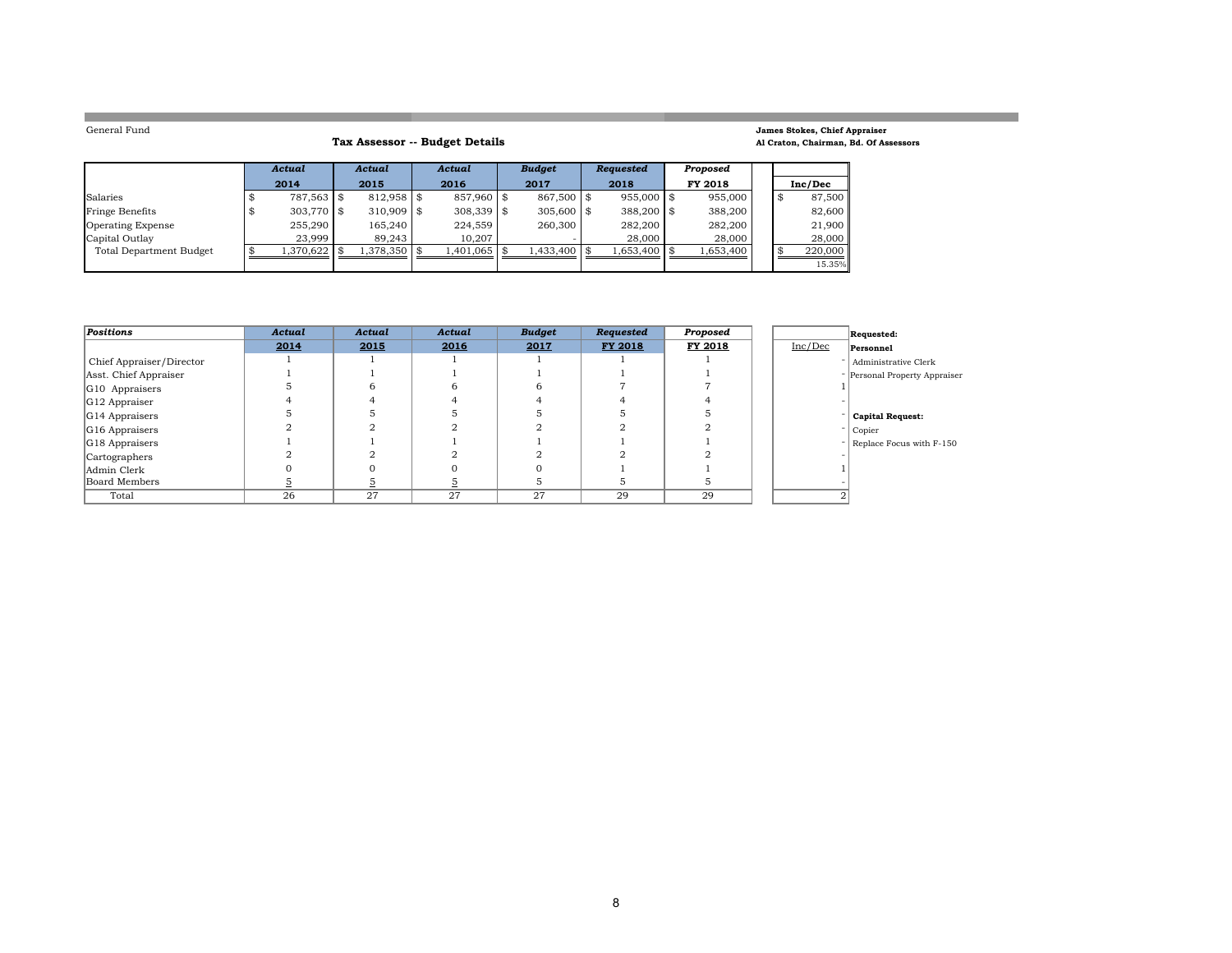General Fund

**James Stokes, Chief Appraiser**
**Al Craton, Chairman, Bd. Of Assessors**

## Tax Assessor -- Budget Details

| | *Actual* 2014 | *Actual* 2015 | *Actual* 2016 | *Budget* 2017 | *Requested* 2018 | *Proposed* FY 2018 | Inc/Dec |
|---|---|---|---|---|---|---|---|
| Salaries | $ 787,563 | $ 812,958 | $ 857,960 | $ 867,500 | $ 955,000 | $ 955,000 | $ 87,500 |
| Fringe Benefits | $ 303,770 | $ 310,909 | $ 308,339 | $ 305,600 | $ 388,200 | $ 388,200 | 82,600 |
| Operating Expense | 255,290 | 165,240 | 224,559 | 260,300 | 282,200 | 282,200 | 21,900 |
| Capital Outlay | 23,999 | 89,243 | 10,207 | - | 28,000 | 28,000 | 28,000 |
| Total Department Budget | $ 1,370,622 | $ 1,378,350 | $ 1,401,065 | $ 1,433,400 | $ 1,653,400 | $ 1,653,400 | $ 220,000 |
| | | | | | | | 15.35% |

| *Positions* | *Actual* 2014 | *Actual* 2015 | *Actual* 2016 | *Budget* 2017 | *Requested* FY 2018 | *Proposed* FY 2018 | Inc/Dec |
|---|---|---|---|---|---|---|---|
| Chief Appraiser/Director | 1 | 1 | 1 | 1 | 1 | 1 | - |
| Asst. Chief Appraiser | 1 | 1 | 1 | 1 | 1 | 1 | - |
| G10 Appraisers | 5 | 6 | 6 | 6 | 7 | 7 | 1 |
| G12 Appraiser | 4 | 4 | 4 | 4 | 4 | 4 | - |
| G14 Appraisers | 5 | 5 | 5 | 5 | 5 | 5 | - |
| G16 Appraisers | 2 | 2 | 2 | 2 | 2 | 2 | - |
| G18 Appraisers | 1 | 1 | 1 | 1 | 1 | 1 | - |
| Cartographers | 2 | 2 | 2 | 2 | 2 | 2 | - |
| Admin Clerk | 0 | 0 | 0 | 0 | 1 | 1 | 1 |
| Board Members | 5 | 5 | 5 | 5 | 5 | 5 | - |
| Total | 26 | 27 | 27 | 27 | 29 | 29 | 2 |

**Requested:**

**Personnel**

- Administrative Clerk
- Personal Property Appraiser

**Capital Request:**

- Copier
- Replace Focus with F-150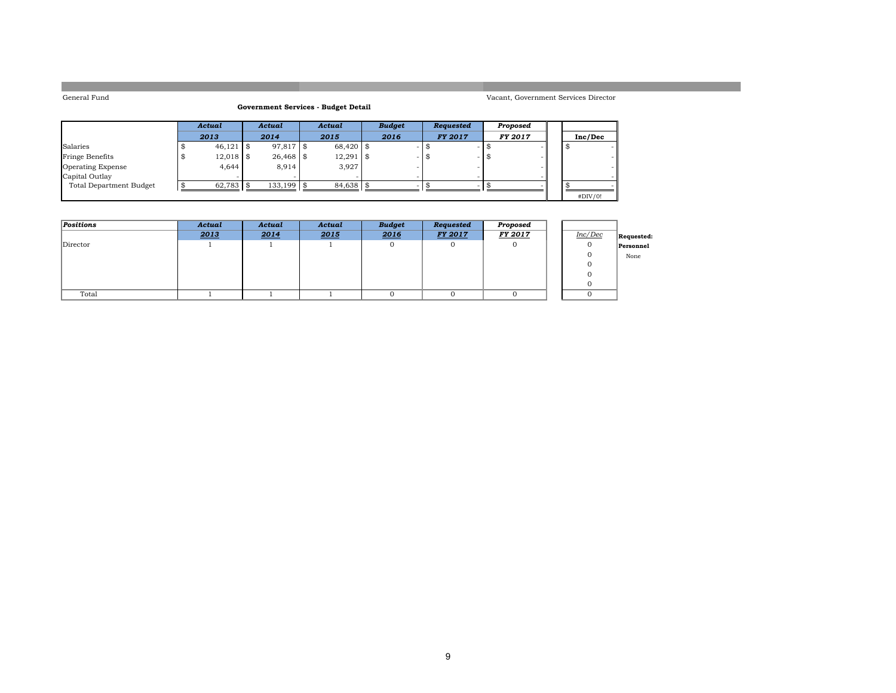General Fund

Vacant, Government Services Director

**Government Services - Budget Detail**

| | *Actual* 2013 | *Actual* 2014 | *Actual* 2015 | *Budget* 2016 | *Requested* FY 2017 | *Proposed* FY 2017 | Inc/Dec |
|---|---|---|---|---|---|---|---|
| Salaries | $ 46,121 | $ 97,817 | $ 68,420 | $ - | $ - | $ - | $ - |
| Fringe Benefits | $ 12,018 | $ 26,468 | $ 12,291 | $ - | $ - | $ - | - |
| Operating Expense | 4,644 | 8,914 | 3,927 | - | - | - | - |
| Capital Outlay | - | - | - | - | - | - | - |
| Total Department Budget | $ 62,783 | $ 133,199 | $ 84,638 | $ - | $ - | $ - | $ - |
| | | | | | | | #DIV/0! |

| *Positions* | *Actual* 2013 | *Actual* 2014 | *Actual* 2015 | *Budget* 2016 | *Requested* FY 2017 | *Proposed* FY 2017 | *Inc/Dec* |
|---|---|---|---|---|---|---|---|
| Director | 1 | 1 | 1 | 0 | 0 | 0 | 0 |
| | | | | | | | 0 |
| | | | | | | | 0 |
| | | | | | | | 0 |
| | | | | | | | 0 |
| Total | 1 | 1 | 1 | 0 | 0 | 0 | 0 |

**Requested:**

**Personnel**

None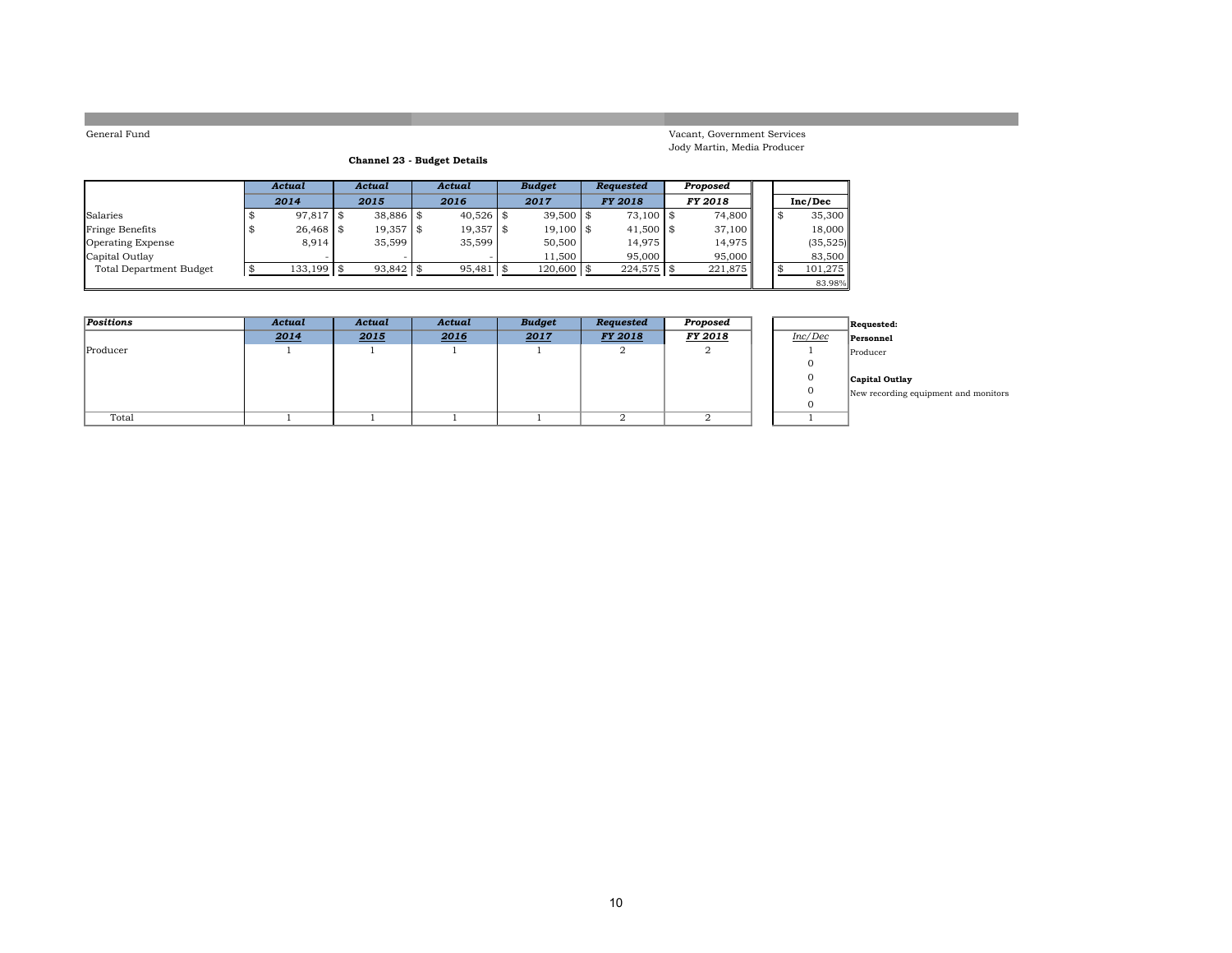General Fund

Vacant, Government Services
Jody Martin, Media Producer

**Channel 23 - Budget Details**

| | *Actual* 2014 | *Actual* 2015 | *Actual* 2016 | *Budget* 2017 | *Requested* FY 2018 | *Proposed* FY 2018 | Inc/Dec |
|---|---|---|---|---|---|---|---|
| Salaries | $ 97,817 | $ 38,886 | $ 40,526 | $ 39,500 | $ 73,100 | $ 74,800 | $ 35,300 |
| Fringe Benefits | $ 26,468 | $ 19,357 | $ 19,357 | $ 19,100 | $ 41,500 | $ 37,100 | 18,000 |
| Operating Expense | 8,914 | 35,599 | 35,599 | 50,500 | 14,975 | 14,975 | (35,525) |
| Capital Outlay | - | - | - | 11,500 | 95,000 | 95,000 | 83,500 |
| Total Department Budget | $ 133,199 | $ 93,842 | $ 95,481 | $ 120,600 | $ 224,575 | $ 221,875 | $ 101,275 |
| | | | | | | | 83.98% |

| *Positions* | *Actual* 2014 | *Actual* 2015 | *Actual* 2016 | *Budget* 2017 | *Requested* FY 2018 | *Proposed* FY 2018 | *Inc/Dec* |
|---|---|---|---|---|---|---|---|
| Producer | 1 | 1 | 1 | 1 | 2 | 2 | 1 |
| | | | | | | | 0 |
| | | | | | | | 0 |
| | | | | | | | 0 |
| | | | | | | | 0 |
| Total | 1 | 1 | 1 | 1 | 2 | 2 | 1 |

**Requested:**

**Personnel**

Producer

**Capital Outlay**

New recording equipment and monitors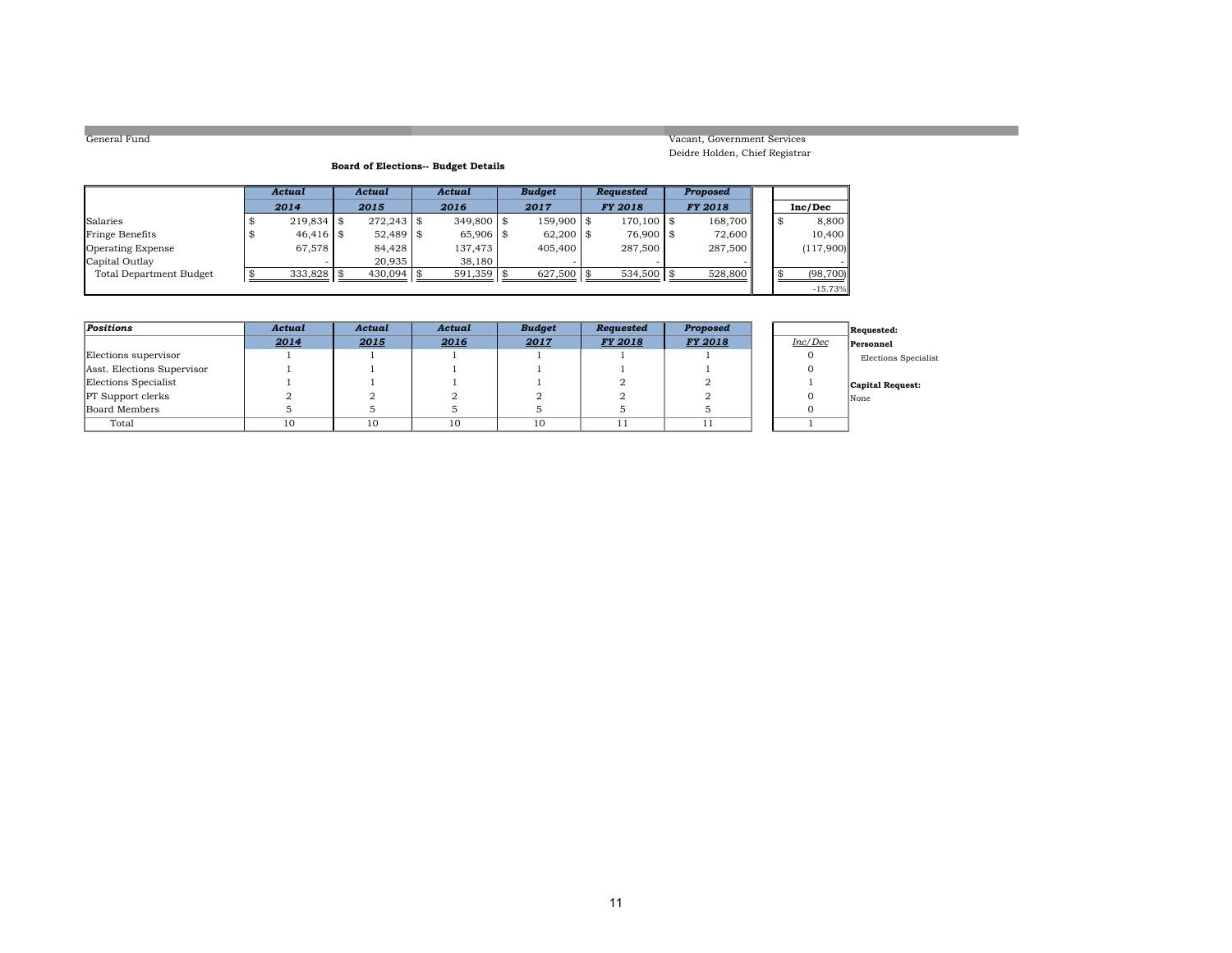General Fund

Vacant, Government Services
Deidre Holden, Chief Registrar

**Board of Elections-- Budget Details**

| | *Actual* | *Actual* | *Actual* | *Budget* | *Requested* | *Proposed* | |
|---|---|---|---|---|---|---|---|
| | *2014* | *2015* | *2016* | *2017* | *FY 2018* | *FY 2018* | **Inc/Dec** |
| Salaries | $ 219,834 | $ 272,243 | $ 349,800 | $ 159,900 | $ 170,100 | $ 168,700 | $ 8,800 |
| Fringe Benefits | $ 46,416 | $ 52,489 | $ 65,906 | $ 62,200 | $ 76,900 | $ 72,600 | 10,400 |
| Operating Expense | 67,578 | 84,428 | 137,473 | 405,400 | 287,500 | 287,500 | (117,900) |
| Capital Outlay | - | 20,935 | 38,180 | - | - | - | - |
| Total Department Budget | $ 333,828 | $ 430,094 | $ 591,359 | $ 627,500 | $ 534,500 | $ 528,800 | $ (98,700) |
| | | | | | | | -15.73% |

| *Positions* | *Actual* | *Actual* | *Actual* | *Budget* | *Requested* | *Proposed* | |
|---|---|---|---|---|---|---|---|
| | *2014* | *2015* | *2016* | *2017* | *FY 2018* | *FY 2018* | *Inc/Dec* |
| Elections supervisor | 1 | 1 | 1 | 1 | 1 | 1 | 0 |
| Asst. Elections Supervisor | 1 | 1 | 1 | 1 | 1 | 1 | 0 |
| Elections Specialist | 1 | 1 | 1 | 1 | 2 | 2 | 1 |
| PT Support clerks | 2 | 2 | 2 | 2 | 2 | 2 | 0 |
| Board Members | 5 | 5 | 5 | 5 | 5 | 5 | 0 |
| Total | 10 | 10 | 10 | 10 | 11 | 11 | 1 |

**Requested:**

**Personnel**

Elections Specialist

**Capital Request:**

None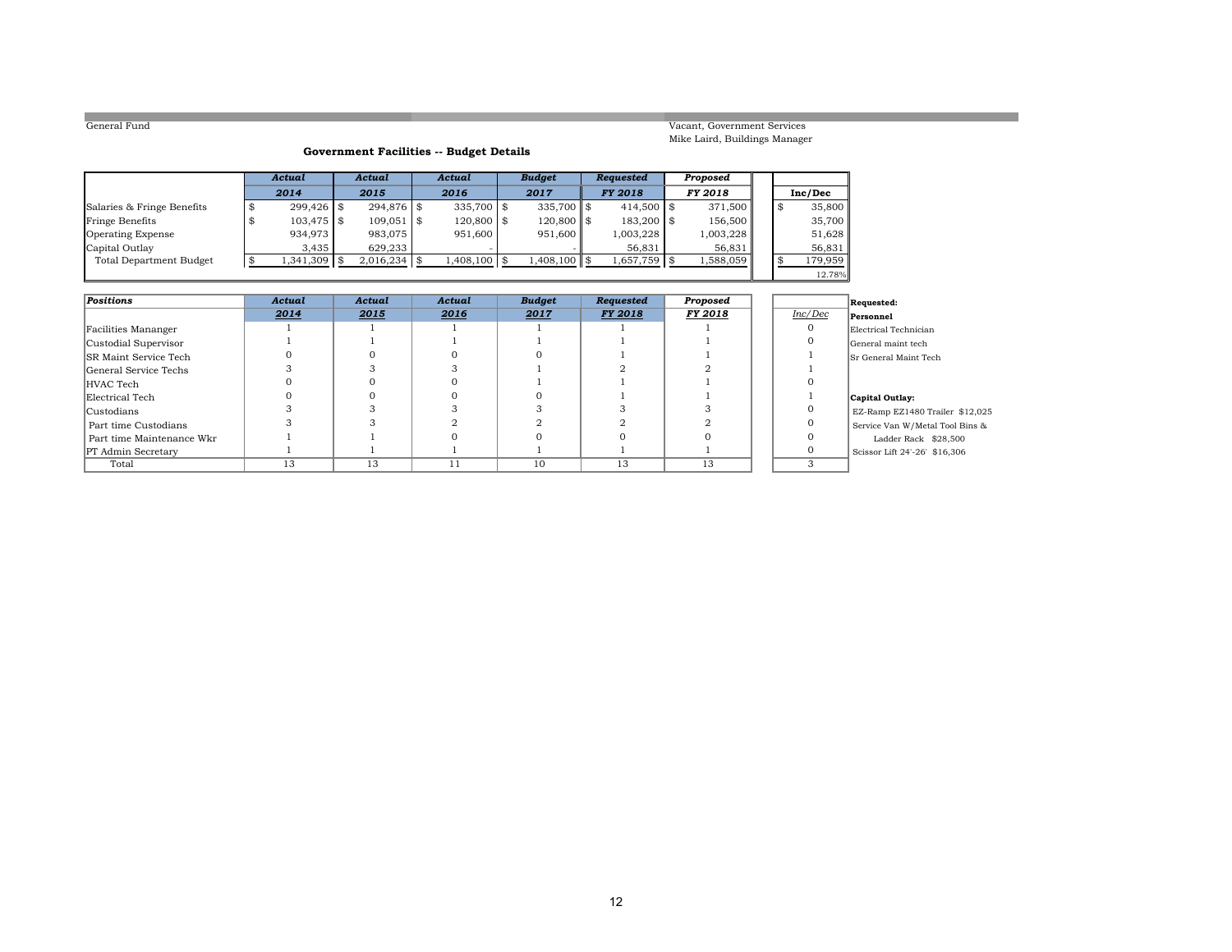General Fund

Vacant, Government Services
Mike Laird, Buildings Manager

### Government Facilities -- Budget Details

| | Actual 2014 | Actual 2015 | Actual 2016 | Budget 2017 | Requested FY 2018 | Proposed FY 2018 | Inc/Dec |
|---|---|---|---|---|---|---|---|
| Salaries & Fringe Benefits | $ 299,426 | $ 294,876 | $ 335,700 | $ 335,700 | $ 414,500 | $ 371,500 | $ 35,800 |
| Fringe Benefits | $ 103,475 | $ 109,051 | $ 120,800 | $ 120,800 | $ 183,200 | $ 156,500 | 35,700 |
| Operating Expense | 934,973 | 983,075 | 951,600 | 951,600 | 1,003,228 | 1,003,228 | 51,628 |
| Capital Outlay | 3,435 | 629,233 | - | - | 56,831 | 56,831 | 56,831 |
| Total Department Budget | $ 1,341,309 | $ 2,016,234 | $ 1,408,100 | $ 1,408,100 | $ 1,657,759 | $ 1,588,059 | $ 179,959 |
| | | | | | | | 12.78% |

| Positions | Actual 2014 | Actual 2015 | Actual 2016 | Budget 2017 | Requested FY 2018 | Proposed FY 2018 | Inc/Dec |
|---|---|---|---|---|---|---|---|
| Facilities Mananger | 1 | 1 | 1 | 1 | 1 | 1 | 0 |
| Custodial Supervisor | 1 | 1 | 1 | 1 | 1 | 1 | 0 |
| SR Maint Service Tech | 0 | 0 | 0 | 0 | 1 | 1 | 1 |
| General Service Techs | 3 | 3 | 3 | 1 | 2 | 2 | 1 |
| HVAC Tech | 0 | 0 | 0 | 1 | 1 | 1 | 0 |
| Electrical Tech | 0 | 0 | 0 | 0 | 1 | 1 | 1 |
| Custodians | 3 | 3 | 3 | 3 | 3 | 3 | 0 |
| Part time Custodians | 3 | 3 | 2 | 2 | 2 | 2 | 0 |
| Part time Maintenance Wkr | 1 | 1 | 0 | 0 | 0 | 0 | 0 |
| PT Admin Secretary | 1 | 1 | 1 | 1 | 1 | 1 | 0 |
| Total | 13 | 13 | 11 | 10 | 13 | 13 | 3 |

**Requested:**

**Personnel**

Electrical Technician
General maint tech
Sr General Maint Tech

**Capital Outlay:**

EZ-Ramp EZ1480 Trailer $12,025
Service Van W/Metal Tool Bins & Ladder Rack $28,500
Scissor Lift 24'-26' $16,306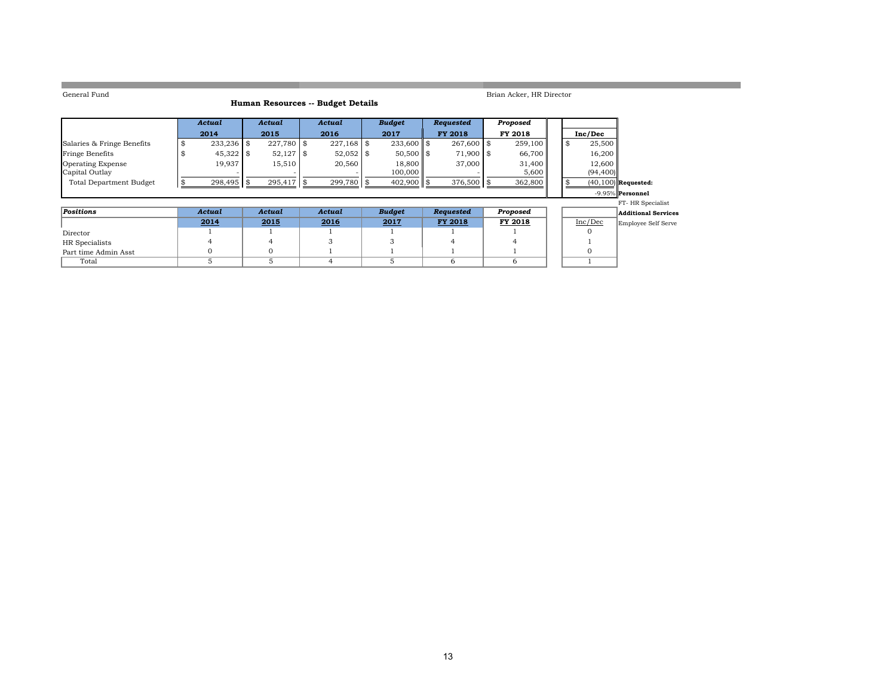General Fund

Brian Acker, HR Director

## Human Resources -- Budget Details

| | *Actual* 2014 | *Actual* 2015 | *Actual* 2016 | *Budget* 2017 | *Requested* FY 2018 | *Proposed* FY 2018 | Inc/Dec |
|---|---|---|---|---|---|---|---|
| Salaries & Fringe Benefits | $ 233,236 | $ 227,780 | $ 227,168 | $ 233,600 | $ 267,600 | $ 259,100 | $ 25,500 |
| Fringe Benefits | $ 45,322 | $ 52,127 | $ 52,052 | $ 50,500 | $ 71,900 | $ 66,700 | 16,200 |
| Operating Expense | 19,937 | 15,510 | 20,560 | 18,800 | 37,000 | 31,400 | 12,600 |
| Capital Outlay | - | - | - | 100,000 | - | 5,600 | (94,400) |
| Total Department Budget | $ 298,495 | $ 295,417 | $ 299,780 | $ 402,900 | $ 376,500 | $ 362,800 | $ (40,100) |
| | | | | | | | -9.95% |

| *Positions* | *Actual* 2014 | *Actual* 2015 | *Actual* 2016 | *Budget* 2017 | *Requested* FY 2018 | *Proposed* FY 2018 | Inc/Dec |
|---|---|---|---|---|---|---|---|
| Director | 1 | 1 | 1 | 1 | 1 | 1 | 0 |
| HR Specialists | 4 | 4 | 3 | 3 | 4 | 4 | 1 |
| Part time Admin Asst | 0 | 0 | 1 | 1 | 1 | 1 | 0 |
| Total | 5 | 5 | 4 | 5 | 6 | 6 | 1 |

**Requested:**

**Personnel**

FT- HR Specialist

**Additional Services**

Employee Self Serve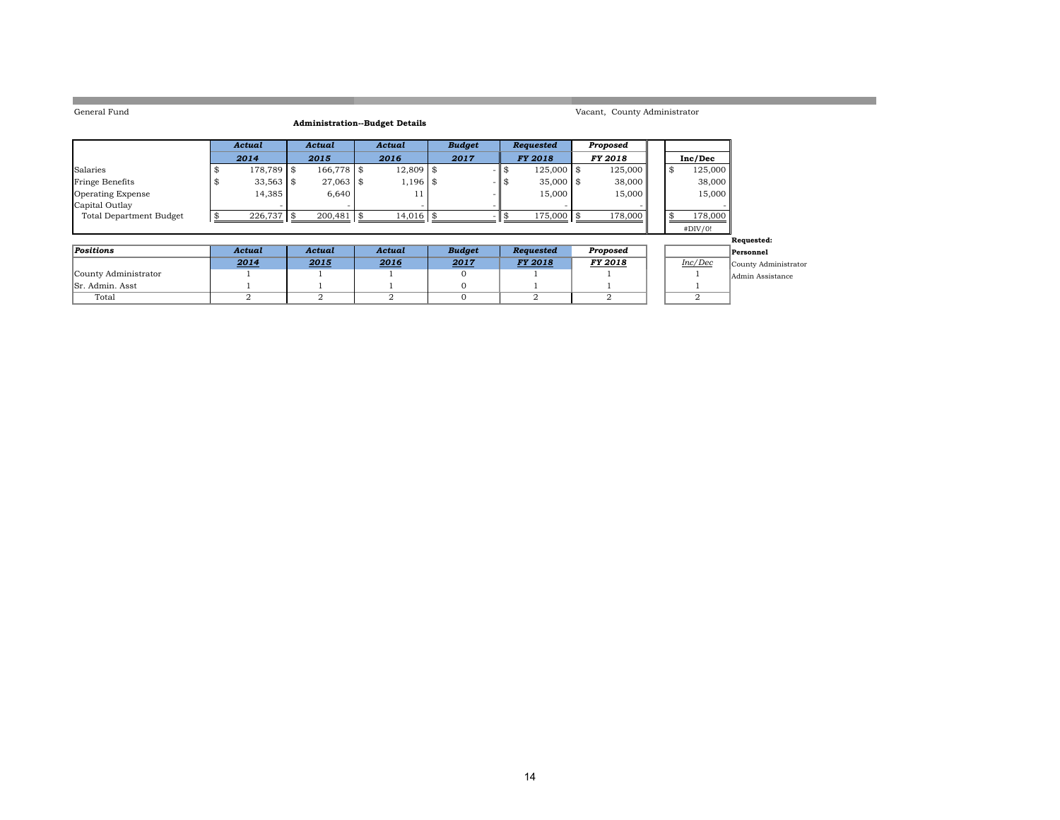General Fund

Vacant, County Administrator

**Administration--Budget Details**

| | *Actual* | *Actual* | *Actual* | *Budget* | *Requested* | *Proposed* | |
|---|---|---|---|---|---|---|---|
| | ***2014*** | ***2015*** | ***2016*** | ***2017*** | ***FY 2018*** | ***FY 2018*** | **Inc/Dec** |
| Salaries | $ 178,789 | $ 166,778 | $ 12,809 | $ - | $ 125,000 | $ 125,000 | $ 125,000 |
| Fringe Benefits | $ 33,563 | $ 27,063 | $ 1,196 | $ - | $ 35,000 | $ 38,000 | 38,000 |
| Operating Expense | 14,385 | 6,640 | 11 | - | 15,000 | 15,000 | 15,000 |
| Capital Outlay | - | - | - | - | - | - | - |
| Total Department Budget | $ 226,737 | $ 200,481 | $ 14,016 | $ - | $ 175,000 | $ 178,000 | $ 178,000 |
| | | | | | | | #DIV/0! |

| ***Positions*** | *Actual* | *Actual* | *Actual* | *Budget* | *Requested* | *Proposed* | |
|---|---|---|---|---|---|---|---|
| | ***2014*** | ***2015*** | ***2016*** | ***2017*** | ***FY 2018*** | ***FY 2018*** | *Inc/Dec* |
| County Administrator | 1 | 1 | 1 | 0 | 1 | 1 | 1 |
| Sr. Admin. Asst | 1 | 1 | 1 | 0 | 1 | 1 | 1 |
| Total | 2 | 2 | 2 | 0 | 2 | 2 | 2 |

**Requested:**

**Personnel**

County Administrator

Admin Assistance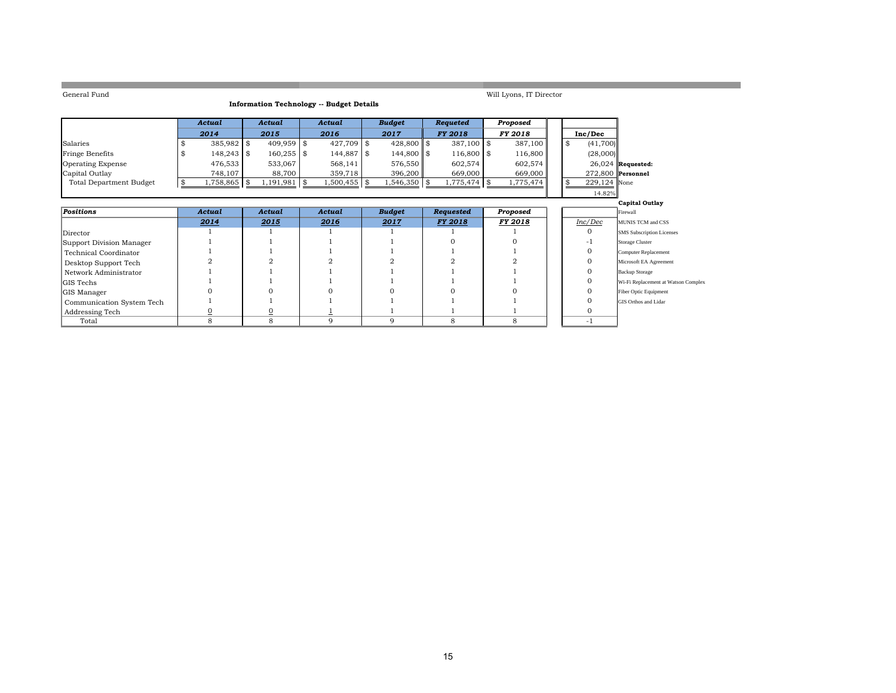General Fund

Will Lyons, IT Director

**Information Technology -- Budget Details**

| | *Actual* | *Actual* | *Actual* | *Budget* | *Requeted* | *Proposed* | |
|---|---|---|---|---|---|---|---|
| | *2014* | *2015* | *2016* | *2017* | *FY 2018* | *FY 2018* | **Inc/Dec** |
| Salaries | $ 385,982 | $ 409,959 | $ 427,709 | $ 428,800 | $ 387,100 | $ 387,100 | $ (41,700) |
| Fringe Benefits | $ 148,243 | $ 160,255 | $ 144,887 | $ 144,800 | $ 116,800 | $ 116,800 | (28,000) |
| Operating Expense | 476,533 | 533,067 | 568,141 | 576,550 | 602,574 | 602,574 | 26,024 |
| Capital Outlay | 748,107 | 88,700 | 359,718 | 396,200 | 669,000 | 669,000 | 272,800 |
| Total Department Budget | $ 1,758,865 | $ 1,191,981 | $ 1,500,455 | $ 1,546,350 | $ 1,775,474 | $ 1,775,474 | $ 229,124 |
| | | | | | | | 14.82% |

| *Positions* | *Actual* | *Actual* | *Actual* | *Budget* | *Requested* | *Proposed* | |
|---|---|---|---|---|---|---|---|
| | *2014* | *2015* | *2016* | *2017* | *FY 2018* | *FY 2018* | *Inc/Dec* |
| Director | 1 | 1 | 1 | 1 | 1 | 1 | 0 |
| Support Division Manager | 1 | 1 | 1 | 1 | 0 | 0 | -1 |
| Technical Coordinator | 1 | 1 | 1 | 1 | 1 | 1 | 0 |
| Desktop Support Tech | 2 | 2 | 2 | 2 | 2 | 2 | 0 |
| Network Administrator | 1 | 1 | 1 | 1 | 1 | 1 | 0 |
| GIS Techs | 1 | 1 | 1 | 1 | 1 | 1 | 0 |
| GIS Manager | 0 | 0 | 0 | 0 | 0 | 0 | 0 |
| Communication System Tech | 1 | 1 | 1 | 1 | 1 | 1 | 0 |
| Addressing Tech | 0 | 0 | 1 | 1 | 1 | 1 | 0 |
| Total | 8 | 8 | 9 | 9 | 8 | 8 | -1 |

**Requested:**

**Personnel**

None

**Capital Outlay**

Firewall
MUNIS TCM and CSS
SMS Subscription Licenses
Storage Cluster
Computer Replacement
Microsoft EA Agreement
Backup Storage
Wi-Fi Replacement at Watson Complex
Fiber Optic Equipment
GIS Orthos and Lidar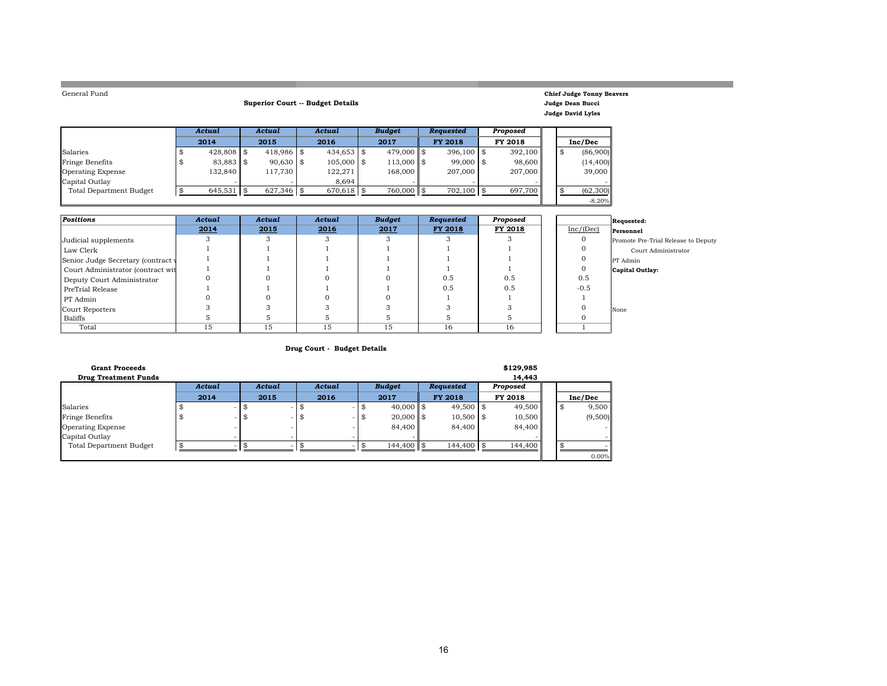General Fund

**Chief Judge Tonny Beavers**
**Judge Dean Bucci**
**Judge David Lyles**

## Superior Court -- Budget Details

| | *Actual* 2014 | *Actual* 2015 | *Actual* 2016 | *Budget* 2017 | *Requested* FY 2018 | *Proposed* FY 2018 | Inc/Dec |
|---|---|---|---|---|---|---|---|
| Salaries | $ 428,808 | $ 418,986 | $ 434,653 | $ 479,000 | $ 396,100 | $ 392,100 | $ (86,900) |
| Fringe Benefits | $ 83,883 | $ 90,630 | $ 105,000 | $ 113,000 | $ 99,000 | $ 98,600 | (14,400) |
| Operating Expense | 132,840 | 117,730 | 122,271 | 168,000 | 207,000 | 207,000 | 39,000 |
| Capital Outlay | - | - | 8,694 | | - | - | - |
| Total Department Budget | $ 645,531 | $ 627,346 | $ 670,618 | $ 760,000 | $ 702,100 | $ 697,700 | $ (62,300) |
| | | | | | | | -8.20% |

| *Positions* | *Actual* 2014 | *Actual* 2015 | *Actual* 2016 | *Budget* 2017 | *Requested* FY 2018 | *Proposed* FY 2018 | Inc/(Dec) |
|---|---|---|---|---|---|---|---|
| Judicial supplements | 3 | 3 | 3 | 3 | 3 | 3 | 0 |
| Law Clerk | 1 | 1 | 1 | 1 | 1 | 1 | 0 |
| Senior Judge Secretary (contract w | 1 | 1 | 1 | 1 | 1 | 1 | 0 |
| Court Administrator (contract wit | 1 | 1 | 1 | 1 | 1 | 1 | 0 |
| Deputy Court Administrator | 0 | 0 | 0 | 0 | 0.5 | 0.5 | 0.5 |
| PreTrial Release | 1 | 1 | 1 | 1 | 0.5 | 0.5 | -0.5 |
| PT Admin | 0 | 0 | 0 | 0 | 1 | 1 | 1 |
| Court Reporters | 3 | 3 | 3 | 3 | 3 | 3 | 0 |
| Baliffs | 5 | 5 | 5 | 5 | 5 | 5 | 0 |
| Total | 15 | 15 | 15 | 15 | 16 | 16 | 1 |

**Requested:**

**Personnel**

Promote Pre-Trial Release to Deputy Court Administrator

PT Admin

**Capital Outlay:**

None

## Drug Court - Budget Details

**Grant Proceeds** **$129,985**

**Drug Treatment Funds** **14,443**

| | *Actual* 2014 | *Actual* 2015 | *Actual* 2016 | *Budget* 2017 | *Requested* FY 2018 | *Proposed* FY 2018 | Inc/Dec |
|---|---|---|---|---|---|---|---|
| Salaries | $ - | $ - | $ - | $ 40,000 | $ 49,500 | $ 49,500 | $ 9,500 |
| Fringe Benefits | $ - | $ - | $ - | $ 20,000 | $ 10,500 | $ 10,500 | (9,500) |
| Operating Expense | - | - | - | 84,400 | 84,400 | 84,400 | - |
| Capital Outlay | - | - | - | - | | - | - |
| Total Department Budget | $ - | $ - | $ - | $ 144,400 | $ 144,400 | $ 144,400 | $ - |
| | | | | | | | 0.00% |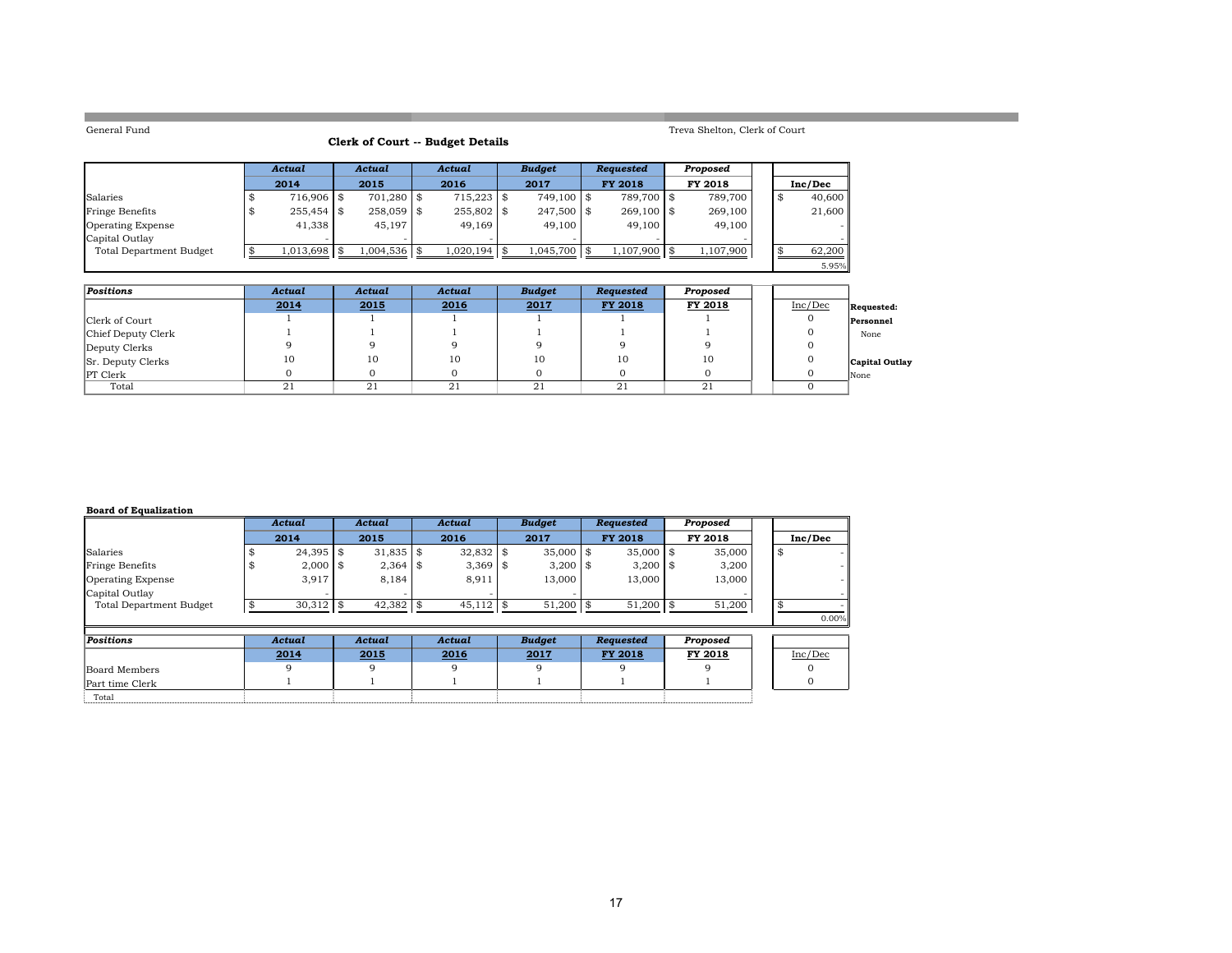General Fund

Treva Shelton, Clerk of Court

## Clerk of Court -- Budget Details

| | Actual 2014 | Actual 2015 | Actual 2016 | Budget 2017 | Requested FY 2018 | Proposed FY 2018 | Inc/Dec |
|---|---|---|---|---|---|---|---|
| Salaries | $ 716,906 | $ 701,280 | $ 715,223 | $ 749,100 | $ 789,700 | $ 789,700 | $ 40,600 |
| Fringe Benefits | $ 255,454 | $ 258,059 | $ 255,802 | $ 247,500 | $ 269,100 | $ 269,100 | 21,600 |
| Operating Expense | 41,338 | 45,197 | 49,169 | 49,100 | 49,100 | 49,100 | - |
| Capital Outlay | - | - | - | - | - | - | - |
| Total Department Budget | $ 1,013,698 | $ 1,004,536 | $ 1,020,194 | $ 1,045,700 | $ 1,107,900 | $ 1,107,900 | $ 62,200 |
| | | | | | | | 5.95% |

| Positions | Actual 2014 | Actual 2015 | Actual 2016 | Budget 2017 | Requested FY 2018 | Proposed FY 2018 | Inc/Dec |
|---|---|---|---|---|---|---|---|
| Clerk of Court | 1 | 1 | 1 | 1 | 1 | 1 | 0 |
| Chief Deputy Clerk | 1 | 1 | 1 | 1 | 1 | 1 | 0 |
| Deputy Clerks | 9 | 9 | 9 | 9 | 9 | 9 | 0 |
| Sr. Deputy Clerks | 10 | 10 | 10 | 10 | 10 | 10 | 0 |
| PT Clerk | 0 | 0 | 0 | 0 | 0 | 0 | 0 |
| Total | 21 | 21 | 21 | 21 | 21 | 21 | 0 |

**Requested:**

**Personnel**
None

**Capital Outlay**
None

### Board of Equalization

| | Actual 2014 | Actual 2015 | Actual 2016 | Budget 2017 | Requested FY 2018 | Proposed FY 2018 | Inc/Dec |
|---|---|---|---|---|---|---|---|
| Salaries | $ 24,395 | $ 31,835 | $ 32,832 | $ 35,000 | $ 35,000 | $ 35,000 | $ - |
| Fringe Benefits | $ 2,000 | $ 2,364 | $ 3,369 | $ 3,200 | $ 3,200 | $ 3,200 | - |
| Operating Expense | 3,917 | 8,184 | 8,911 | 13,000 | 13,000 | 13,000 | - |
| Capital Outlay | - | - | - | - | | - | - |
| Total Department Budget | $ 30,312 | $ 42,382 | $ 45,112 | $ 51,200 | $ 51,200 | $ 51,200 | $ - |
| | | | | | | | 0.00% |

| Positions | Actual 2014 | Actual 2015 | Actual 2016 | Budget 2017 | Requested FY 2018 | Proposed FY 2018 | Inc/Dec |
|---|---|---|---|---|---|---|---|
| Board Members | 9 | 9 | 9 | 9 | 9 | 9 | 0 |
| Part time Clerk | 1 | 1 | 1 | 1 | 1 | 1 | 0 |
| Total | | | | | | | |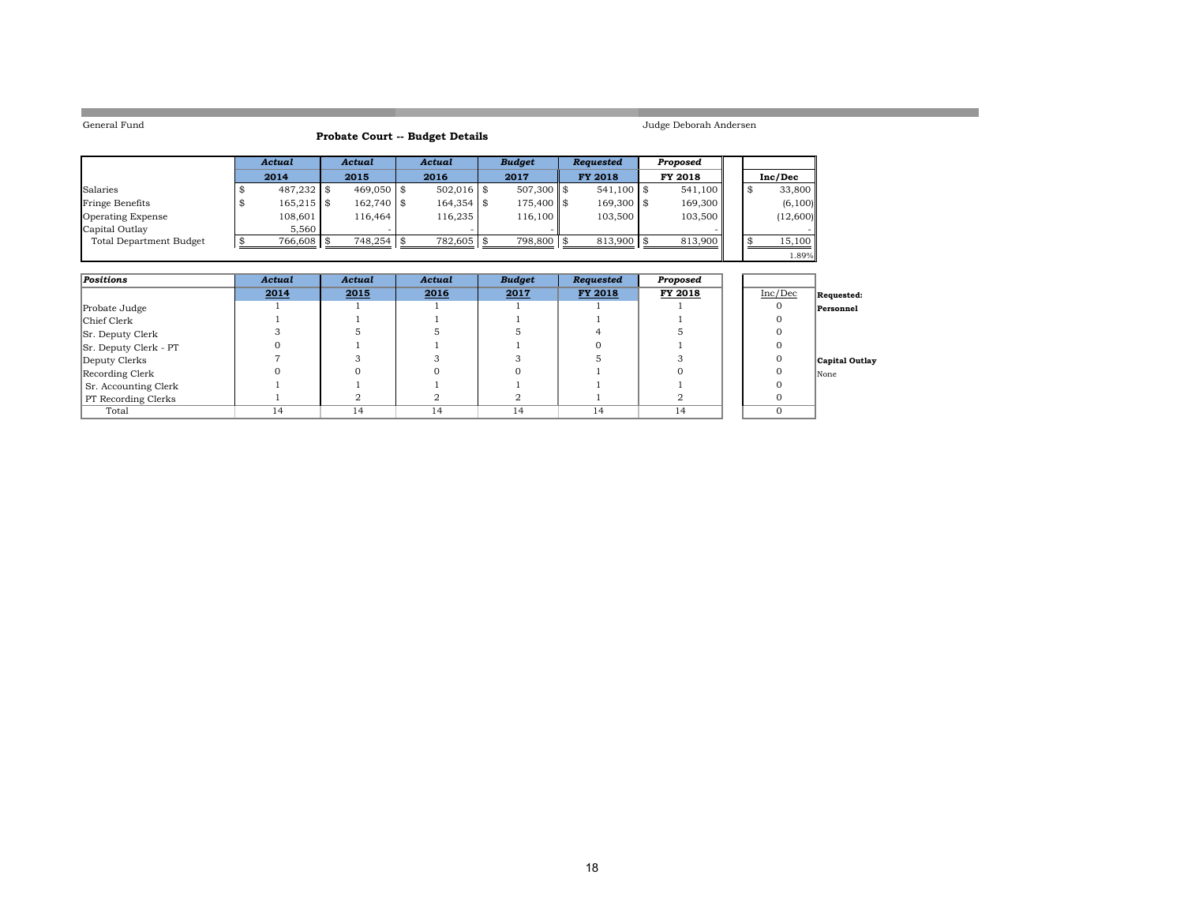General Fund

Judge Deborah Andersen

## Probate Court -- Budget Details

| | *Actual* 2014 | *Actual* 2015 | *Actual* 2016 | *Budget* 2017 | *Requested* FY 2018 | *Proposed* FY 2018 | Inc/Dec |
|---|---|---|---|---|---|---|---|
| Salaries | $ 487,232 | $ 469,050 | $ 502,016 | $ 507,300 | $ 541,100 | $ 541,100 | $ 33,800 |
| Fringe Benefits | $ 165,215 | $ 162,740 | $ 164,354 | $ 175,400 | $ 169,300 | $ 169,300 | (6,100) |
| Operating Expense | 108,601 | 116,464 | 116,235 | 116,100 | 103,500 | 103,500 | (12,600) |
| Capital Outlay | 5,560 | - | - | - | | - | - |
| Total Department Budget | $ 766,608 | $ 748,254 | $ 782,605 | $ 798,800 | $ 813,900 | $ 813,900 | $ 15,100 |
| | | | | | | | 1.89% |

| *Positions* | *Actual* 2014 | *Actual* 2015 | *Actual* 2016 | *Budget* 2017 | *Requested* FY 2018 | *Proposed* FY 2018 | Inc/Dec |
|---|---|---|---|---|---|---|---|
| Probate Judge | 1 | 1 | 1 | 1 | 1 | 1 | 0 |
| Chief Clerk | 1 | 1 | 1 | 1 | 1 | 1 | 0 |
| Sr. Deputy Clerk | 3 | 5 | 5 | 5 | 4 | 5 | 0 |
| Sr. Deputy Clerk - PT | 0 | 1 | 1 | 1 | 0 | 1 | 0 |
| Deputy Clerks | 7 | 3 | 3 | 3 | 5 | 3 | 0 |
| Recording Clerk | 0 | 0 | 0 | 0 | 1 | 0 | 0 |
| Sr. Accounting Clerk | 1 | 1 | 1 | 1 | 1 | 1 | 0 |
| PT Recording Clerks | 1 | 2 | 2 | 2 | 1 | 2 | 0 |
| Total | 14 | 14 | 14 | 14 | 14 | 14 | 0 |

**Requested:**

**Personnel**

**Capital Outlay**

None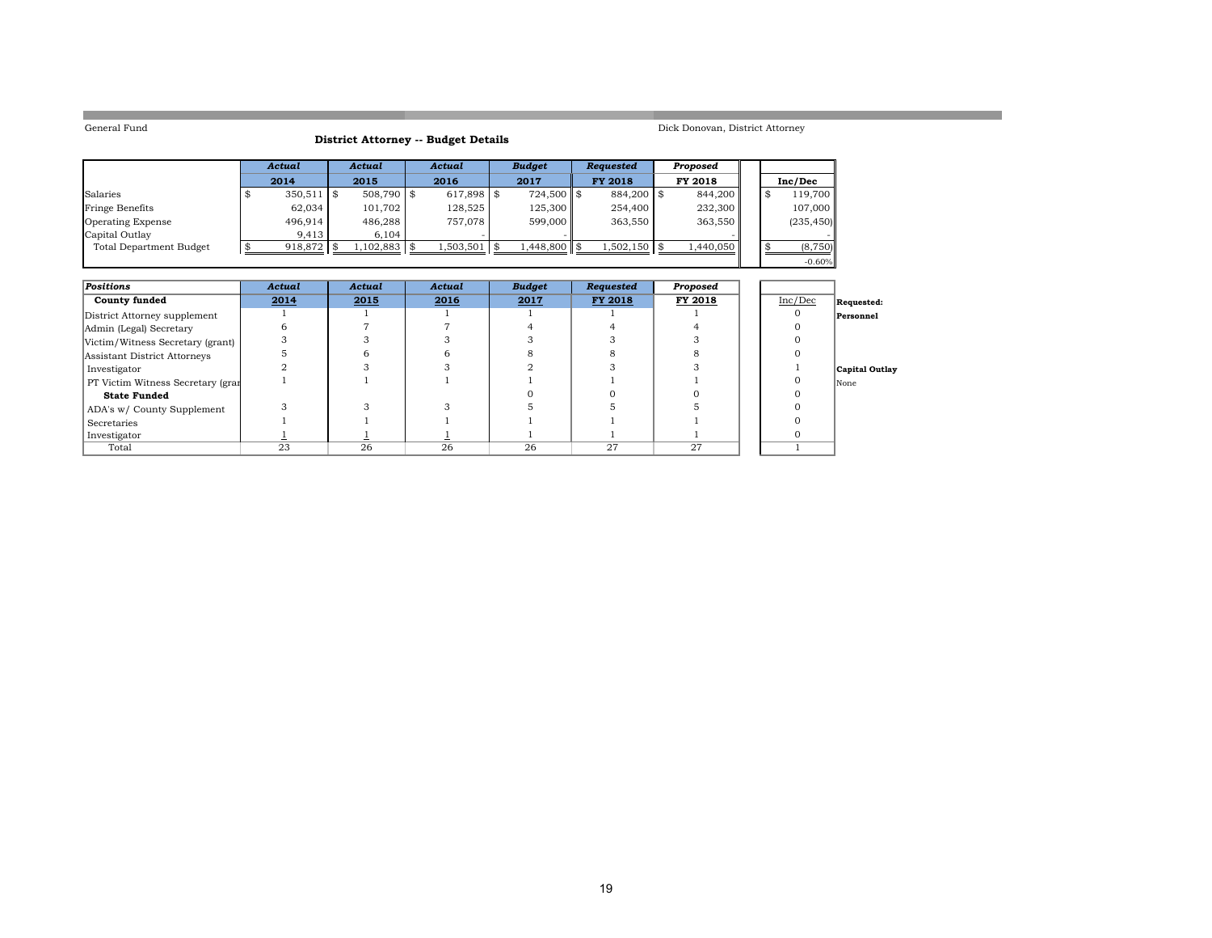General Fund

Dick Donovan, District Attorney

## District Attorney -- Budget Details

| | Actual 2014 | Actual 2015 | Actual 2016 | Budget 2017 | Requested FY 2018 | Proposed FY 2018 | Inc/Dec |
|---|---|---|---|---|---|---|---|
| Salaries | $ 350,511 | $ 508,790 | $ 617,898 | $ 724,500 | $ 884,200 | $ 844,200 | $ 119,700 |
| Fringe Benefits | 62,034 | 101,702 | 128,525 | 125,300 | 254,400 | 232,300 | 107,000 |
| Operating Expense | 496,914 | 486,288 | 757,078 | 599,000 | 363,550 | 363,550 | (235,450) |
| Capital Outlay | 9,413 | 6,104 | - | - | | - | - |
| Total Department Budget | $ 918,872 | $ 1,102,883 | $ 1,503,501 | $ 1,448,800 | $ 1,502,150 | $ 1,440,050 | $ (8,750) |
| | | | | | | | -0.60% |

| Positions | Actual | Actual | Actual | Budget | Requested | Proposed | |
|---|---|---|---|---|---|---|---|
| **County funded** | 2014 | 2015 | 2016 | 2017 | FY 2018 | FY 2018 | Inc/Dec |
| District Attorney supplement | 1 | 1 | 1 | 1 | 1 | 1 | 0 |
| Admin (Legal) Secretary | 6 | 7 | 7 | 4 | 4 | 4 | 0 |
| Victim/Witness Secretary (grant) | 3 | 3 | 3 | 3 | 3 | 3 | 0 |
| Assistant District Attorneys | 5 | 6 | 6 | 8 | 8 | 8 | 0 |
| Investigator | 2 | 3 | 3 | 2 | 3 | 3 | 1 |
| PT Victim Witness Secretary (grant) | 1 | 1 | 1 | 1 | 1 | 1 | 0 |
| **State Funded** | | | | 0 | 0 | 0 | 0 |
| ADA's w/ County Supplement | 3 | 3 | 3 | 5 | 5 | 5 | 0 |
| Secretaries | 1 | 1 | 1 | 1 | 1 | 1 | 0 |
| Investigator | 1 | 1 | 1 | 1 | 1 | 1 | 0 |
| Total | 23 | 26 | 26 | 26 | 27 | 27 | 1 |

**Requested:**

**Personnel**

**Capital Outlay**

None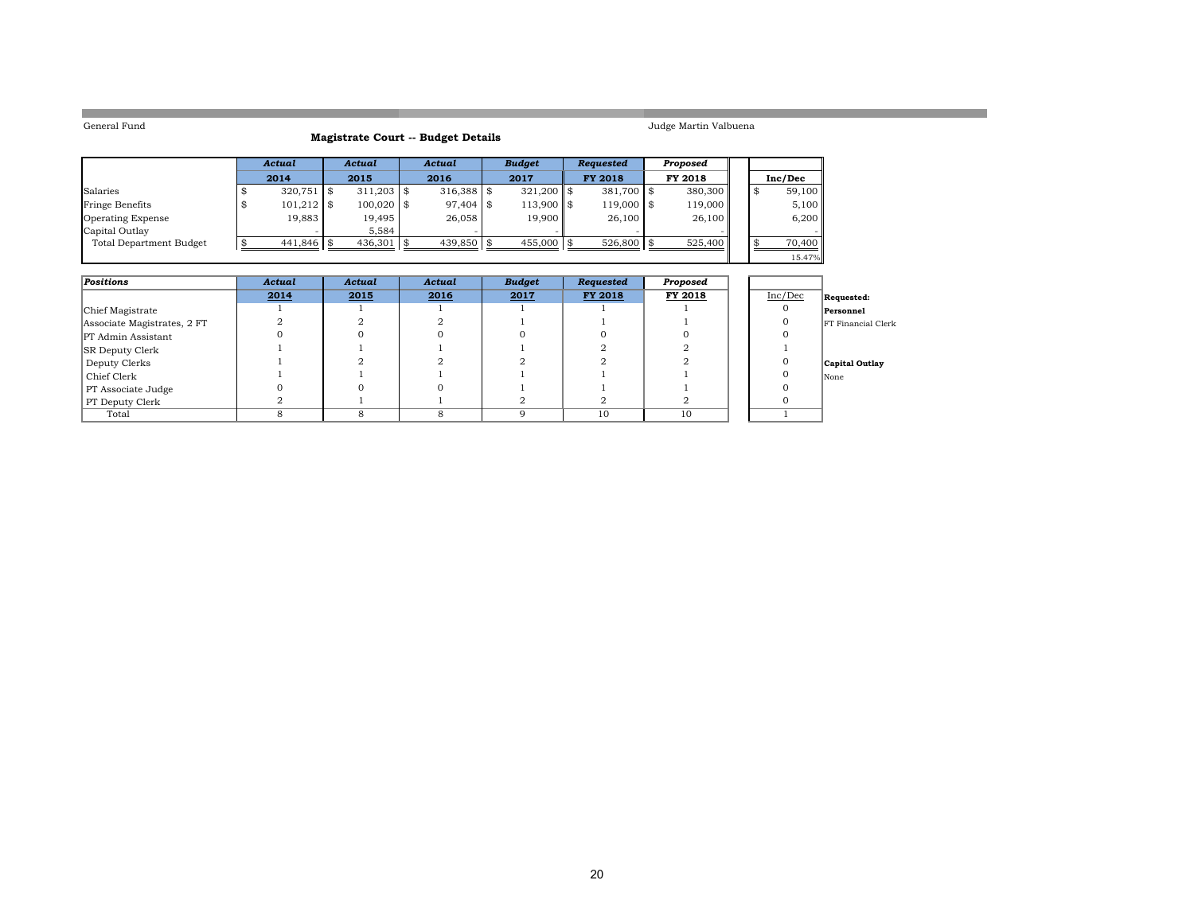General Fund

Judge Martin Valbuena

## Magistrate Court -- Budget Details

| | *Actual* 2014 | *Actual* 2015 | *Actual* 2016 | *Budget* 2017 | *Requested* FY 2018 | *Proposed* FY 2018 | Inc/Dec |
|---|---|---|---|---|---|---|---|
| Salaries | $ 320,751 | $ 311,203 | $ 316,388 | $ 321,200 | $ 381,700 | $ 380,300 | $ 59,100 |
| Fringe Benefits | $ 101,212 | $ 100,020 | $ 97,404 | $ 113,900 | $ 119,000 | $ 119,000 | 5,100 |
| Operating Expense | 19,883 | 19,495 | 26,058 | 19,900 | 26,100 | 26,100 | 6,200 |
| Capital Outlay | - | 5,584 | - | - | - | - | - |
| Total Department Budget | $ 441,846 | $ 436,301 | $ 439,850 | $ 455,000 | $ 526,800 | $ 525,400 | $ 70,400 |
| | | | | | | | 15.47% |

| *Positions* | *Actual* 2014 | *Actual* 2015 | *Actual* 2016 | *Budget* 2017 | *Requested* FY 2018 | *Proposed* FY 2018 | Inc/Dec |
|---|---|---|---|---|---|---|---|
| Chief Magistrate | 1 | 1 | 1 | 1 | 1 | 1 | 0 |
| Associate Magistrates, 2 FT | 2 | 2 | 2 | 1 | 1 | 1 | 0 |
| PT Admin Assistant | 0 | 0 | 0 | 0 | 0 | 0 | 0 |
| SR Deputy Clerk | 1 | 1 | 1 | 1 | 2 | 2 | 1 |
| Deputy Clerks | 1 | 2 | 2 | 2 | 2 | 2 | 0 |
| Chief Clerk | 1 | 1 | 1 | 1 | 1 | 1 | 0 |
| PT Associate Judge | 0 | 0 | 0 | 1 | 1 | 1 | 0 |
| PT Deputy Clerk | 2 | 1 | 1 | 2 | 2 | 2 | 0 |
| Total | 8 | 8 | 8 | 9 | 10 | 10 | 1 |

**Requested:**

**Personnel**

FT Financial Clerk

**Capital Outlay**

None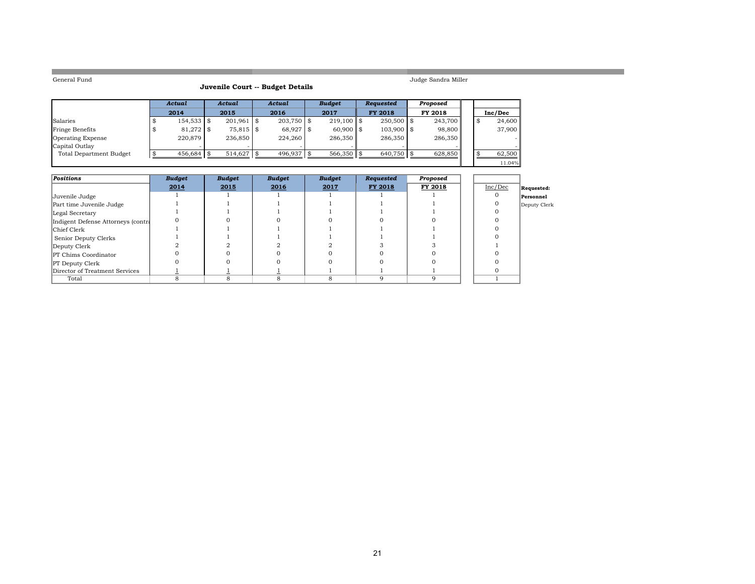General Fund

Judge Sandra Miller

## Juvenile Court -- Budget Details

| | Actual 2014 | Actual 2015 | Actual 2016 | Budget 2017 | Requested FY 2018 | Proposed FY 2018 | Inc/Dec |
|---|---|---|---|---|---|---|---|
| Salaries | $ 154,533 | $ 201,961 | $ 203,750 | $ 219,100 | $ 250,500 | $ 243,700 | $ 24,600 |
| Fringe Benefits | $ 81,272 | $ 75,815 | $ 68,927 | $ 60,900 | $ 103,900 | $ 98,800 | 37,900 |
| Operating Expense | 220,879 | 236,850 | 224,260 | 286,350 | 286,350 | 286,350 | - |
| Capital Outlay | - | - | - | - | - | - | - |
| Total Department Budget | $ 456,684 | $ 514,627 | $ 496,937 | $ 566,350 | $ 640,750 | $ 628,850 | $ 62,500 |
| | | | | | | | 11.04% |

| Positions | Budget 2014 | Budget 2015 | Budget 2016 | Budget 2017 | Requested FY 2018 | Proposed FY 2018 | Inc/Dec |
|---|---|---|---|---|---|---|---|
| Juvenile Judge | 1 | 1 | 1 | 1 | 1 | 1 | 0 |
| Part time Juvenile Judge | 1 | 1 | 1 | 1 | 1 | 1 | 0 |
| Legal Secretary | 1 | 1 | 1 | 1 | 1 | 1 | 0 |
| Indigent Defense Attorneys (contra | 0 | 0 | 0 | 0 | 0 | 0 | 0 |
| Chief Clerk | 1 | 1 | 1 | 1 | 1 | 1 | 0 |
| Senior Deputy Clerks | 1 | 1 | 1 | 1 | 1 | 1 | 0 |
| Deputy Clerk | 2 | 2 | 2 | 2 | 3 | 3 | 1 |
| PT Chims Coordinator | 0 | 0 | 0 | 0 | 0 | 0 | 0 |
| PT Deputy Clerk | 0 | 0 | 0 | 0 | 0 | 0 | 0 |
| Director of Treatment Services | 1 | 1 | 1 | 1 | 1 | 1 | 0 |
| Total | 8 | 8 | 8 | 8 | 9 | 9 | 1 |

**Requested:**

**Personnel**

Deputy Clerk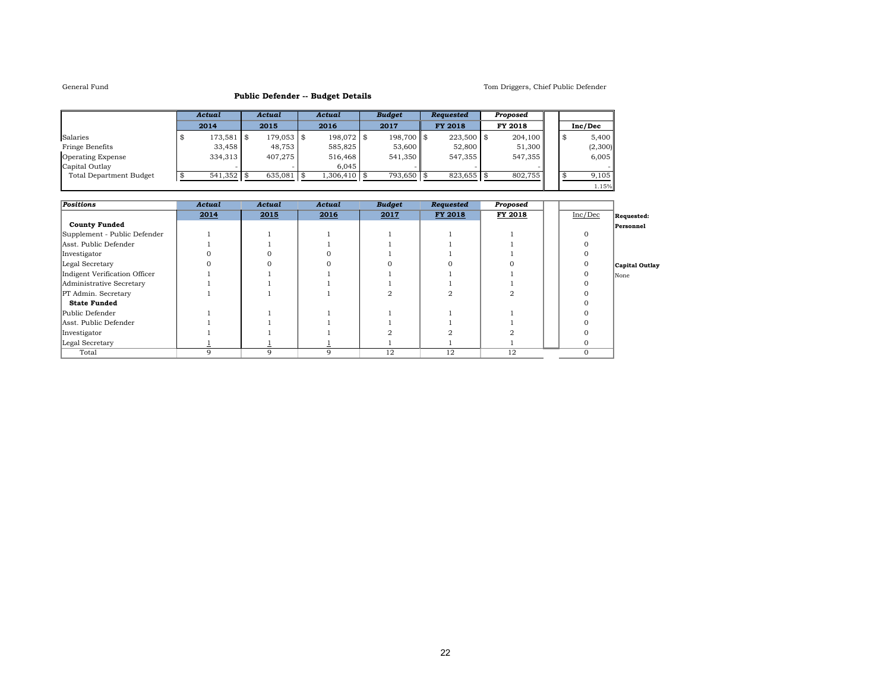General Fund

Tom Driggers, Chief Public Defender

## Public Defender -- Budget Details

| | *Actual* 2014 | *Actual* 2015 | *Actual* 2016 | *Budget* 2017 | *Requested* FY 2018 | *Proposed* FY 2018 | Inc/Dec |
|---|---|---|---|---|---|---|---|
| Salaries | $ 173,581 | $ 179,053 | $ 198,072 | $ 198,700 | $ 223,500 | $ 204,100 | $ 5,400 |
| Fringe Benefits | 33,458 | 48,753 | 585,825 | 53,600 | 52,800 | 51,300 | (2,300) |
| Operating Expense | 334,313 | 407,275 | 516,468 | 541,350 | 547,355 | 547,355 | 6,005 |
| Capital Outlay | - | - | 6,045 | - | - | - | - |
| Total Department Budget | $ 541,352 | $ 635,081 | $ 1,306,410 | $ 793,650 | $ 823,655 | $ 802,755 | $ 9,105 |
| | | | | | | | 1.15% |

| *Positions* | *Actual* 2014 | *Actual* 2015 | *Actual* 2016 | *Budget* 2017 | *Requested* FY 2018 | *Proposed* FY 2018 | Inc/Dec |
|---|---|---|---|---|---|---|---|
| **County Funded** | | | | | | | |
| Supplement - Public Defender | 1 | 1 | 1 | 1 | 1 | 1 | 0 |
| Asst. Public Defender | 1 | 1 | 1 | 1 | 1 | 1 | 0 |
| Investigator | 0 | 0 | 0 | 1 | 1 | 1 | 0 |
| Legal Secretary | 0 | 0 | 0 | 0 | 0 | 0 | 0 |
| Indigent Verification Officer | 1 | 1 | 1 | 1 | 1 | 1 | 0 |
| Administrative Secretary | 1 | 1 | 1 | 1 | 1 | 1 | 0 |
| PT Admin. Secretary | 1 | 1 | 1 | 2 | 2 | 2 | 0 |
| **State Funded** | | | | | | | 0 |
| Public Defender | 1 | 1 | 1 | 1 | 1 | 1 | 0 |
| Asst. Public Defender | 1 | 1 | 1 | 1 | 1 | 1 | 0 |
| Investigator | 1 | 1 | 1 | 2 | 2 | 2 | 0 |
| Legal Secretary | 1 | 1 | 1 | 1 | 1 | 1 | 0 |
| Total | 9 | 9 | 9 | 12 | 12 | 12 | 0 |

**Requested:**

**Personnel**

**Capital Outlay**

None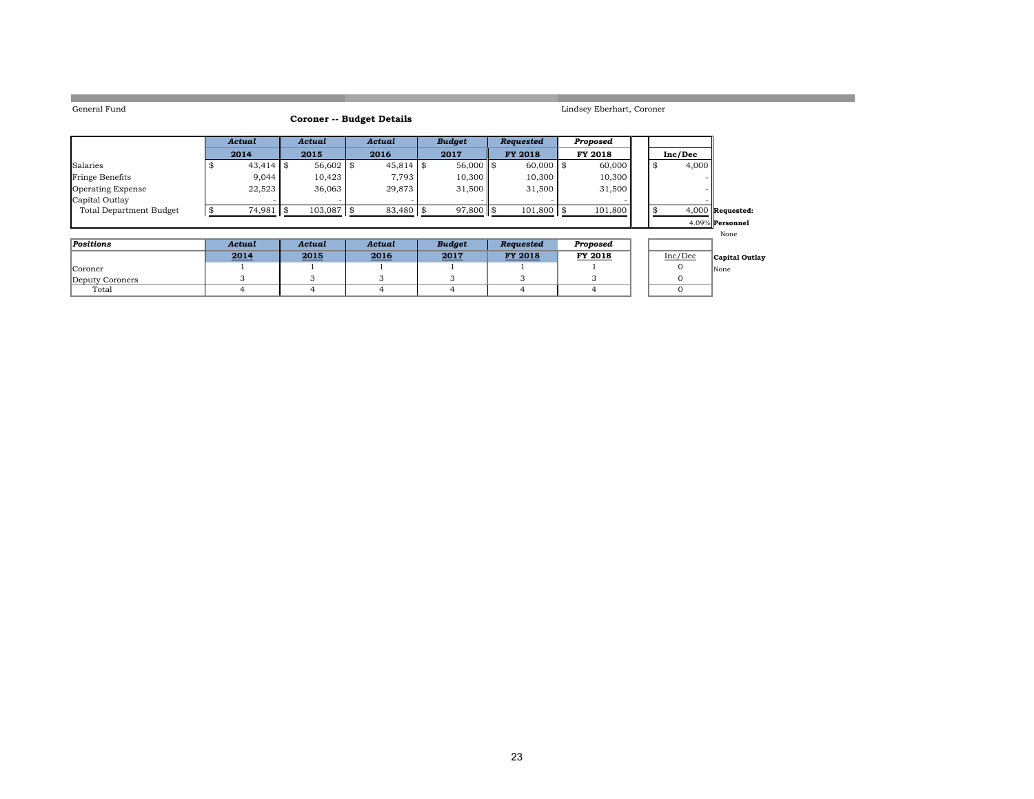General Fund

Lindsey Eberhart, Coroner

## Coroner -- Budget Details

| | *Actual* | *Actual* | *Actual* | *Budget* | *Requested* | *Proposed* | |
|---|---|---|---|---|---|---|---|
| | **2014** | **2015** | **2016** | **2017** | **FY 2018** | **FY 2018** | **Inc/Dec** |
| Salaries | $ 43,414 | $ 56,602 | $ 45,814 | $ 56,000 | $ 60,000 | $ 60,000 | $ 4,000 |
| Fringe Benefits | 9,044 | 10,423 | 7,793 | 10,300 | 10,300 | 10,300 | - |
| Operating Expense | 22,523 | 36,063 | 29,873 | 31,500 | 31,500 | 31,500 | - |
| Capital Outlay | - | - | - | - | - | - | - |
| Total Department Budget | $ 74,981 | $ 103,087 | $ 83,480 | $ 97,800 | $ 101,800 | $ 101,800 | $ 4,000 |
| | | | | | | | 4.09% |

**Requested:**

**Personnel**

None

| *Positions* | *Actual* | *Actual* | *Actual* | *Budget* | *Requested* | *Proposed* | |
|---|---|---|---|---|---|---|---|
| | **2014** | **2015** | **2016** | **2017** | **FY 2018** | **FY 2018** | Inc/Dec |
| Coroner | 1 | 1 | 1 | 1 | 1 | 1 | 0 |
| Deputy Coroners | 3 | 3 | 3 | 3 | 3 | 3 | 0 |
| Total | 4 | 4 | 4 | 4 | 4 | 4 | 0 |

**Capital Outlay**

None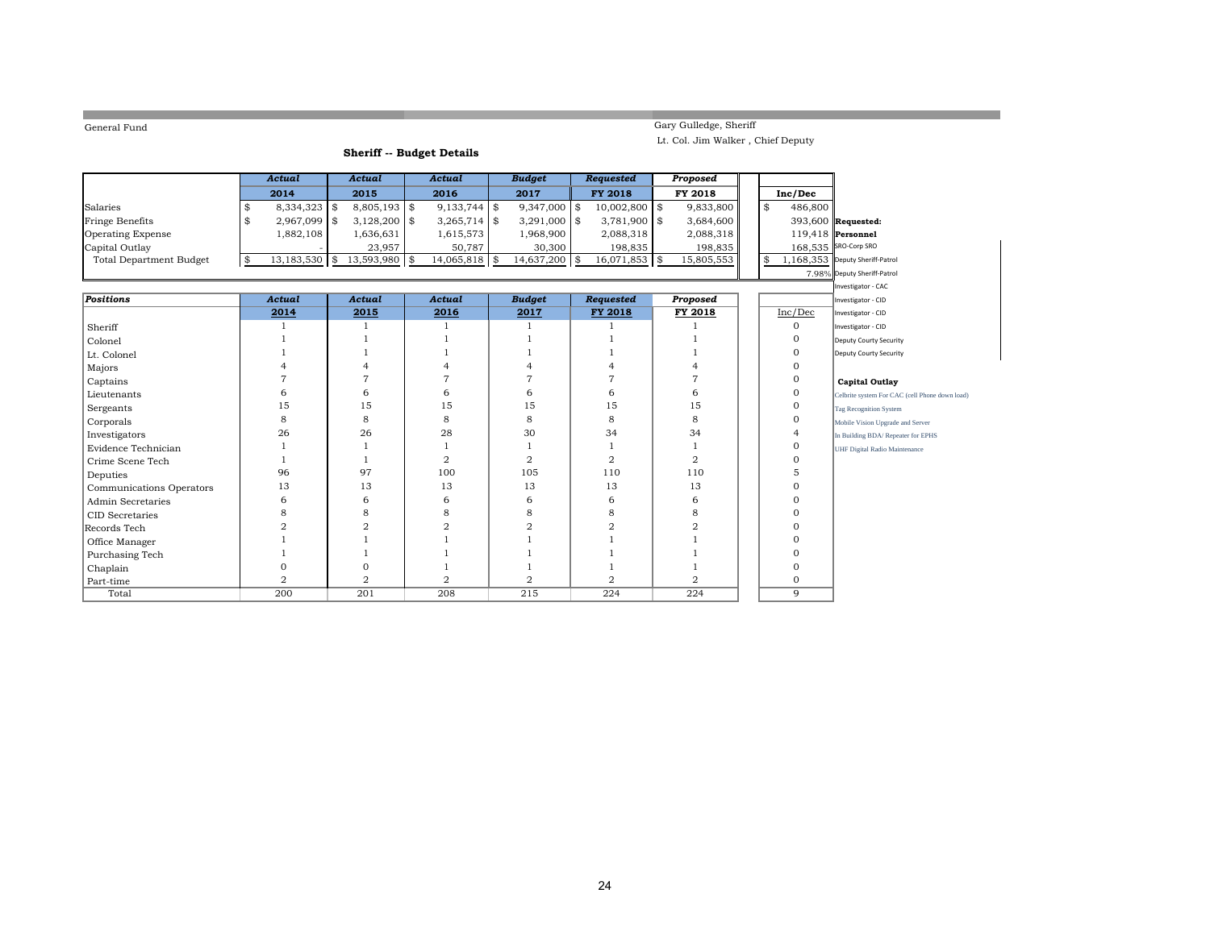General Fund

Gary Gulledge, Sheriff

Lt. Col. Jim Walker , Chief Deputy

## Sheriff -- Budget Details

| | *Actual* 2014 | *Actual* 2015 | *Actual* 2016 | *Budget* 2017 | *Requested* FY 2018 | *Proposed* FY 2018 | Inc/Dec |
|---|---|---|---|---|---|---|---|
| Salaries | $ 8,334,323 | $ 8,805,193 | $ 9,133,744 | $ 9,347,000 | $ 10,002,800 | $ 9,833,800 | $ 486,800 |
| Fringe Benefits | $ 2,967,099 | $ 3,128,200 | $ 3,265,714 | $ 3,291,000 | $ 3,781,900 | $ 3,684,600 | 393,600 |
| Operating Expense | 1,882,108 | 1,636,631 | 1,615,573 | 1,968,900 | 2,088,318 | 2,088,318 | 119,418 |
| Capital Outlay | - | 23,957 | 50,787 | 30,300 | 198,835 | 198,835 | 168,535 |
| Total Department Budget | $ 13,183,530 | $ 13,593,980 | $ 14,065,818 | $ 14,637,200 | $ 16,071,853 | $ 15,805,553 | $ 1,168,353 |
| | | | | | | | 7.98% |

**Requested:**

**Personnel**

- SRO-Corp SRO
- Deputy Sheriff-Patrol
- Deputy Sheriff-Patrol
- Investigator - CAC
- Investigator - CID
- Investigator - CID
- Investigator - CID
- Deputy Courty Security
- Deputy Courty Security

**Capital Outlay**

- Celbrite system For CAC (cell Phone down load)
- Tag Recognition System
- Mobile Vision Upgrade and Server
- In Building BDA/ Repeater for EPHS
- UHF Digital Radio Maintenance

| *Positions* | *Actual* 2014 | *Actual* 2015 | *Actual* 2016 | *Budget* 2017 | *Requested* FY 2018 | *Proposed* FY 2018 | Inc/Dec |
|---|---|---|---|---|---|---|---|
| Sheriff | 1 | 1 | 1 | 1 | 1 | 1 | 0 |
| Colonel | 1 | 1 | 1 | 1 | 1 | 1 | 0 |
| Lt. Colonel | 1 | 1 | 1 | 1 | 1 | 1 | 0 |
| Majors | 4 | 4 | 4 | 4 | 4 | 4 | 0 |
| Captains | 7 | 7 | 7 | 7 | 7 | 7 | 0 |
| Lieutenants | 6 | 6 | 6 | 6 | 6 | 6 | 0 |
| Sergeants | 15 | 15 | 15 | 15 | 15 | 15 | 0 |
| Corporals | 8 | 8 | 8 | 8 | 8 | 8 | 0 |
| Investigators | 26 | 26 | 28 | 30 | 34 | 34 | 4 |
| Evidence Technician | 1 | 1 | 1 | 1 | 1 | 1 | 0 |
| Crime Scene Tech | 1 | 1 | 2 | 2 | 2 | 2 | 0 |
| Deputies | 96 | 97 | 100 | 105 | 110 | 110 | 5 |
| Communications Operators | 13 | 13 | 13 | 13 | 13 | 13 | 0 |
| Admin Secretaries | 6 | 6 | 6 | 6 | 6 | 6 | 0 |
| CID Secretaries | 8 | 8 | 8 | 8 | 8 | 8 | 0 |
| Records Tech | 2 | 2 | 2 | 2 | 2 | 2 | 0 |
| Office Manager | 1 | 1 | 1 | 1 | 1 | 1 | 0 |
| Purchasing Tech | 1 | 1 | 1 | 1 | 1 | 1 | 0 |
| Chaplain | 0 | 0 | 1 | 1 | 1 | 1 | 0 |
| Part-time | 2 | 2 | 2 | 2 | 2 | 2 | 0 |
| Total | 200 | 201 | 208 | 215 | 224 | 224 | 9 |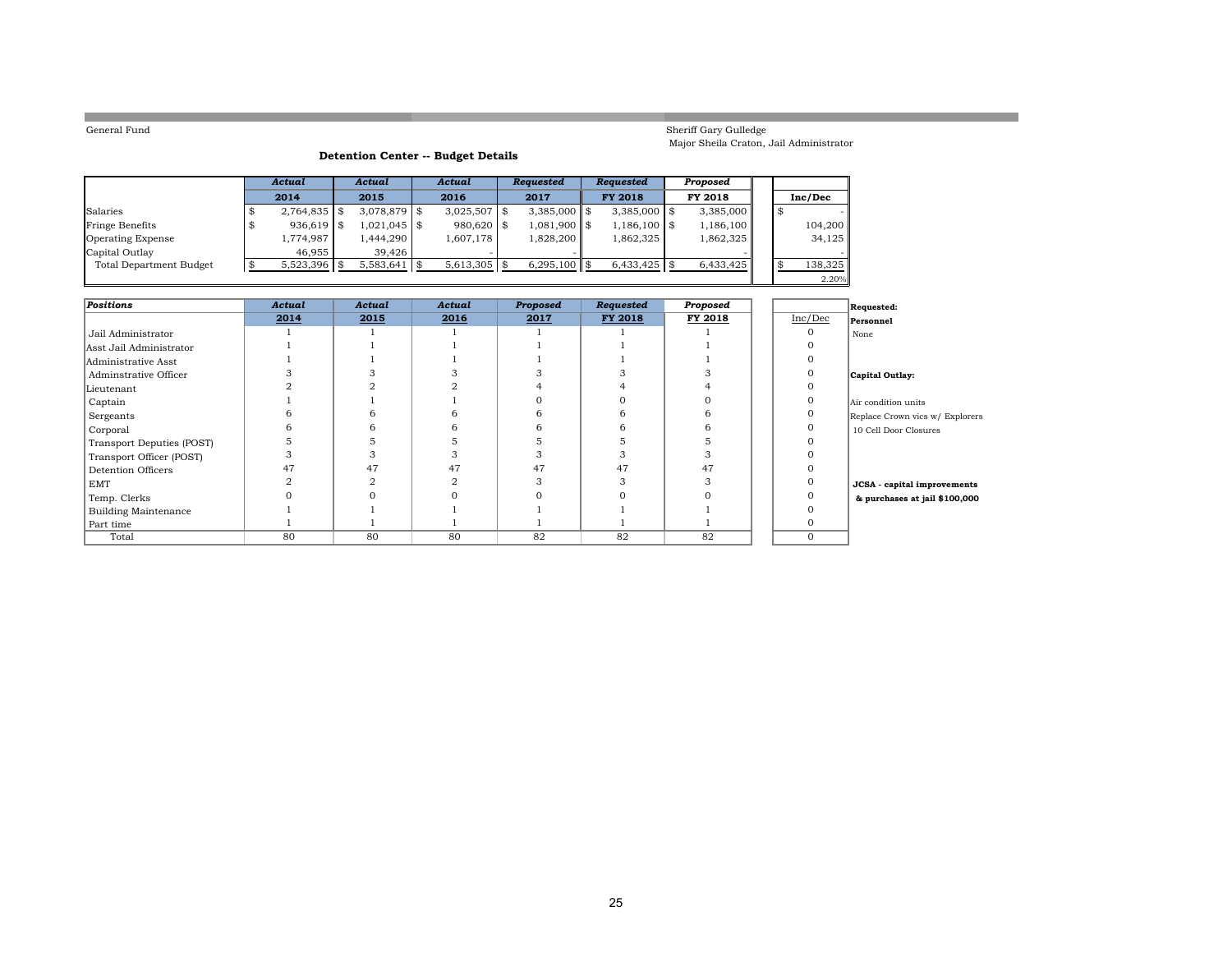General Fund

Sheriff Gary Gulledge
Major Sheila Craton, Jail Administrator

### Detention Center -- Budget Details

| | *Actual* 2014 | *Actual* 2015 | *Actual* 2016 | *Requested* 2017 | *Requested* FY 2018 | *Proposed* FY 2018 | Inc/Dec |
|---|---|---|---|---|---|---|---|
| Salaries | $ 2,764,835 | $ 3,078,879 | $ 3,025,507 | $ 3,385,000 | $ 3,385,000 | $ 3,385,000 | $ - |
| Fringe Benefits | $ 936,619 | $ 1,021,045 | $ 980,620 | $ 1,081,900 | $ 1,186,100 | $ 1,186,100 | 104,200 |
| Operating Expense | 1,774,987 | 1,444,290 | 1,607,178 | 1,828,200 | 1,862,325 | 1,862,325 | 34,125 |
| Capital Outlay | 46,955 | 39,426 | - | - | - | - | - |
| Total Department Budget | $ 5,523,396 | $ 5,583,641 | $ 5,613,305 | $ 6,295,100 | $ 6,433,425 | $ 6,433,425 | $ 138,325 |
| | | | | | | | 2.20% |

| *Positions* | *Actual* 2014 | *Actual* 2015 | *Actual* 2016 | *Proposed* 2017 | *Requested* FY 2018 | *Proposed* FY 2018 | Inc/Dec |
|---|---|---|---|---|---|---|---|
| Jail Administrator | 1 | 1 | 1 | 1 | 1 | 1 | 0 |
| Asst Jail Administrator | 1 | 1 | 1 | 1 | 1 | 1 | 0 |
| Administrative Asst | 1 | 1 | 1 | 1 | 1 | 1 | 0 |
| Adminstrative Officer | 3 | 3 | 3 | 3 | 3 | 3 | 0 |
| Lieutenant | 2 | 2 | 2 | 4 | 4 | 4 | 0 |
| Captain | 1 | 1 | 1 | 0 | 0 | 0 | 0 |
| Sergeants | 6 | 6 | 6 | 6 | 6 | 6 | 0 |
| Corporal | 6 | 6 | 6 | 6 | 6 | 6 | 0 |
| Transport Deputies (POST) | 5 | 5 | 5 | 5 | 5 | 5 | 0 |
| Transport Officer (POST) | 3 | 3 | 3 | 3 | 3 | 3 | 0 |
| Detention Officers | 47 | 47 | 47 | 47 | 47 | 47 | 0 |
| EMT | 2 | 2 | 2 | 3 | 3 | 3 | 0 |
| Temp. Clerks | 0 | 0 | 0 | 0 | 0 | 0 | 0 |
| Building Maintenance | 1 | 1 | 1 | 1 | 1 | 1 | 0 |
| Part time | 1 | 1 | 1 | 1 | 1 | 1 | 0 |
| Total | 80 | 80 | 80 | 82 | 82 | 82 | 0 |

**Requested:**

**Personnel**

None

**Capital Outlay:**

Air condition units
Replace Crown vics w/ Explorers
10 Cell Door Closures

**JCSA - capital improvements & purchases at jail $100,000**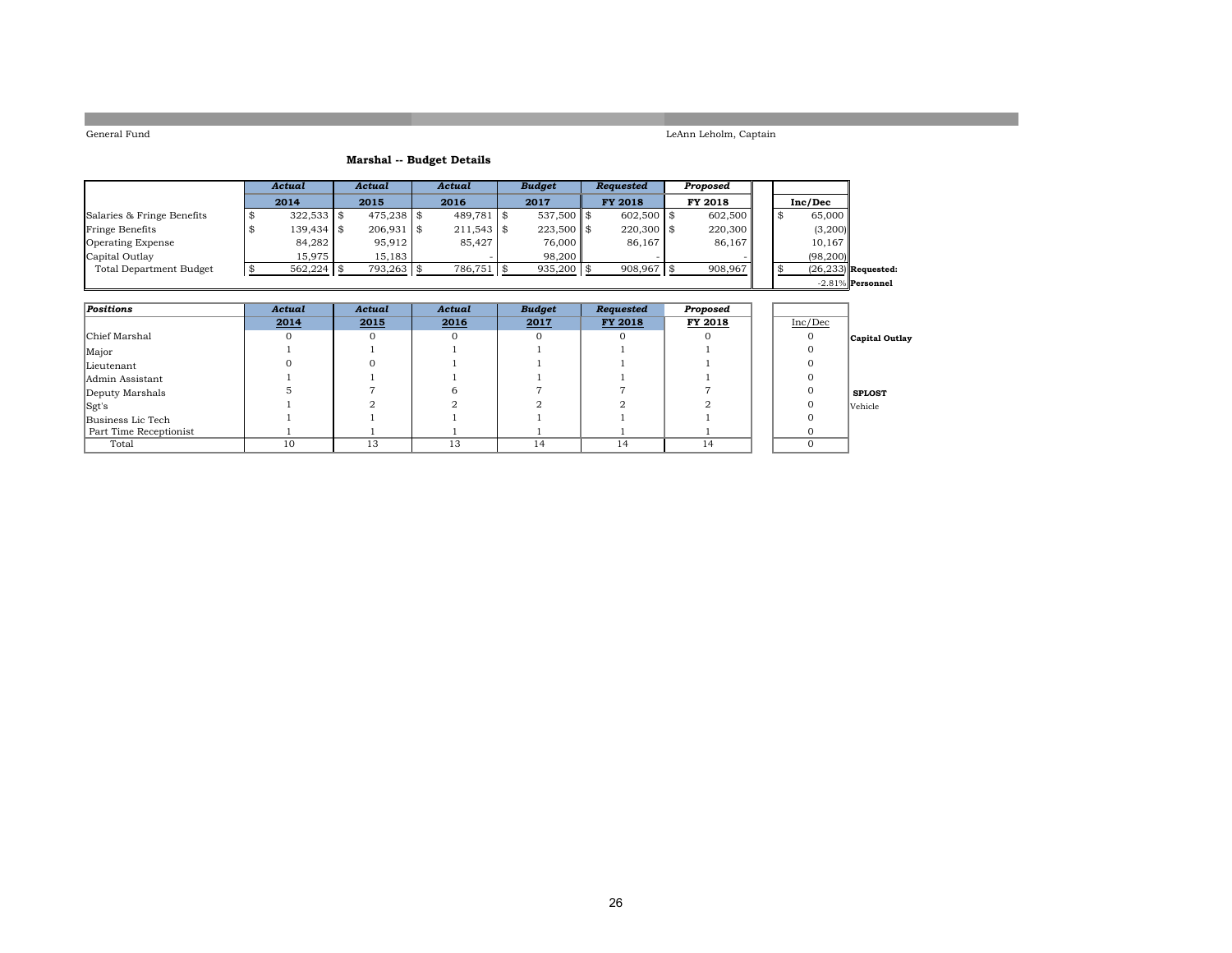General Fund

LeAnn Leholm, Captain

## Marshal -- Budget Details

| | *Actual* | *Actual* | *Actual* | *Budget* | *Requested* | *Proposed* | | |
|---|---|---|---|---|---|---|---|---|
| | **2014** | **2015** | **2016** | **2017** | **FY 2018** | **FY 2018** | **Inc/Dec** | |
| Salaries & Fringe Benefits | $ 322,533 | $ 475,238 | $ 489,781 | $ 537,500 | $ 602,500 | $ 602,500 | $ 65,000 | |
| Fringe Benefits | $ 139,434 | $ 206,931 | $ 211,543 | $ 223,500 | $ 220,300 | $ 220,300 | (3,200) | |
| Operating Expense | 84,282 | 95,912 | 85,427 | 76,000 | 86,167 | 86,167 | 10,167 | |
| Capital Outlay | 15,975 | 15,183 | - | 98,200 | - | - | (98,200) | |
| Total Department Budget | $ 562,224 | $ 793,263 | $ 786,751 | $ 935,200 | $ 908,967 | $ 908,967 | $ (26,233) | **Requested:** |
| | | | | | | | -2.81% | **Personnel** |

| *Positions* | *Actual* | *Actual* | *Actual* | *Budget* | *Requested* | *Proposed* | | |
|---|---|---|---|---|---|---|---|---|
| | **2014** | **2015** | **2016** | **2017** | **FY 2018** | **FY 2018** | Inc/Dec | |
| Chief Marshal | 0 | 0 | 0 | 0 | 0 | 0 | 0 | **Capital Outlay** |
| Major | 1 | 1 | 1 | 1 | 1 | 1 | 0 | |
| Lieutenant | 0 | 0 | 1 | 1 | 1 | 1 | 0 | |
| Admin Assistant | 1 | 1 | 1 | 1 | 1 | 1 | 0 | |
| Deputy Marshals | 5 | 7 | 6 | 7 | 7 | 7 | 0 | **SPLOST** |
| Sgt's | 1 | 2 | 2 | 2 | 2 | 2 | 0 | Vehicle |
| Business Lic Tech | 1 | 1 | 1 | 1 | 1 | 1 | 0 | |
| Part Time Receptionist | 1 | 1 | 1 | 1 | 1 | 1 | 0 | |
| Total | 10 | 13 | 13 | 14 | 14 | 14 | 0 | |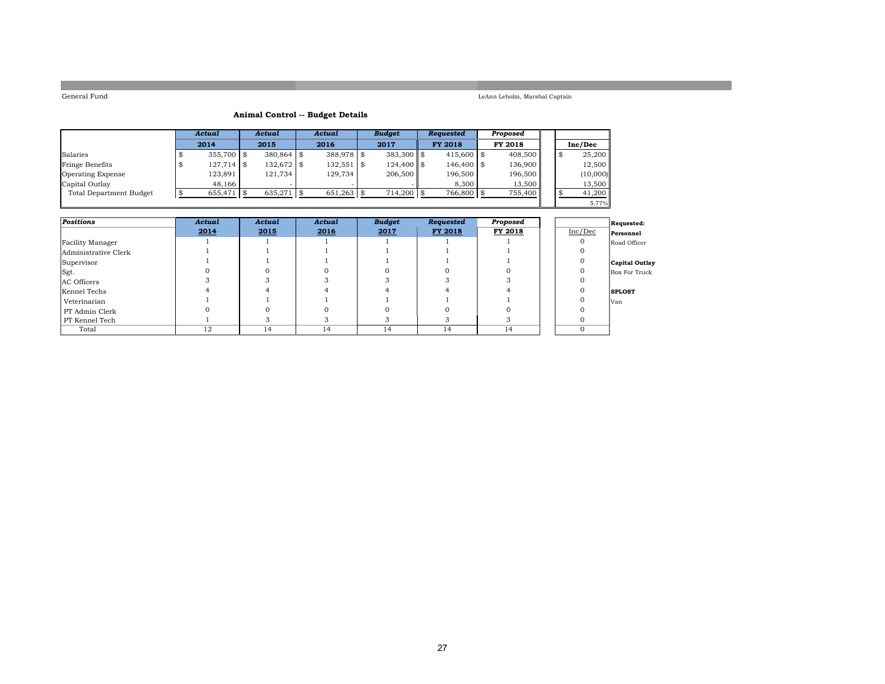General Fund

LeAnn Leholm, Marshal Captain

## Animal Control -- Budget Details

| | *Actual* 2014 | *Actual* 2015 | *Actual* 2016 | *Budget* 2017 | *Requested* FY 2018 | *Proposed* FY 2018 | Inc/Dec |
|---|---|---|---|---|---|---|---|
| Salaries | $ 355,700 | $ 380,864 | $ 388,978 | $ 383,300 | $ 415,600 | $ 408,500 | $ 25,200 |
| Fringe Benefits | $ 127,714 | $ 132,672 | $ 132,551 | $ 124,400 | $ 146,400 | $ 136,900 | 12,500 |
| Operating Expense | 123,891 | 121,734 | 129,734 | 206,500 | 196,500 | 196,500 | (10,000) |
| Capital Outlay | 48,166 | - | - | - | 8,300 | 13,500 | 13,500 |
| Total Department Budget | $ 655,471 | $ 635,271 | $ 651,263 | $ 714,200 | $ 766,800 | $ 755,400 | $ 41,200 |
| | | | | | | | 5.77% |

| *Positions* | *Actual* 2014 | *Actual* 2015 | *Actual* 2016 | *Budget* 2017 | *Requested* FY 2018 | *Proposed* FY 2018 | Inc/Dec |
|---|---|---|---|---|---|---|---|
| Facility Manager | 1 | 1 | 1 | 1 | 1 | 1 | 0 |
| Administrative Clerk | 1 | 1 | 1 | 1 | 1 | 1 | 0 |
| Supervisor | 1 | 1 | 1 | 1 | 1 | 1 | 0 |
| Sgt. | 0 | 0 | 0 | 0 | 0 | 0 | 0 |
| AC Officers | 3 | 3 | 3 | 3 | 3 | 3 | 0 |
| Kennel Techs | 4 | 4 | 4 | 4 | 4 | 4 | 0 |
| Veterinarian | 1 | 1 | 1 | 1 | 1 | 1 | 0 |
| PT Admin Clerk | 0 | 0 | 0 | 0 | 0 | 0 | 0 |
| PT Kennel Tech | 1 | 3 | 3 | 3 | 3 | 3 | 0 |
| Total | 12 | 14 | 14 | 14 | 14 | 14 | 0 |

**Requested:**

**Personnel**

Road Officer

**Capital Outlay**

Box For Truck

**SPLOST**

Van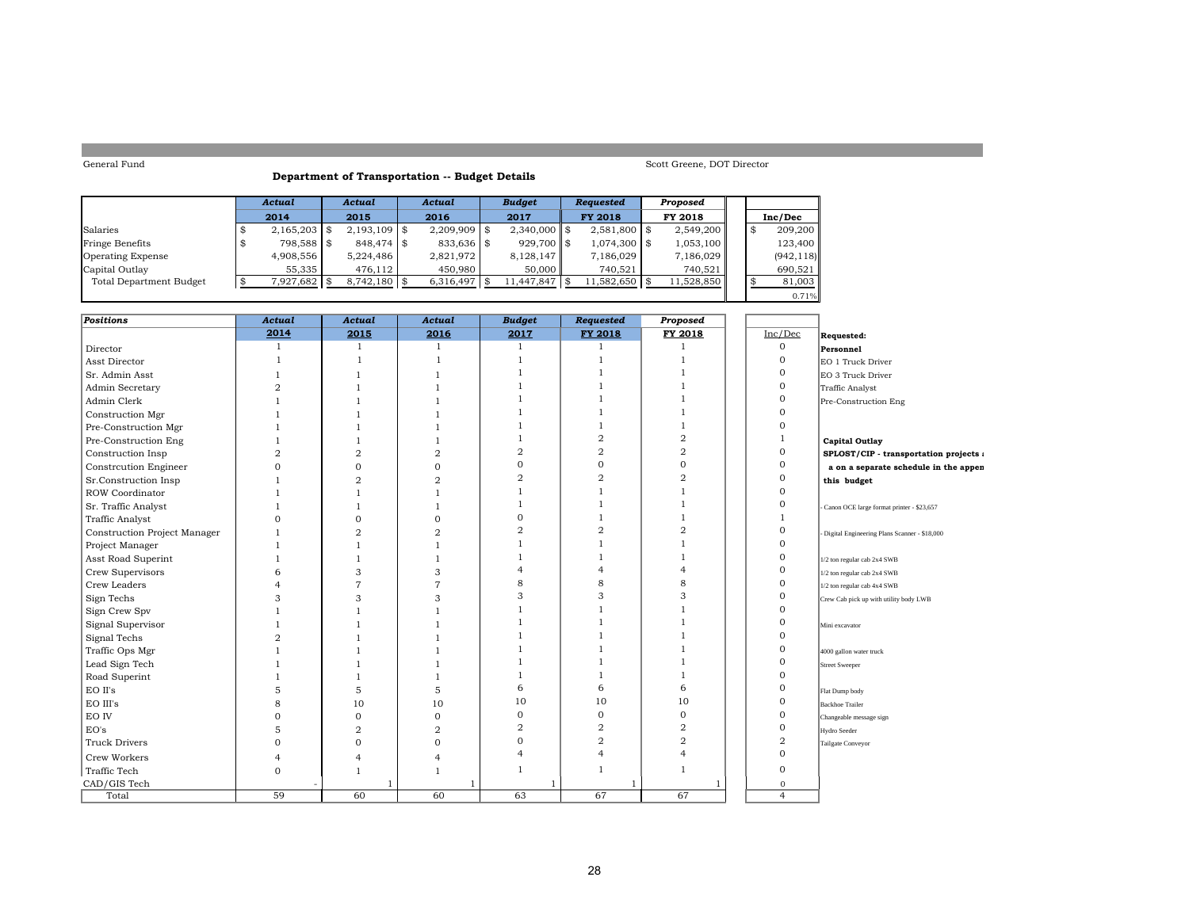General Fund

Scott Greene, DOT Director

## Department of Transportation -- Budget Details

| | Actual 2014 | Actual 2015 | Actual 2016 | Budget 2017 | Requested FY 2018 | Proposed FY 2018 | Inc/Dec |
|---|---|---|---|---|---|---|---|
| Salaries | $ 2,165,203 | $ 2,193,109 | $ 2,209,909 | $ 2,340,000 | $ 2,581,800 | $ 2,549,200 | $ 209,200 |
| Fringe Benefits | $ 798,588 | $ 848,474 | $ 833,636 | $ 929,700 | $ 1,074,300 | $ 1,053,100 | 123,400 |
| Operating Expense | 4,908,556 | 5,224,486 | 2,821,972 | 8,128,147 | 7,186,029 | 7,186,029 | (942,118) |
| Capital Outlay | 55,335 | 476,112 | 450,980 | 50,000 | 740,521 | 740,521 | 690,521 |
| Total Department Budget | $ 7,927,682 | $ 8,742,180 | $ 6,316,497 | $ 11,447,847 | $ 11,582,650 | $ 11,528,850 | $ 81,003 |
| | | | | | | | 0.71% |

| Positions | Actual 2014 | Actual 2015 | Actual 2016 | Budget 2017 | Requested FY 2018 | Proposed FY 2018 | Inc/Dec |
|---|---|---|---|---|---|---|---|
| Director | 1 | 1 | 1 | 1 | 1 | 1 | 0 |
| Asst Director | 1 | 1 | 1 | 1 | 1 | 1 | 0 |
| Sr. Admin Asst | 1 | 1 | 1 | 1 | 1 | 1 | 0 |
| Admin Secretary | 2 | 1 | 1 | 1 | 1 | 1 | 0 |
| Admin Clerk | 1 | 1 | 1 | 1 | 1 | 1 | 0 |
| Construction Mgr | 1 | 1 | 1 | 1 | 1 | 1 | 0 |
| Pre-Construction Mgr | 1 | 1 | 1 | 1 | 1 | 1 | 0 |
| Pre-Construction Eng | 1 | 1 | 1 | 1 | 2 | 2 | 1 |
| Construction Insp | 2 | 2 | 2 | 2 | 2 | 2 | 0 |
| Constrcution Engineer | 0 | 0 | 0 | 0 | 0 | 0 | 0 |
| Sr.Construction Insp | 1 | 2 | 2 | 2 | 2 | 2 | 0 |
| ROW Coordinator | 1 | 1 | 1 | 1 | 1 | 1 | 0 |
| Sr. Traffic Analyst | 1 | 1 | 1 | 1 | 1 | 1 | 0 |
| Traffic Analyst | 0 | 0 | 0 | 0 | 1 | 1 | 1 |
| Construction Project Manager | 1 | 2 | 2 | 2 | 2 | 2 | 0 |
| Project Manager | 1 | 1 | 1 | 1 | 1 | 1 | 0 |
| Asst Road Superint | 1 | 1 | 1 | 1 | 1 | 1 | 0 |
| Crew Supervisors | 6 | 3 | 3 | 4 | 4 | 4 | 0 |
| Crew Leaders | 4 | 7 | 7 | 8 | 8 | 8 | 0 |
| Sign Techs | 3 | 3 | 3 | 3 | 3 | 3 | 0 |
| Sign Crew Spv | 1 | 1 | 1 | 1 | 1 | 1 | 0 |
| Signal Supervisor | 1 | 1 | 1 | 1 | 1 | 1 | 0 |
| Signal Techs | 2 | 1 | 1 | 1 | 1 | 1 | 0 |
| Traffic Ops Mgr | 1 | 1 | 1 | 1 | 1 | 1 | 0 |
| Lead Sign Tech | 1 | 1 | 1 | 1 | 1 | 1 | 0 |
| Road Superint | 1 | 1 | 1 | 1 | 1 | 1 | 0 |
| EO II's | 5 | 5 | 5 | 6 | 6 | 6 | 0 |
| EO III's | 8 | 10 | 10 | 10 | 10 | 10 | 0 |
| EO IV | 0 | 0 | 0 | 0 | 0 | 0 | 0 |
| EO's | 5 | 2 | 2 | 2 | 2 | 2 | 0 |
| Truck Drivers | 0 | 0 | 0 | 0 | 2 | 2 | 2 |
| Crew Workers | 4 | 4 | 4 | 4 | 4 | 4 | 0 |
| Traffic Tech | 0 | 1 | 1 | 1 | 1 | 1 | 0 |
| CAD/GIS Tech | - | 1 | 1 | 1 | 1 | 1 | 0 |
| Total | 59 | 60 | 60 | 63 | 67 | 67 | 4 |

**Requested:**

**Personnel**

EO 1 Truck Driver
EO 3 Truck Driver
Traffic Analyst
Pre-Construction Eng

**Capital Outlay**

**SPLOST/CIP - transportation projects a on a separate schedule in the appen this budget**

- Canon OCE large format printer - $23,657
- Digital Engineering Plans Scanner - $18,000

1/2 ton regular cab 2x4 SWB
1/2 ton regular cab 2x4 SWB
1/2 ton regular cab 4x4 SWB
Crew Cab pick up with utility body LWB

Mini excavator

4000 gallon water truck
Street Sweeper

Flat Dump body
Backhoe Trailer
Changeable message sign
Hydro Seeder
Tailgate Conveyor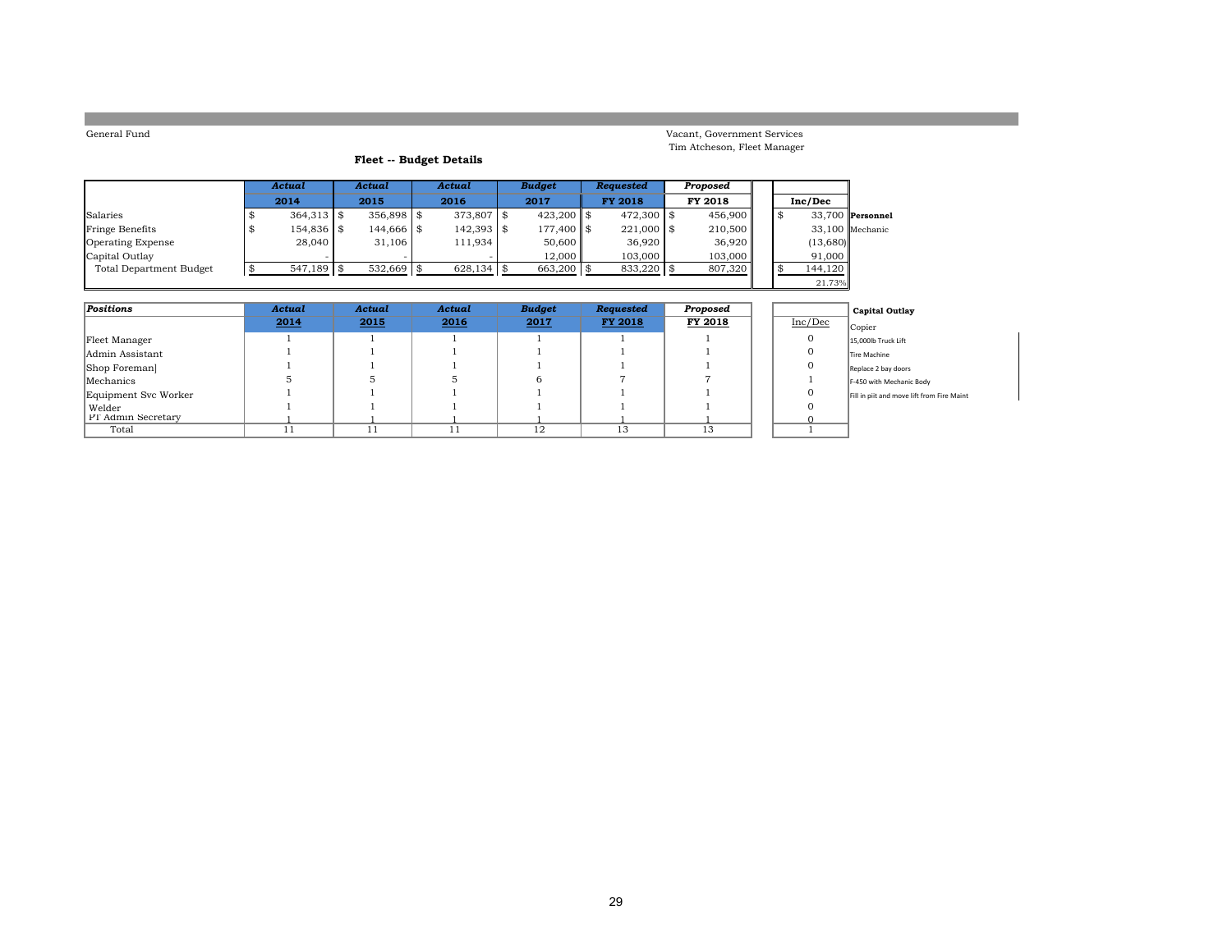General Fund

Vacant, Government Services
Tim Atcheson, Fleet Manager

## Fleet -- Budget Details

| | Actual 2014 | Actual 2015 | Actual 2016 | Budget 2017 | Requested FY 2018 | Proposed FY 2018 | Inc/Dec | |
|---|---|---|---|---|---|---|---|---|
| Salaries | $ 364,313 | $ 356,898 | $ 373,807 | $ 423,200 | $ 472,300 | $ 456,900 | $ 33,700 | **Personnel** |
| Fringe Benefits | $ 154,836 | $ 144,666 | $ 142,393 | $ 177,400 | $ 221,000 | $ 210,500 | 33,100 | Mechanic |
| Operating Expense | 28,040 | 31,106 | 111,934 | 50,600 | 36,920 | 36,920 | (13,680) | |
| Capital Outlay | - | - | - | 12,000 | 103,000 | 103,000 | 91,000 | |
| Total Department Budget | $ 547,189 | $ 532,669 | $ 628,134 | $ 663,200 | $ 833,220 | $ 807,320 | $ 144,120 | |
| | | | | | | | 21.73% | |

| Positions | Actual 2014 | Actual 2015 | Actual 2016 | Budget 2017 | Requested FY 2018 | Proposed FY 2018 | Inc/Dec |
|---|---|---|---|---|---|---|---|
| Fleet Manager | 1 | 1 | 1 | 1 | 1 | 1 | 0 |
| Admin Assistant | 1 | 1 | 1 | 1 | 1 | 1 | 0 |
| Shop Foreman] | 1 | 1 | 1 | 1 | 1 | 1 | 0 |
| Mechanics | 5 | 5 | 5 | 6 | 7 | 7 | 1 |
| Equipment Svc Worker | 1 | 1 | 1 | 1 | 1 | 1 | 0 |
| Welder | 1 | 1 | 1 | 1 | 1 | 1 | 0 |
| PT Admin Secretary | 1 | 1 | 1 | 1 | 1 | 1 | 0 |
| Total | 11 | 11 | 11 | 12 | 13 | 13 | 1 |

**Capital Outlay**

- Copier
- 15,000lb Truck Lift
- Tire Machine
- Replace 2 bay doors
- F-450 with Mechanic Body
- Fill in piit and move lift from Fire Maint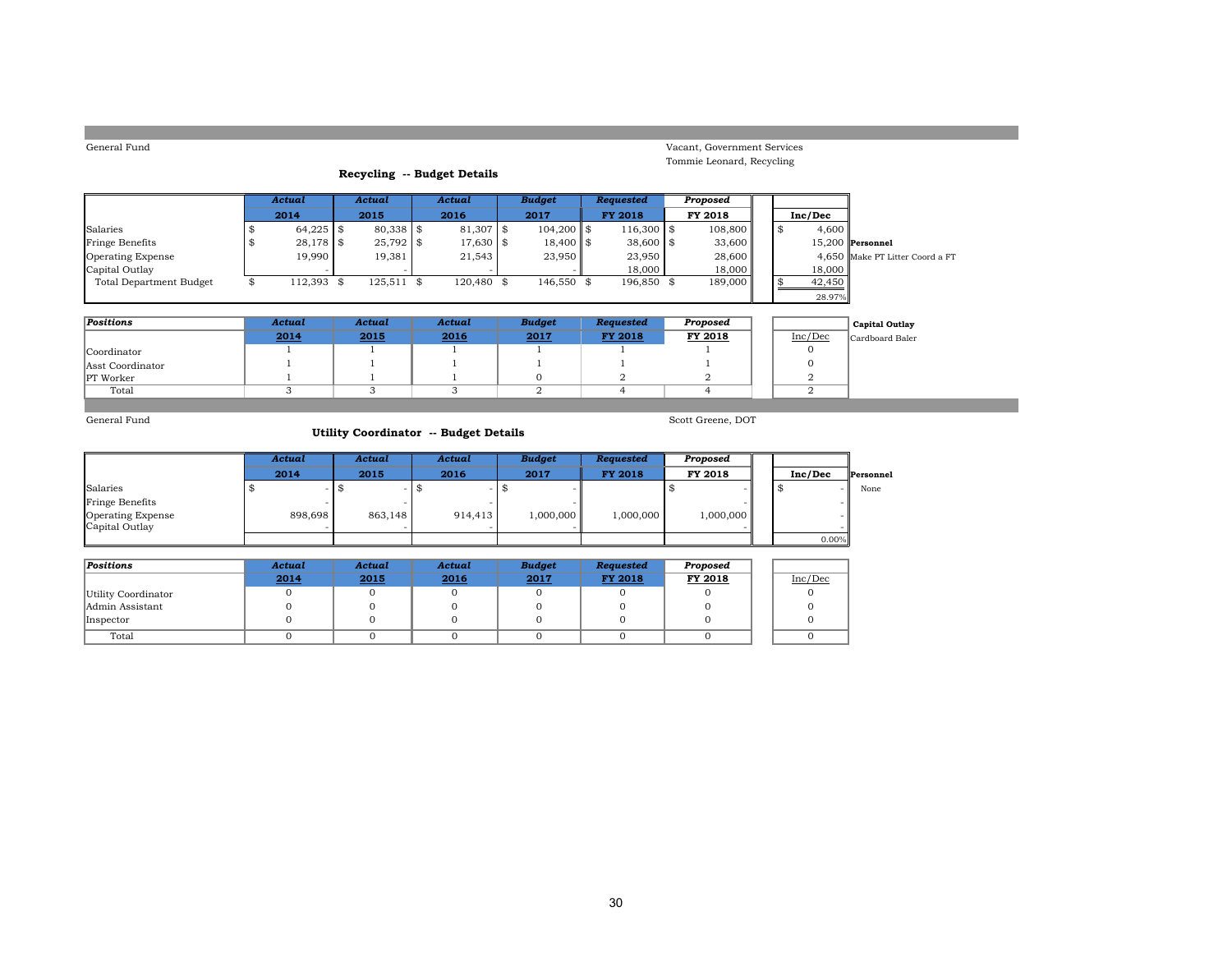General Fund

Vacant, Government Services
Tommie Leonard, Recycling

## Recycling -- Budget Details

| | Actual 2014 | Actual 2015 | Actual 2016 | Budget 2017 | Requested FY 2018 | Proposed FY 2018 | Inc/Dec | |
|---|---|---|---|---|---|---|---|---|
| Salaries | $ 64,225 | $ 80,338 | $ 81,307 | $ 104,200 | $ 116,300 | $ 108,800 | $ 4,600 | |
| Fringe Benefits | $ 28,178 | $ 25,792 | $ 17,630 | $ 18,400 | $ 38,600 | $ 33,600 | 15,200 | **Personnel** |
| Operating Expense | 19,990 | 19,381 | 21,543 | 23,950 | 23,950 | 28,600 | 4,650 | Make PT Litter Coord a FT |
| Capital Outlay | - | - | - | - | 18,000 | 18,000 | 18,000 | |
| Total Department Budget | $ 112,393 | $ 125,511 | $ 120,480 | $ 146,550 | $ 196,850 | $ 189,000 | $ 42,450 | |
| | | | | | | | 28.97% | |

| Positions | Actual 2014 | Actual 2015 | Actual 2016 | Budget 2017 | Requested FY 2018 | Proposed FY 2018 | Inc/Dec | |
|---|---|---|---|---|---|---|---|---|
| | | | | | | | | **Capital Outlay** |
| Coordinator | 1 | 1 | 1 | 1 | 1 | 1 | 0 | Cardboard Baler |
| Asst Coordinator | 1 | 1 | 1 | 1 | 1 | 1 | 0 | |
| PT Worker | 1 | 1 | 1 | 0 | 2 | 2 | 2 | |
| Total | 3 | 3 | 3 | 2 | 4 | 4 | 2 | |

General Fund

Scott Greene, DOT

## Utility Coordinator -- Budget Details

| | Actual 2014 | Actual 2015 | Actual 2016 | Budget 2017 | Requested FY 2018 | Proposed FY 2018 | Inc/Dec | |
|---|---|---|---|---|---|---|---|---|
| | | | | | | | | **Personnel** |
| Salaries | $ - | $ - | $ - | $ - | | $ - | $ - | None |
| Fringe Benefits | - | - | - | - | | - | - | |
| Operating Expense | 898,698 | 863,148 | 914,413 | 1,000,000 | 1,000,000 | 1,000,000 | - | |
| Capital Outlay | - | - | - | - | | - | - | |
| | | | | | | | 0.00% | |

| Positions | Actual 2014 | Actual 2015 | Actual 2016 | Budget 2017 | Requested FY 2018 | Proposed FY 2018 | Inc/Dec |
|---|---|---|---|---|---|---|---|
| Utility Coordinator | 0 | 0 | 0 | 0 | 0 | 0 | 0 |
| Admin Assistant | 0 | 0 | 0 | 0 | 0 | 0 | 0 |
| Inspector | 0 | 0 | 0 | 0 | 0 | 0 | 0 |
| Total | 0 | 0 | 0 | 0 | 0 | 0 | 0 |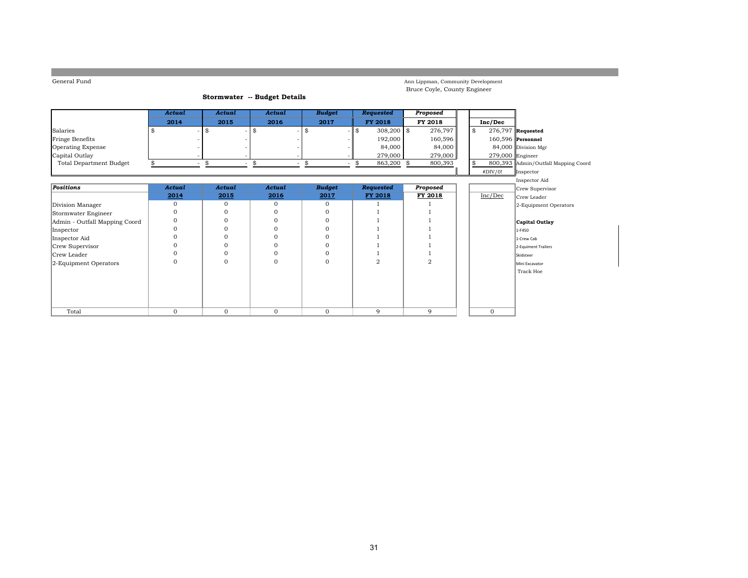General Fund

Ann Lippman, Community Development
Bruce Coyle, County Engineer

## Stormwater -- Budget Details

| | *Actual* 2014 | *Actual* 2015 | *Actual* 2016 | *Budget* 2017 | *Requested* FY 2018 | *Proposed* FY 2018 | Inc/Dec |
|---|---|---|---|---|---|---|---|
| Salaries | $ - | $ - | $ - | $ - | $ 308,200 | $ 276,797 | $ 276,797 |
| Fringe Benefits | - | - | - | - | 192,000 | 160,596 | 160,596 |
| Operating Expense | - | - | - | - | 84,000 | 84,000 | 84,000 |
| Capital Outlay | - | - | - | - | 279,000 | 279,000 | 279,000 |
| Total Department Budget | $ - | $ - | $ - | $ - | $ 863,200 | $ 800,393 | $ 800,393 |
| | | | | | | | #DIV/0! |

| *Positions* | *Actual* 2014 | *Actual* 2015 | *Actual* 2016 | *Budget* 2017 | *Requested* FY 2018 | *Proposed* FY 2018 | Inc/Dec |
|---|---|---|---|---|---|---|---|
| Division Manager | 0 | 0 | 0 | 0 | 1 | 1 | |
| Stormwater Engineer | 0 | 0 | 0 | 0 | 1 | 1 | |
| Admin - Outfall Mapping Coord | 0 | 0 | 0 | 0 | 1 | 1 | |
| Inspector | 0 | 0 | 0 | 0 | 1 | 1 | |
| Inspector Aid | 0 | 0 | 0 | 0 | 1 | 1 | |
| Crew Supervisor | 0 | 0 | 0 | 0 | 1 | 1 | |
| Crew Leader | 0 | 0 | 0 | 0 | 1 | 1 | |
| 2-Equipment Operators | 0 | 0 | 0 | 0 | 2 | 2 | |
| Total | 0 | 0 | 0 | 0 | 9 | 9 | 0 |

**Requested**

**Personnel**
- Division Mgr
- Engineer
- Admin/Outfall Mapping Coord
- Inspector
- Inspector Aid
- Crew Supervisor
- Crew Leader
- 2-Equipment Operators

**Capital Outlay**
- 1-F450
- 1-Crew Cab
- 2-Equipment Trailers
- Skidsteer
- Mini Excavator
- Track Hoe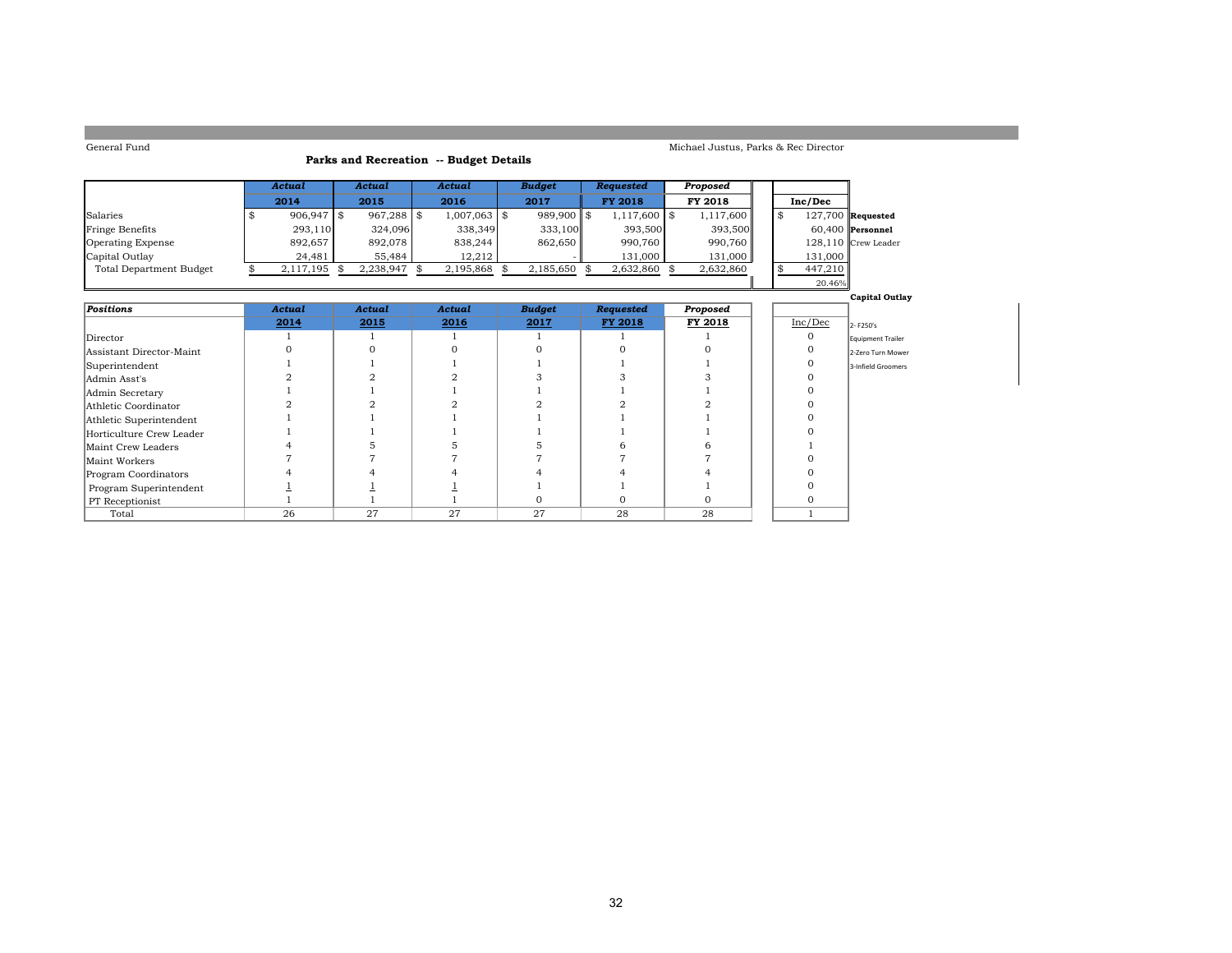General Fund

Michael Justus, Parks & Rec Director

## Parks and Recreation -- Budget Details

| | Actual 2014 | Actual 2015 | Actual 2016 | Budget 2017 | Requested FY 2018 | Proposed FY 2018 | Inc/Dec | |
|---|---|---|---|---|---|---|---|---|
| Salaries | $ 906,947 | $ 967,288 | $ 1,007,063 | $ 989,900 | $ 1,117,600 | $ 1,117,600 | $ 127,700 | **Requested** |
| Fringe Benefits | 293,110 | 324,096 | 338,349 | 333,100 | 393,500 | 393,500 | 60,400 | **Personnel** |
| Operating Expense | 892,657 | 892,078 | 838,244 | 862,650 | 990,760 | 990,760 | 128,110 | Crew Leader |
| Capital Outlay | 24,481 | 55,484 | 12,212 | - | 131,000 | 131,000 | 131,000 | |
| Total Department Budget | $ 2,117,195 | $ 2,238,947 | $ 2,195,868 | $ 2,185,650 | $ 2,632,860 | $ 2,632,860 | $ 447,210 | |
| | | | | | | | 20.46% | |

| Positions | Actual 2014 | Actual 2015 | Actual 2016 | Budget 2017 | Requested FY 2018 | Proposed FY 2018 | Inc/Dec |
|---|---|---|---|---|---|---|---|
| Director | 1 | 1 | 1 | 1 | 1 | 1 | 0 |
| Assistant Director-Maint | 0 | 0 | 0 | 0 | 0 | 0 | 0 |
| Superintendent | 1 | 1 | 1 | 1 | 1 | 1 | 0 |
| Admin Asst's | 2 | 2 | 2 | 3 | 3 | 3 | 0 |
| Admin Secretary | 1 | 1 | 1 | 1 | 1 | 1 | 0 |
| Athletic Coordinator | 2 | 2 | 2 | 2 | 2 | 2 | 0 |
| Athletic Superintendent | 1 | 1 | 1 | 1 | 1 | 1 | 0 |
| Horticulture Crew Leader | 1 | 1 | 1 | 1 | 1 | 1 | 0 |
| Maint Crew Leaders | 4 | 5 | 5 | 5 | 6 | 6 | 1 |
| Maint Workers | 7 | 7 | 7 | 7 | 7 | 7 | 0 |
| Program Coordinators | 4 | 4 | 4 | 4 | 4 | 4 | 0 |
| Program Superintendent | 1 | 1 | 1 | 1 | 1 | 1 | 0 |
| PT Receptionist | 1 | 1 | 1 | 0 | 0 | 0 | 0 |
| Total | 26 | 27 | 27 | 27 | 28 | 28 | 1 |

**Capital Outlay**

2- F250's
Equipment Trailer
2-Zero Turn Mower
3-Infield Groomers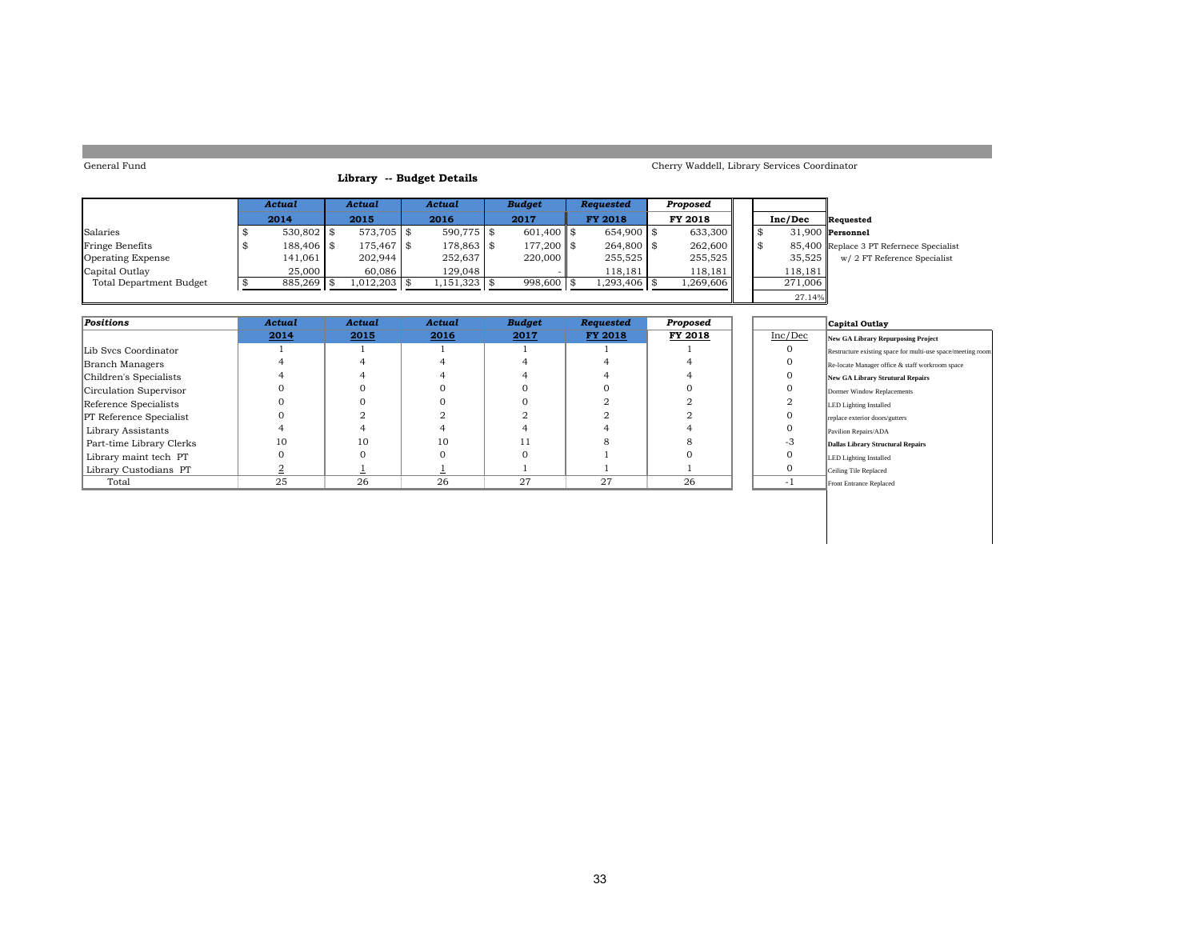General Fund

Cherry Waddell, Library Services Coordinator

## Library -- Budget Details

| | *Actual* 2014 | *Actual* 2015 | *Actual* 2016 | *Budget* 2017 | *Requested* FY 2018 | *Proposed* FY 2018 | Inc/Dec | Requested |
|---|---|---|---|---|---|---|---|---|
| Salaries | $ 530,802 | $ 573,705 | $ 590,775 | $ 601,400 | $ 654,900 | $ 633,300 | $ 31,900 | **Personnel** |
| Fringe Benefits | $ 188,406 | $ 175,467 | $ 178,863 | $ 177,200 | $ 264,800 | $ 262,600 | $ 85,400 | Replace 3 PT Refernece Specialist |
| Operating Expense | 141,061 | 202,944 | 252,637 | 220,000 | 255,525 | 255,525 | 35,525 | w/ 2 FT Reference Specialist |
| Capital Outlay | 25,000 | 60,086 | 129,048 | - | 118,181 | 118,181 | 118,181 | |
| Total Department Budget | $ 885,269 | $ 1,012,203 | $ 1,151,323 | $ 998,600 | $ 1,293,406 | $ 1,269,606 | 271,006 | |
| | | | | | | | 27.14% | |

| *Positions* | *Actual* 2014 | *Actual* 2015 | *Actual* 2016 | *Budget* 2017 | *Requested* FY 2018 | *Proposed* FY 2018 | Inc/Dec |
|---|---|---|---|---|---|---|---|
| Lib Svcs Coordinator | 1 | 1 | 1 | 1 | 1 | 1 | 0 |
| Branch Managers | 4 | 4 | 4 | 4 | 4 | 4 | 0 |
| Children's Specialists | 4 | 4 | 4 | 4 | 4 | 4 | 0 |
| Circulation Supervisor | 0 | 0 | 0 | 0 | 0 | 0 | 0 |
| Reference Specialists | 0 | 0 | 0 | 0 | 2 | 2 | 2 |
| PT Reference Specialist | 0 | 2 | 2 | 2 | 2 | 2 | 0 |
| Library Assistants | 4 | 4 | 4 | 4 | 4 | 4 | 0 |
| Part-time Library Clerks | 10 | 10 | 10 | 11 | 8 | 8 | -3 |
| Library maint tech PT | 0 | 0 | 0 | 0 | 1 | 0 | 0 |
| Library Custodians PT | 2 | 1 | 1 | 1 | 1 | 1 | 0 |
| Total | 25 | 26 | 26 | 27 | 27 | 26 | -1 |

**Capital Outlay**

**New GA Library Repurposing Project**
- Restructure existing space for multi-use space/meeting room
- Re-locate Manager office & staff workroom space

**New GA Library Strutural Repairs**
- Dormer Window Replacements
- LED Lighting Installed
- replace exterior doors/gutters
- Pavilion Repairs/ADA

**Dallas Library Structural Repairs**
- LED Lighting Installed
- Ceiling Tile Replaced
- Front Entrance Replaced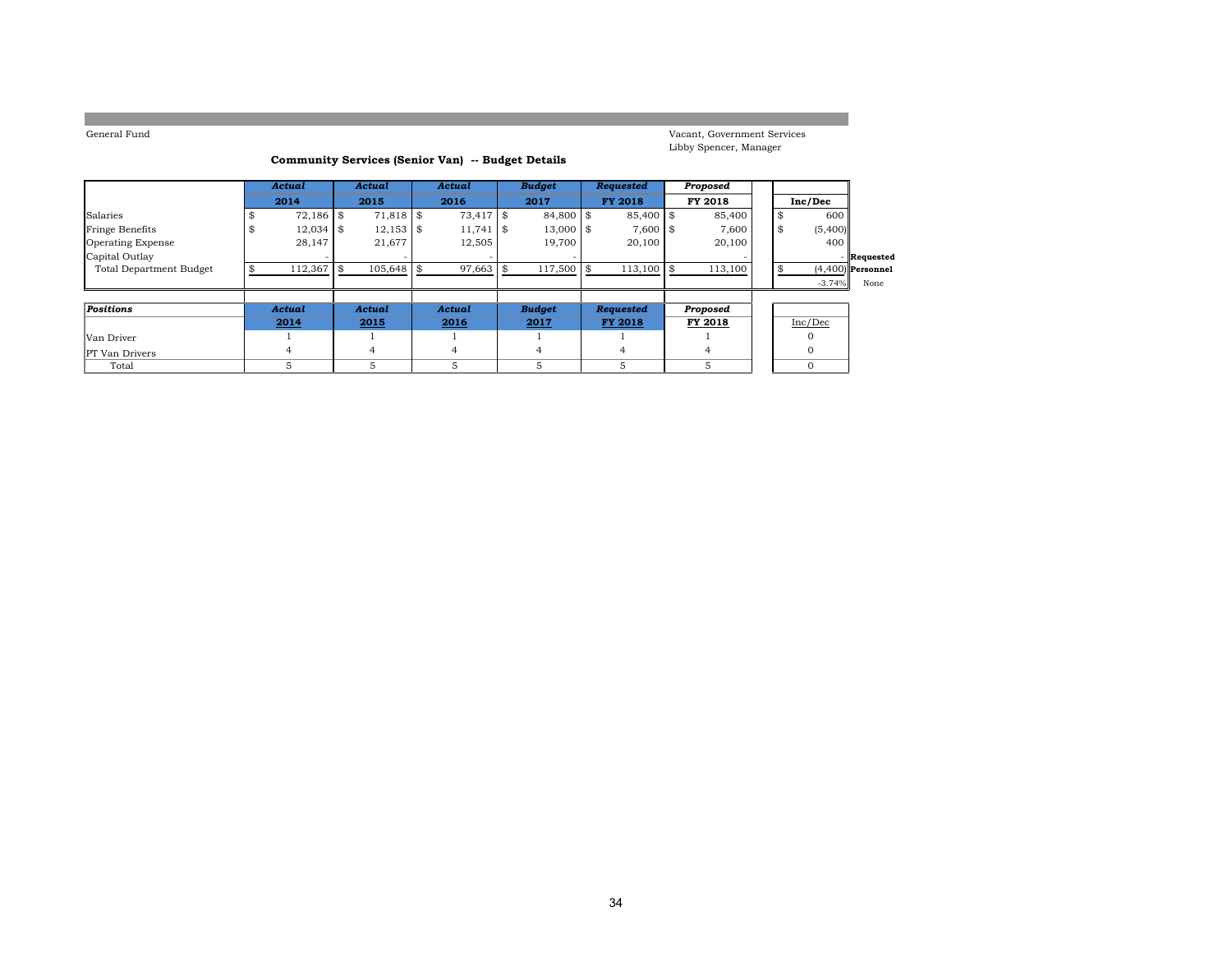General Fund

Vacant, Government Services
Libby Spencer, Manager

**Community Services (Senior Van) -- Budget Details**

| | *Actual* 2014 | *Actual* 2015 | *Actual* 2016 | *Budget* 2017 | *Requested* FY 2018 | *Proposed* FY 2018 | Inc/Dec |
|---|---|---|---|---|---|---|---|
| Salaries | $ 72,186 | $ 71,818 | $ 73,417 | $ 84,800 | $ 85,400 | $ 85,400 | $ 600 |
| Fringe Benefits | $ 12,034 | $ 12,153 | $ 11,741 | $ 13,000 | $ 7,600 | $ 7,600 | $ (5,400) |
| Operating Expense | 28,147 | 21,677 | 12,505 | 19,700 | 20,100 | 20,100 | 400 |
| Capital Outlay | - | - | - | - | | - | - |
| Total Department Budget | $ 112,367 | $ 105,648 | $ 97,663 | $ 117,500 | $ 113,100 | $ 113,100 | $ (4,400) |
| | | | | | | | -3.74% |

**Requested Personnel**
None

| *Positions* | *Actual* 2014 | *Actual* 2015 | *Actual* 2016 | *Budget* 2017 | *Requested* FY 2018 | *Proposed* FY 2018 | Inc/Dec |
|---|---|---|---|---|---|---|---|
| Van Driver | 1 | 1 | 1 | 1 | 1 | 1 | 0 |
| PT Van Drivers | 4 | 4 | 4 | 4 | 4 | 4 | 0 |
| Total | 5 | 5 | 5 | 5 | 5 | 5 | 0 |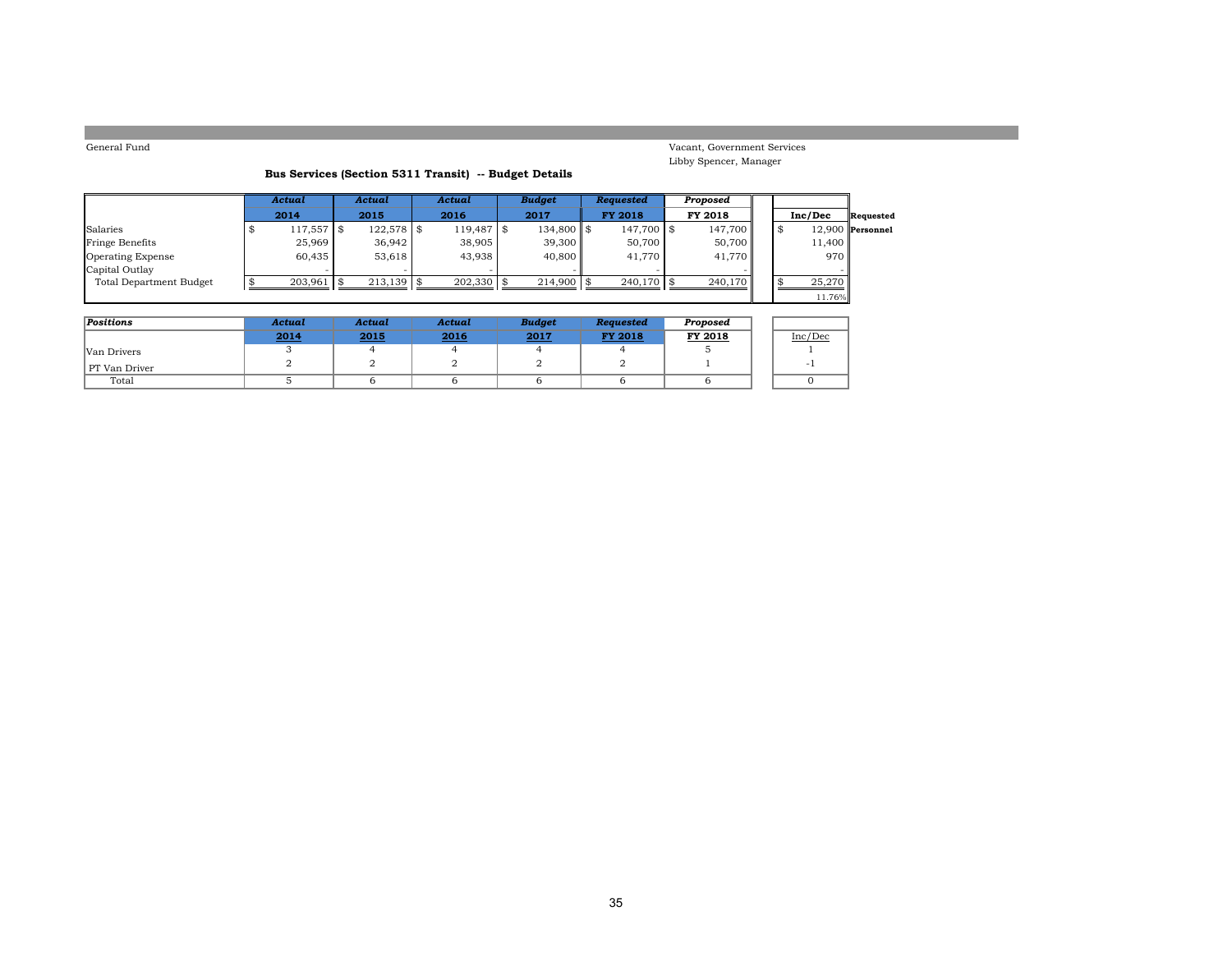General Fund

Vacant, Government Services
Libby Spencer, Manager

### Bus Services (Section 5311 Transit) -- Budget Details

| | *Actual* 2014 | *Actual* 2015 | *Actual* 2016 | *Budget* 2017 | *Requested* FY 2018 | *Proposed* FY 2018 | Inc/Dec | |
|---|---|---|---|---|---|---|---|---|
| Salaries | $ 117,557 | $ 122,578 | $ 119,487 | $ 134,800 | $ 147,700 | $ 147,700 | $ 12,900 | **Requested Personnel** |
| Fringe Benefits | 25,969 | 36,942 | 38,905 | 39,300 | 50,700 | 50,700 | 11,400 | |
| Operating Expense | 60,435 | 53,618 | 43,938 | 40,800 | 41,770 | 41,770 | 970 | |
| Capital Outlay | - | - | - | - | - | - | - | |
| Total Department Budget | $ 203,961 | $ 213,139 | $ 202,330 | $ 214,900 | $ 240,170 | $ 240,170 | $ 25,270 | |
| | | | | | | | 11.76% | |

| *Positions* | *Actual* 2014 | *Actual* 2015 | *Actual* 2016 | *Budget* 2017 | *Requested* FY 2018 | *Proposed* FY 2018 | Inc/Dec |
|---|---|---|---|---|---|---|---|
| Van Drivers | 3 | 4 | 4 | 4 | 4 | 5 | 1 |
| PT Van Driver | 2 | 2 | 2 | 2 | 2 | 1 | -1 |
| Total | 5 | 6 | 6 | 6 | 6 | 6 | 0 |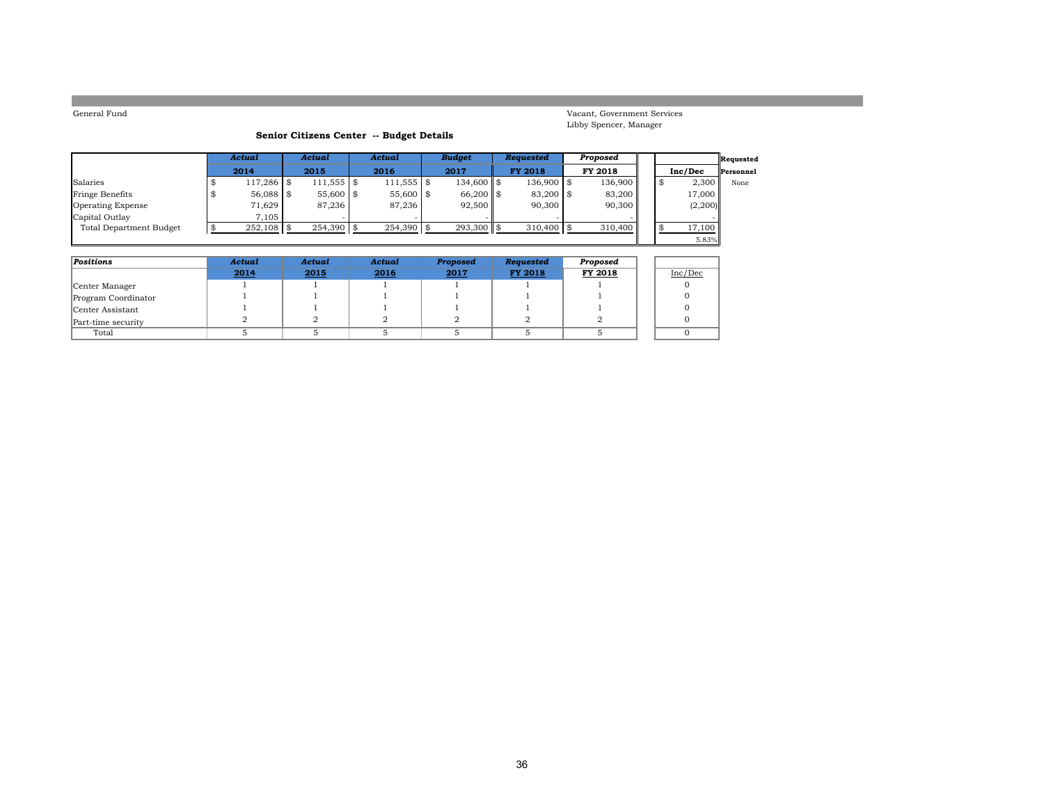General Fund

Vacant, Government Services
Libby Spencer, Manager

**Senior Citizens Center -- Budget Details**

| | *Actual* 2014 | *Actual* 2015 | *Actual* 2016 | *Budget* 2017 | *Requested* FY 2018 | *Proposed* FY 2018 | Inc/Dec | Requested Personnel |
|---|---|---|---|---|---|---|---|---|
| Salaries | $ 117,286 | $ 111,555 | $ 111,555 | $ 134,600 | $ 136,900 | $ 136,900 | $ 2,300 | None |
| Fringe Benefits | $ 56,088 | $ 55,600 | $ 55,600 | $ 66,200 | $ 83,200 | $ 83,200 | 17,000 | |
| Operating Expense | 71,629 | 87,236 | 87,236 | 92,500 | 90,300 | 90,300 | (2,200) | |
| Capital Outlay | 7,105 | - | - | - | - | - | - | |
| Total Department Budget | $ 252,108 | $ 254,390 | $ 254,390 | $ 293,300 | $ 310,400 | $ 310,400 | $ 17,100 | |
| | | | | | | | 5.83% | |

| *Positions* | *Actual* 2014 | *Actual* 2015 | *Actual* 2016 | *Proposed* 2017 | *Requested* FY 2018 | *Proposed* FY 2018 | Inc/Dec |
|---|---|---|---|---|---|---|---|
| Center Manager | 1 | 1 | 1 | 1 | 1 | 1 | 0 |
| Program Coordinator | 1 | 1 | 1 | 1 | 1 | 1 | 0 |
| Center Assistant | 1 | 1 | 1 | 1 | 1 | 1 | 0 |
| Part-time security | 2 | 2 | 2 | 2 | 2 | 2 | 0 |
| Total | 5 | 5 | 5 | 5 | 5 | 5 | 0 |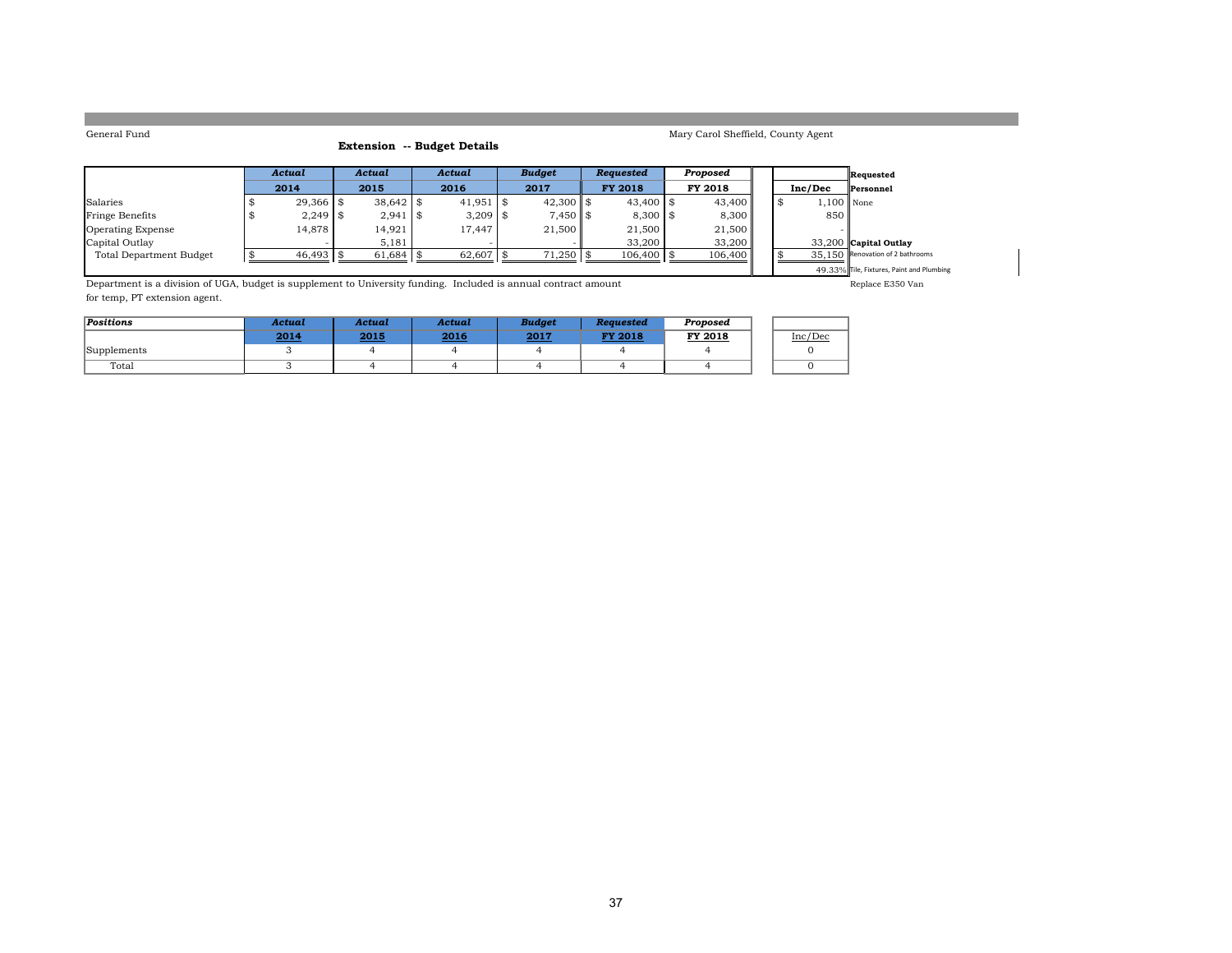General Fund

Mary Carol Sheffield, County Agent

## Extension -- Budget Details

| | Actual 2014 | Actual 2015 | Actual 2016 | Budget 2017 | Requested FY 2018 | Proposed FY 2018 | Inc/Dec |
|---|---|---|---|---|---|---|---|
| Salaries | $ 29,366 | $ 38,642 | $ 41,951 | $ 42,300 | $ 43,400 | $ 43,400 | $ 1,100 |
| Fringe Benefits | $ 2,249 | $ 2,941 | $ 3,209 | $ 7,450 | $ 8,300 | $ 8,300 | 850 |
| Operating Expense | 14,878 | 14,921 | 17,447 | 21,500 | 21,500 | 21,500 | - |
| Capital Outlay | - | 5,181 | - | - | 33,200 | 33,200 | 33,200 |
| Total Department Budget | $ 46,493 | $ 61,684 | $ 62,607 | $ 71,250 | $ 106,400 | $ 106,400 | $ 35,150 |
| | | | | | | | 49.33% |

**Requested**

**Personnel**

None

**Capital Outlay**

Renovation of 2 bathrooms

Tile, Fixtures, Paint and Plumbing

Replace E350 Van

Department is a division of UGA, budget is supplement to University funding. Included is annual contract amount for temp, PT extension agent.

| Positions | Actual 2014 | Actual 2015 | Actual 2016 | Budget 2017 | Requested FY 2018 | Proposed FY 2018 | Inc/Dec |
|---|---|---|---|---|---|---|---|
| Supplements | 3 | 4 | 4 | 4 | 4 | 4 | 0 |
| Total | 3 | 4 | 4 | 4 | 4 | 4 | 0 |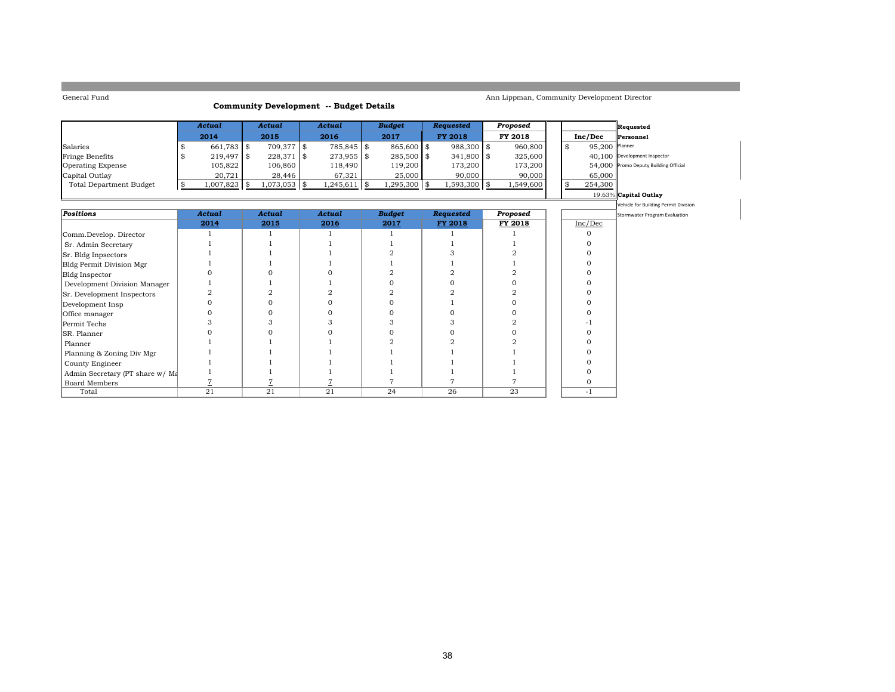General Fund

Ann Lippman, Community Development Director

## Community Development -- Budget Details

| | Actual 2014 | Actual 2015 | Actual 2016 | Budget 2017 | Requested FY 2018 | Proposed FY 2018 | Inc/Dec |
|---|---|---|---|---|---|---|---|
| Salaries | $ 661,783 | $ 709,377 | $ 785,845 | $ 865,600 | $ 988,300 | $ 960,800 | $ 95,200 |
| Fringe Benefits | $ 219,497 | $ 228,371 | $ 273,955 | $ 285,500 | $ 341,800 | $ 325,600 | 40,100 |
| Operating Expense | 105,822 | 106,860 | 118,490 | 119,200 | 173,200 | 173,200 | 54,000 |
| Capital Outlay | 20,721 | 28,446 | 67,321 | 25,000 | 90,000 | 90,000 | 65,000 |
| Total Department Budget | $ 1,007,823 | $ 1,073,053 | $ 1,245,611 | $ 1,295,300 | $ 1,593,300 | $ 1,549,600 | $ 254,300 |
| | | | | | | | 19.63% |

**Requested**

**Personnel**

Planner

Development Inspector

Promo Deputy Building Official

**Capital Outlay**

Vehicle for Building Permit Division

Stormwater Program Evaluation

| Positions | Actual 2014 | Actual 2015 | Actual 2016 | Budget 2017 | Requested FY 2018 | Proposed FY 2018 | Inc/Dec |
|---|---|---|---|---|---|---|---|
| Comm.Develop. Director | 1 | 1 | 1 | 1 | 1 | 1 | 0 |
| Sr. Admin Secretary | 1 | 1 | 1 | 1 | 1 | 1 | 0 |
| Sr. Bldg Inpsectors | 1 | 1 | 1 | 2 | 3 | 2 | 0 |
| Bldg Permit Division Mgr | 1 | 1 | 1 | 1 | 1 | 1 | 0 |
| Bldg Inspector | 0 | 0 | 0 | 2 | 2 | 2 | 0 |
| Development Division Manager | 1 | 1 | 1 | 0 | 0 | 0 | 0 |
| Sr. Development Inspectors | 2 | 2 | 2 | 2 | 2 | 2 | 0 |
| Development Insp | 0 | 0 | 0 | 0 | 1 | 0 | 0 |
| Office manager | 0 | 0 | 0 | 0 | 0 | 0 | 0 |
| Permit Techs | 3 | 3 | 3 | 3 | 3 | 2 | -1 |
| SR. Planner | 0 | 0 | 0 | 0 | 0 | 0 | 0 |
| Planner | 1 | 1 | 1 | 2 | 2 | 2 | 0 |
| Planning & Zoning Div Mgr | 1 | 1 | 1 | 1 | 1 | 1 | 0 |
| County Engineer | 1 | 1 | 1 | 1 | 1 | 1 | 0 |
| Admin Secretary (PT share w/ Ma | 1 | 1 | 1 | 1 | 1 | 1 | 0 |
| Board Members | 7 | 7 | 7 | 7 | 7 | 7 | 0 |
| Total | 21 | 21 | 21 | 24 | 26 | 23 | -1 |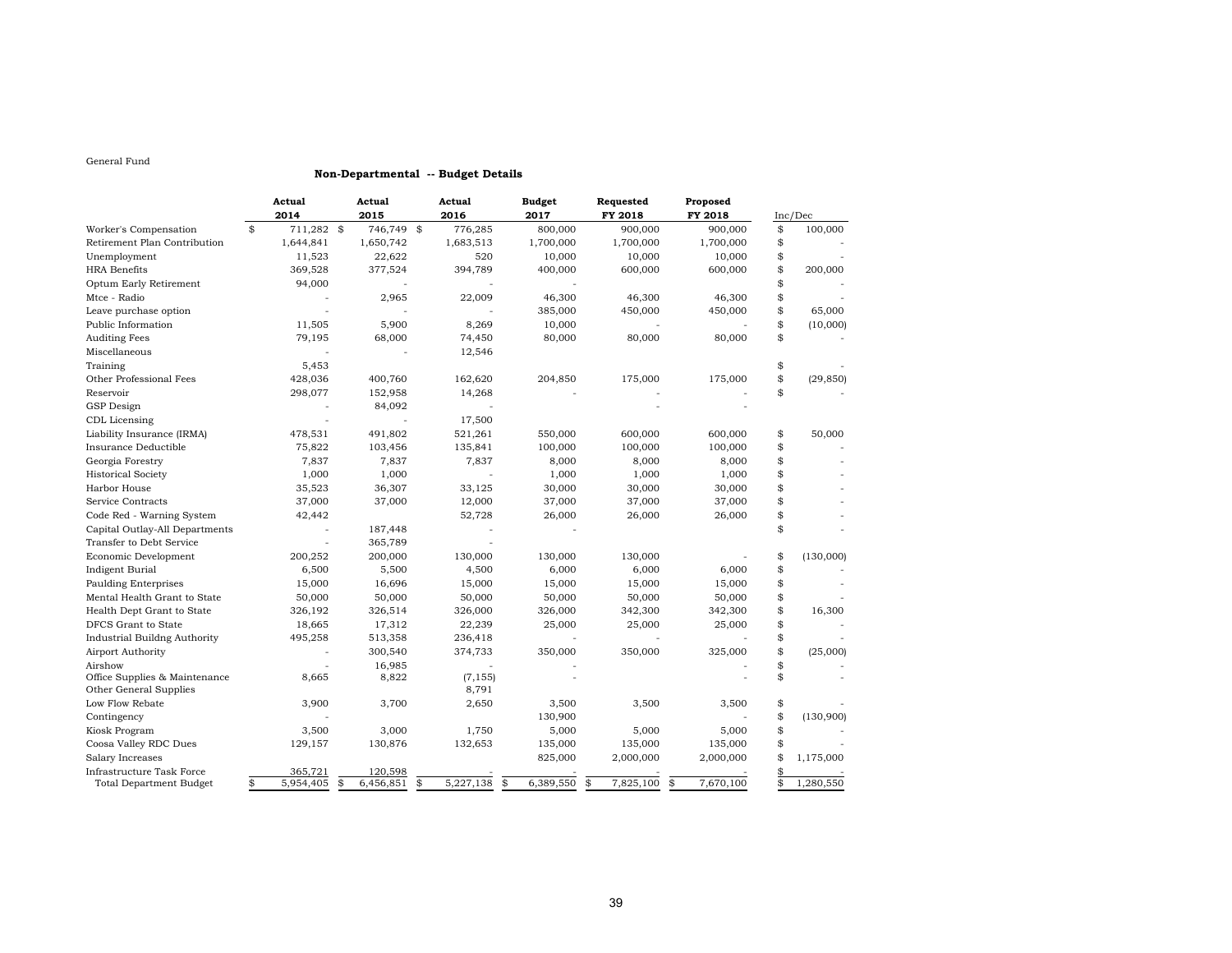General Fund

## Non-Departmental -- Budget Details

| | Actual 2014 | Actual 2015 | Actual 2016 | Budget 2017 | Requested FY 2018 | Proposed FY 2018 | Inc/Dec |
|---|---|---|---|---|---|---|---|
| Worker's Compensation | $ 711,282 | $ 746,749 | $ 776,285 | 800,000 | 900,000 | 900,000 | $ 100,000 |
| Retirement Plan Contribution | 1,644,841 | 1,650,742 | 1,683,513 | 1,700,000 | 1,700,000 | 1,700,000 | $ - |
| Unemployment | 11,523 | 22,622 | 520 | 10,000 | 10,000 | 10,000 | $ - |
| HRA Benefits | 369,528 | 377,524 | 394,789 | 400,000 | 600,000 | 600,000 | $ 200,000 |
| Optum Early Retirement | 94,000 | - | - | - | | | $ - |
| Mtce - Radio | - | 2,965 | 22,009 | 46,300 | 46,300 | 46,300 | $ - |
| Leave purchase option | - | - | - | 385,000 | 450,000 | 450,000 | $ 65,000 |
| Public Information | 11,505 | 5,900 | 8,269 | 10,000 | - | - | $ (10,000) |
| Auditing Fees | 79,195 | 68,000 | 74,450 | 80,000 | 80,000 | 80,000 | $ - |
| Miscellaneous | - | - | 12,546 | | | | |
| Training | 5,453 | | | | | | $ - |
| Other Professional Fees | 428,036 | 400,760 | 162,620 | 204,850 | 175,000 | 175,000 | $ (29,850) |
| Reservoir | 298,077 | 152,958 | 14,268 | - | - | - | $ - |
| GSP Design | - | 84,092 | - | | - | - | |
| CDL Licensing | - | - | 17,500 | | | | |
| Liability Insurance (IRMA) | 478,531 | 491,802 | 521,261 | 550,000 | 600,000 | 600,000 | $ 50,000 |
| Insurance Deductible | 75,822 | 103,456 | 135,841 | 100,000 | 100,000 | 100,000 | $ - |
| Georgia Forestry | 7,837 | 7,837 | 7,837 | 8,000 | 8,000 | 8,000 | $ - |
| Historical Society | 1,000 | 1,000 | - | 1,000 | 1,000 | 1,000 | $ - |
| Harbor House | 35,523 | 36,307 | 33,125 | 30,000 | 30,000 | 30,000 | $ - |
| Service Contracts | 37,000 | 37,000 | 12,000 | 37,000 | 37,000 | 37,000 | $ - |
| Code Red - Warning System | 42,442 | | 52,728 | 26,000 | 26,000 | 26,000 | $ - |
| Capital Outlay-All Departments | - | 187,448 | - | - | | | $ - |
| Transfer to Debt Service | - | 365,789 | - | | | | |
| Economic Development | 200,252 | 200,000 | 130,000 | 130,000 | 130,000 | - | $ (130,000) |
| Indigent Burial | 6,500 | 5,500 | 4,500 | 6,000 | 6,000 | 6,000 | $ - |
| Paulding Enterprises | 15,000 | 16,696 | 15,000 | 15,000 | 15,000 | 15,000 | $ - |
| Mental Health Grant to State | 50,000 | 50,000 | 50,000 | 50,000 | 50,000 | 50,000 | $ - |
| Health Dept Grant to State | 326,192 | 326,514 | 326,000 | 326,000 | 342,300 | 342,300 | $ 16,300 |
| DFCS Grant to State | 18,665 | 17,312 | 22,239 | 25,000 | 25,000 | 25,000 | $ - |
| Industrial Buildng Authority | 495,258 | 513,358 | 236,418 | - | - | - | $ - |
| Airport Authority | - | 300,540 | 374,733 | 350,000 | 350,000 | 325,000 | $ (25,000) |
| Airshow | - | 16,985 | - | | - | - | $ - |
| Office Supplies & Maintenance | 8,665 | 8,822 | (7,155) | - | | - | $ - |
| Other General Supplies | | | 8,791 | | | | |
| Low Flow Rebate | 3,900 | 3,700 | 2,650 | 3,500 | 3,500 | 3,500 | $ - |
| Contingency | - | | | 130,900 | | - | $ (130,900) |
| Kiosk Program | 3,500 | 3,000 | 1,750 | 5,000 | 5,000 | 5,000 | $ - |
| Coosa Valley RDC Dues | 129,157 | 130,876 | 132,653 | 135,000 | 135,000 | 135,000 | $ - |
| Salary Increases | | | | 825,000 | 2,000,000 | 2,000,000 | $ 1,175,000 |
| Infrastructure Task Force | 365,721 | 120,598 | - | - | - | - | $ - |
| Total Department Budget | $ 5,954,405 | $ 6,456,851 | $ 5,227,138 | $ 6,389,550 | $ 7,825,100 | $ 7,670,100 | $ 1,280,550 |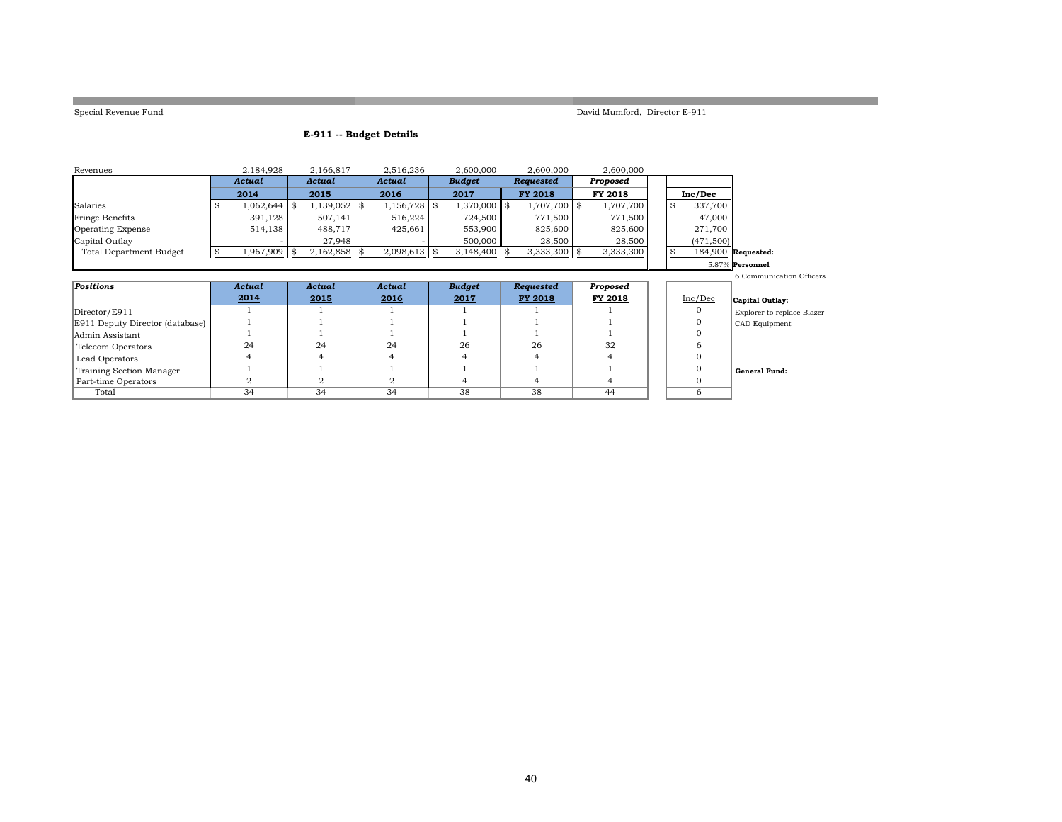Special Revenue Fund

David Mumford, Director E-911

## E-911 -- Budget Details

| Revenues | 2,184,928 | 2,166,817 | 2,516,236 | 2,600,000 | 2,600,000 | 2,600,000 | |
|---|---|---|---|---|---|---|---|
| | ***Actual*** | ***Actual*** | ***Actual*** | ***Budget*** | ***Requested*** | ***Proposed*** | |
| | **2014** | **2015** | **2016** | **2017** | **FY 2018** | **FY 2018** | **Inc/Dec** |
| Salaries | $ 1,062,644 | $ 1,139,052 | $ 1,156,728 | $ 1,370,000 | $ 1,707,700 | $ 1,707,700 | $ 337,700 |
| Fringe Benefits | 391,128 | 507,141 | 516,224 | 724,500 | 771,500 | 771,500 | 47,000 |
| Operating Expense | 514,138 | 488,717 | 425,661 | 553,900 | 825,600 | 825,600 | 271,700 |
| Capital Outlay | - | 27,948 | - | 500,000 | 28,500 | 28,500 | (471,500) |
| Total Department Budget | $ 1,967,909 | $ 2,162,858 | $ 2,098,613 | $ 3,148,400 | $ 3,333,300 | $ 3,333,300 | $ 184,900 |
| | | | | | | | 5.87% |

| ***Positions*** | ***Actual*** | ***Actual*** | ***Actual*** | ***Budget*** | ***Requested*** | ***Proposed*** | |
|---|---|---|---|---|---|---|---|
| | **2014** | **2015** | **2016** | **2017** | **FY 2018** | **FY 2018** | Inc/Dec |
| Director/E911 | 1 | 1 | 1 | 1 | 1 | 1 | 0 |
| E911 Deputy Director (database) | 1 | 1 | 1 | 1 | 1 | 1 | 0 |
| Admin Assistant | 1 | 1 | 1 | 1 | 1 | 1 | 0 |
| Telecom Operators | 24 | 24 | 24 | 26 | 26 | 32 | 6 |
| Lead Operators | 4 | 4 | 4 | 4 | 4 | 4 | 0 |
| Training Section Manager | 1 | 1 | 1 | 1 | 1 | 1 | 0 |
| Part-time Operators | 2 | 2 | 2 | 4 | 4 | 4 | 0 |
| Total | 34 | 34 | 34 | 38 | 38 | 44 | 6 |

**Requested:**

**Personnel**

6 Communication Officers

**Capital Outlay:**

Explorer to replace Blazer

CAD Equipment

**General Fund:**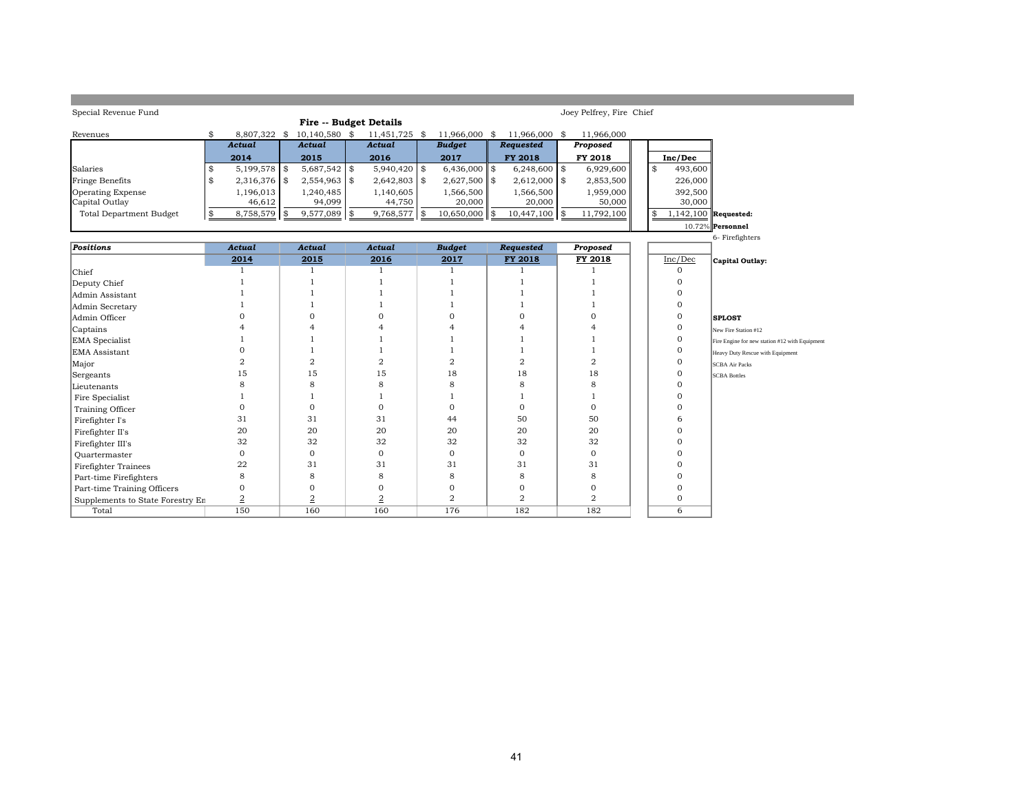Special Revenue Fund

Joey Pelfrey, Fire Chief

## Fire -- Budget Details

| | Actual 2014 | Actual 2015 | Actual 2016 | Budget 2017 | Requested FY 2018 | Proposed FY 2018 | Inc/Dec |
|---|---|---|---|---|---|---|---|
| Revenues | $ 8,807,322 | $ 10,140,580 | $ 11,451,725 | $ 11,966,000 | $ 11,966,000 | $ 11,966,000 | |
| Salaries | $ 5,199,578 | $ 5,687,542 | $ 5,940,420 | $ 6,436,000 | $ 6,248,600 | $ 6,929,600 | $ 493,600 |
| Fringe Benefits | $ 2,316,376 | $ 2,554,963 | $ 2,642,803 | $ 2,627,500 | $ 2,612,000 | $ 2,853,500 | 226,000 |
| Operating Expense | 1,196,013 | 1,240,485 | 1,140,605 | 1,566,500 | 1,566,500 | 1,959,000 | 392,500 |
| Capital Outlay | 46,612 | 94,099 | 44,750 | 20,000 | 20,000 | 50,000 | 30,000 |
| Total Department Budget | $ 8,758,579 | $ 9,577,089 | $ 9,768,577 | $ 10,650,000 | $ 10,447,100 | $ 11,792,100 | $ 1,142,100 |
| | | | | | | | 10.72% |

**Requested:**

**Personnel**

6- Firefighters

| Positions | Actual 2014 | Actual 2015 | Actual 2016 | Budget 2017 | Requested FY 2018 | Proposed FY 2018 | Inc/Dec |
|---|---|---|---|---|---|---|---|
| Chief | 1 | 1 | 1 | 1 | 1 | 1 | 0 |
| Deputy Chief | 1 | 1 | 1 | 1 | 1 | 1 | 0 |
| Admin Assistant | 1 | 1 | 1 | 1 | 1 | 1 | 0 |
| Admin Secretary | 1 | 1 | 1 | 1 | 1 | 1 | 0 |
| Admin Officer | 0 | 0 | 0 | 0 | 0 | 0 | 0 |
| Captains | 4 | 4 | 4 | 4 | 4 | 4 | 0 |
| EMA Specialist | 1 | 1 | 1 | 1 | 1 | 1 | 0 |
| EMA Assistant | 0 | 1 | 1 | 1 | 1 | 1 | 0 |
| Major | 2 | 2 | 2 | 2 | 2 | 2 | 0 |
| Sergeants | 15 | 15 | 15 | 18 | 18 | 18 | 0 |
| Lieutenants | 8 | 8 | 8 | 8 | 8 | 8 | 0 |
| Fire Specialist | 1 | 1 | 1 | 1 | 1 | 1 | 0 |
| Training Officer | 0 | 0 | 0 | 0 | 0 | 0 | 0 |
| Firefighter I's | 31 | 31 | 31 | 44 | 50 | 50 | 6 |
| Firefighter II's | 20 | 20 | 20 | 20 | 20 | 20 | 0 |
| Firefighter III's | 32 | 32 | 32 | 32 | 32 | 32 | 0 |
| Quartermaster | 0 | 0 | 0 | 0 | 0 | 0 | 0 |
| Firefighter Trainees | 22 | 31 | 31 | 31 | 31 | 31 | 0 |
| Part-time Firefighters | 8 | 8 | 8 | 8 | 8 | 8 | 0 |
| Part-time Training Officers | 0 | 0 | 0 | 0 | 0 | 0 | 0 |
| Supplements to State Forestry En | 2 | 2 | 2 | 2 | 2 | 2 | 0 |
| Total | 150 | 160 | 160 | 176 | 182 | 182 | 6 |

**Capital Outlay:**

**SPLOST**

New Fire Station #12

Fire Engine for new station #12 with Equipment

Heavy Duty Rescue with Equipment

SCBA Air Packs

SCBA Bottles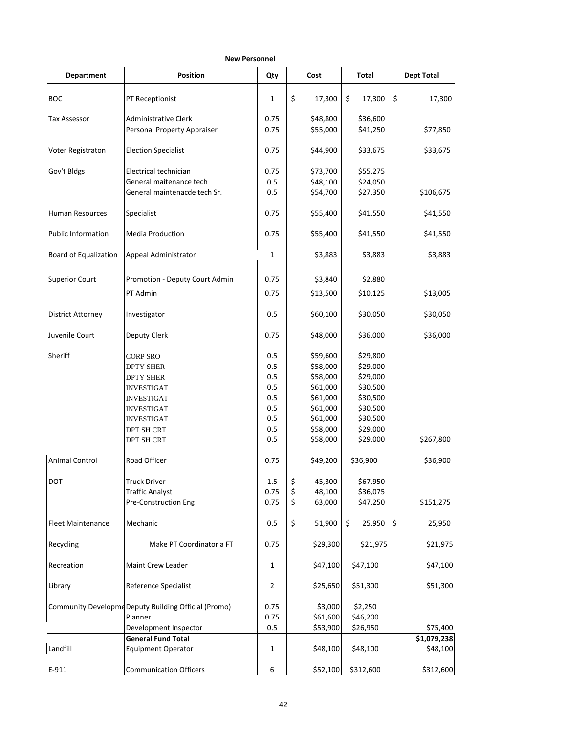**New Personnel**

| Department | Position | Qty | Cost | Total | Dept Total |
|---|---|---|---|---|---|
| BOC | PT Receptionist | 1 | $ 17,300 | $ 17,300 | $ 17,300 |
| Tax Assessor | Administrative Clerk | 0.75 | $48,800 | $36,600 | |
| | Personal Property Appraiser | 0.75 | $55,000 | $41,250 | $77,850 |
| Voter Registraton | Election Specialist | 0.75 | $44,900 | $33,675 | $33,675 |
| Gov't Bldgs | Electrical technician | 0.75 | $73,700 | $55,275 | |
| | General maitenance tech | 0.5 | $48,100 | $24,050 | |
| | General maintenacde tech Sr. | 0.5 | $54,700 | $27,350 | $106,675 |
| Human Resources | Specialist | 0.75 | $55,400 | $41,550 | $41,550 |
| Public Information | Media Production | 0.75 | $55,400 | $41,550 | $41,550 |
| Board of Equalization | Appeal Administrator | 1 | $3,883 | $3,883 | $3,883 |
| Superior Court | Promotion - Deputy Court Admin | 0.75 | $3,840 | $2,880 | |
| | PT Admin | 0.75 | $13,500 | $10,125 | $13,005 |
| District Attorney | Investigator | 0.5 | $60,100 | $30,050 | $30,050 |
| Juvenile Court | Deputy Clerk | 0.75 | $48,000 | $36,000 | $36,000 |
| Sheriff | CORP SRO | 0.5 | $59,600 | $29,800 | |
| | DPTY SHER | 0.5 | $58,000 | $29,000 | |
| | DPTY SHER | 0.5 | $58,000 | $29,000 | |
| | INVESTIGAT | 0.5 | $61,000 | $30,500 | |
| | INVESTIGAT | 0.5 | $61,000 | $30,500 | |
| | INVESTIGAT | 0.5 | $61,000 | $30,500 | |
| | INVESTIGAT | 0.5 | $61,000 | $30,500 | |
| | DPT SH CRT | 0.5 | $58,000 | $29,000 | |
| | DPT SH CRT | 0.5 | $58,000 | $29,000 | $267,800 |
| Animal Control | Road Officer | 0.75 | $49,200 | $36,900 | $36,900 |
| DOT | Truck Driver | 1.5 | $ 45,300 | $67,950 | |
| | Traffic Analyst | 0.75 | $ 48,100 | $36,075 | |
| | Pre-Construction Eng | 0.75 | $ 63,000 | $47,250 | $151,275 |
| Fleet Maintenance | Mechanic | 0.5 | $ 51,900 | $ 25,950 | $ 25,950 |
| Recycling | Make PT Coordinator a FT | 0.75 | $29,300 | $21,975 | $21,975 |
| Recreation | Maint Crew Leader | 1 | $47,100 | $47,100 | $47,100 |
| Library | Reference Specialist | 2 | $25,650 | $51,300 | $51,300 |
| Community Developme | Deputy Building Official (Promo) | 0.75 | $3,000 | $2,250 | |
| | Planner | 0.75 | $61,600 | $46,200 | |
| | Development Inspector | 0.5 | $53,900 | $26,950 | $75,400 |
| | **General Fund Total** | | | | **$1,079,238** |
| Landfill | Equipment Operator | 1 | $48,100 | $48,100 | $48,100 |
| E-911 | Communication Officers | 6 | $52,100 | $312,600 | $312,600 |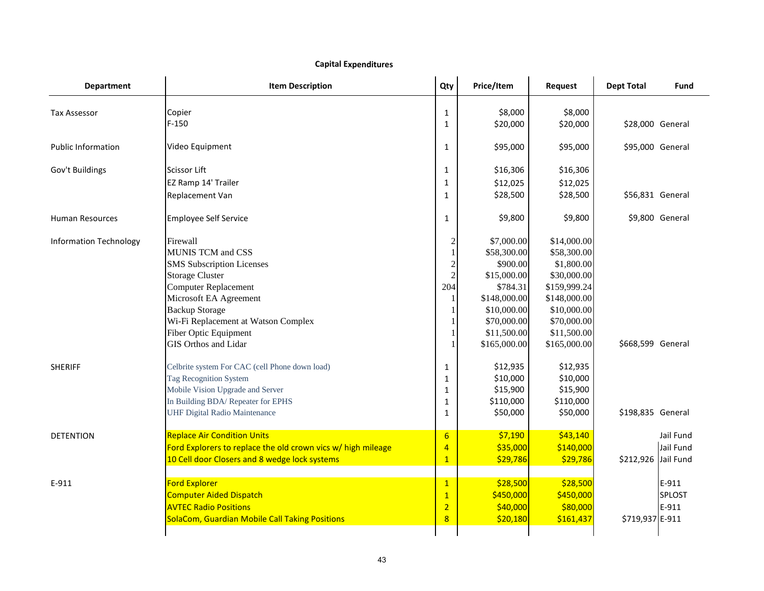**Capital Expenditures**

| Department | Item Description | Qty | Price/Item | Request | Dept Total | Fund |
|---|---|---|---|---|---|---|
| Tax Assessor | Copier | 1 | $8,000 | $8,000 | | |
| | F-150 | 1 | $20,000 | $20,000 | $28,000 | General |
| Public Information | Video Equipment | 1 | $95,000 | $95,000 | $95,000 | General |
| Gov't Buildings | Scissor Lift | 1 | $16,306 | $16,306 | | |
| | EZ Ramp 14' Trailer | 1 | $12,025 | $12,025 | | |
| | Replacement Van | 1 | $28,500 | $28,500 | $56,831 | General |
| Human Resources | Employee Self Service | 1 | $9,800 | $9,800 | $9,800 | General |
| Information Technology | Firewall | 2 | $7,000.00 | $14,000.00 | | |
| | MUNIS TCM and CSS | 1 | $58,300.00 | $58,300.00 | | |
| | SMS Subscription Licenses | 2 | $900.00 | $1,800.00 | | |
| | Storage Cluster | 2 | $15,000.00 | $30,000.00 | | |
| | Computer Replacement | 204 | $784.31 | $159,999.24 | | |
| | Microsoft EA Agreement | 1 | $148,000.00 | $148,000.00 | | |
| | Backup Storage | 1 | $10,000.00 | $10,000.00 | | |
| | Wi-Fi Replacement at Watson Complex | 1 | $70,000.00 | $70,000.00 | | |
| | Fiber Optic Equipment | 1 | $11,500.00 | $11,500.00 | | |
| | GIS Orthos and Lidar | 1 | $165,000.00 | $165,000.00 | $668,599 | General |
| SHERIFF | Celbrite system For CAC (cell Phone down load) | 1 | $12,935 | $12,935 | | |
| | Tag Recognition System | 1 | $10,000 | $10,000 | | |
| | Mobile Vision Upgrade and Server | 1 | $15,900 | $15,900 | | |
| | In Building BDA/ Repeater for EPHS | 1 | $110,000 | $110,000 | | |
| | UHF Digital Radio Maintenance | 1 | $50,000 | $50,000 | $198,835 | General |
| DETENTION | Replace Air Condition Units | 6 | $7,190 | $43,140 | | Jail Fund |
| | Ford Explorers to replace the old crown vics w/ high mileage | 4 | $35,000 | $140,000 | | Jail Fund |
| | 10 Cell door Closers and 8 wedge lock systems | 1 | $29,786 | $29,786 | $212,926 | Jail Fund |
| E-911 | Ford Explorer | 1 | $28,500 | $28,500 | | E-911 |
| | Computer Aided Dispatch | 1 | $450,000 | $450,000 | | SPLOST |
| | AVTEC Radio Positions | 2 | $40,000 | $80,000 | | E-911 |
| | SolaCom, Guardian Mobile Call Taking Positions | 8 | $20,180 | $161,437 | $719,937 | E-911 |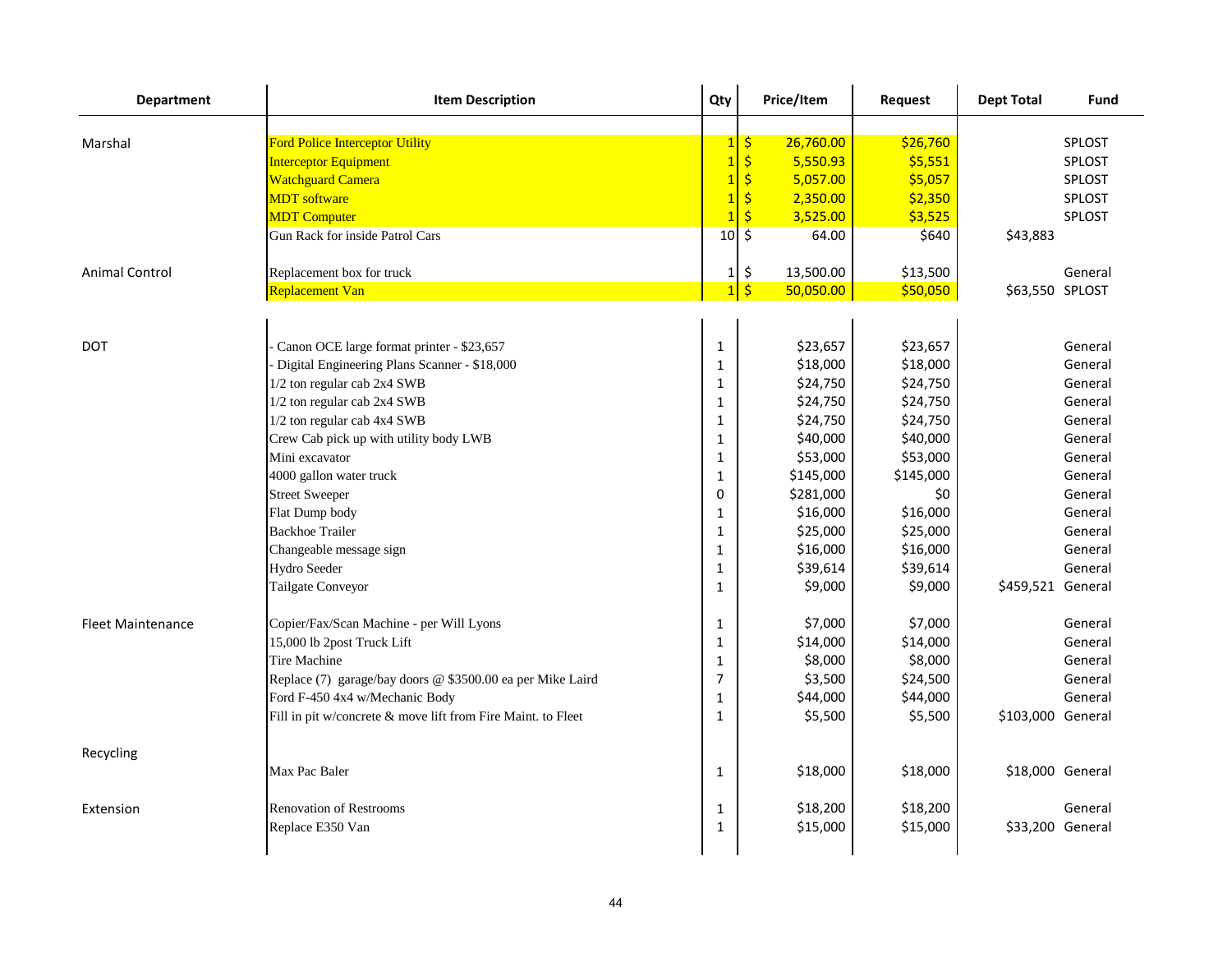| Department | Item Description | Qty | Price/Item | Request | Dept Total | Fund |
|---|---|---|---|---|---|---|
| Marshal | Ford Police Interceptor Utility | 1 | $ 26,760.00 | $26,760 | | SPLOST |
| | Interceptor Equipment | 1 | $ 5,550.93 | $5,551 | | SPLOST |
| | Watchguard Camera | 1 | $ 5,057.00 | $5,057 | | SPLOST |
| | MDT software | 1 | $ 2,350.00 | $2,350 | | SPLOST |
| | MDT Computer | 1 | $ 3,525.00 | $3,525 | | SPLOST |
| | Gun Rack for inside Patrol Cars | 10 | $ 64.00 | $640 | $43,883 | |
| Animal Control | Replacement box for truck | 1 | $ 13,500.00 | $13,500 | | General |
| | Replacement Van | 1 | $ 50,050.00 | $50,050 | $63,550 | SPLOST |
| DOT | - Canon OCE large format printer - $23,657 | 1 | $23,657 | $23,657 | | General |
| | - Digital Engineering Plans Scanner - $18,000 | 1 | $18,000 | $18,000 | | General |
| | 1/2 ton regular cab 2x4 SWB | 1 | $24,750 | $24,750 | | General |
| | 1/2 ton regular cab 2x4 SWB | 1 | $24,750 | $24,750 | | General |
| | 1/2 ton regular cab 4x4 SWB | 1 | $24,750 | $24,750 | | General |
| | Crew Cab pick up with utility body LWB | 1 | $40,000 | $40,000 | | General |
| | Mini excavator | 1 | $53,000 | $53,000 | | General |
| | 4000 gallon water truck | 1 | $145,000 | $145,000 | | General |
| | Street Sweeper | 0 | $281,000 | $0 | | General |
| | Flat Dump body | 1 | $16,000 | $16,000 | | General |
| | Backhoe Trailer | 1 | $25,000 | $25,000 | | General |
| | Changeable message sign | 1 | $16,000 | $16,000 | | General |
| | Hydro Seeder | 1 | $39,614 | $39,614 | | General |
| | Tailgate Conveyor | 1 | $9,000 | $9,000 | $459,521 | General |
| Fleet Maintenance | Copier/Fax/Scan Machine - per Will Lyons | 1 | $7,000 | $7,000 | | General |
| | 15,000 lb 2post Truck Lift | 1 | $14,000 | $14,000 | | General |
| | Tire Machine | 1 | $8,000 | $8,000 | | General |
| | Replace (7) garage/bay doors @ $3500.00 ea per Mike Laird | 7 | $3,500 | $24,500 | | General |
| | Ford F-450 4x4 w/Mechanic Body | 1 | $44,000 | $44,000 | | General |
| | Fill in pit w/concrete & move lift from Fire Maint. to Fleet | 1 | $5,500 | $5,500 | $103,000 | General |
| Recycling | | | | | | |
| | Max Pac Baler | 1 | $18,000 | $18,000 | $18,000 | General |
| Extension | Renovation of Restrooms | 1 | $18,200 | $18,200 | | General |
| | Replace E350 Van | 1 | $15,000 | $15,000 | $33,200 | General |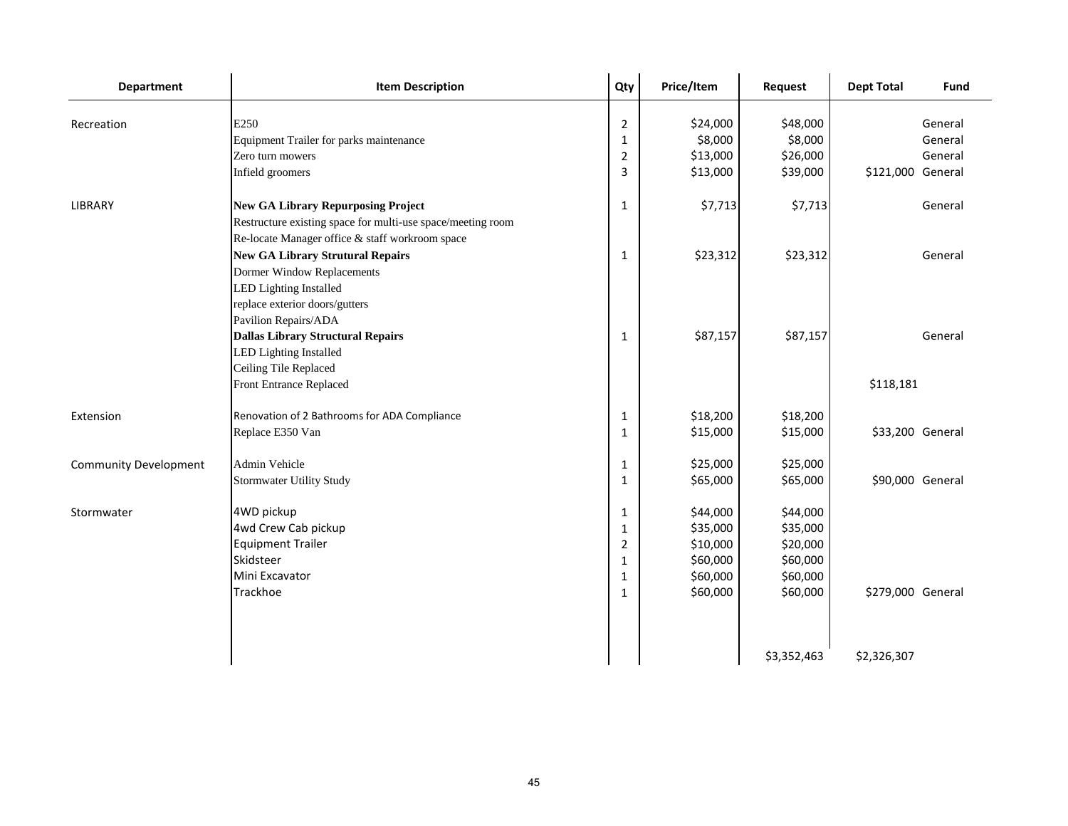| Department | Item Description | Qty | Price/Item | Request | Dept Total | Fund |
|---|---|---|---|---|---|---|
| Recreation | E250 | 2 | $24,000 | $48,000 | | General |
| | Equipment Trailer for parks maintenance | 1 | $8,000 | $8,000 | | General |
| | Zero turn mowers | 2 | $13,000 | $26,000 | | General |
| | Infield groomers | 3 | $13,000 | $39,000 | $121,000 | General |
| LIBRARY | **New GA Library Repurposing Project** | 1 | $7,713 | $7,713 | | General |
| | Restructure existing space for multi-use space/meeting room | | | | | |
| | Re-locate Manager office & staff workroom space | | | | | |
| | **New GA Library Strutural Repairs** | 1 | $23,312 | $23,312 | | General |
| | Dormer Window Replacements | | | | | |
| | LED Lighting Installed | | | | | |
| | replace exterior doors/gutters | | | | | |
| | Pavilion Repairs/ADA | | | | | |
| | **Dallas Library Structural Repairs** | 1 | $87,157 | $87,157 | | General |
| | LED Lighting Installed | | | | | |
| | Ceiling Tile Replaced | | | | | |
| | Front Entrance Replaced | | | | $118,181 | |
| Extension | Renovation of 2 Bathrooms for ADA Compliance | 1 | $18,200 | $18,200 | | |
| | Replace E350 Van | 1 | $15,000 | $15,000 | $33,200 | General |
| Community Development | Admin Vehicle | 1 | $25,000 | $25,000 | | |
| | Stormwater Utility Study | 1 | $65,000 | $65,000 | $90,000 | General |
| Stormwater | 4WD pickup | 1 | $44,000 | $44,000 | | |
| | 4wd Crew Cab pickup | 1 | $35,000 | $35,000 | | |
| | Equipment Trailer | 2 | $10,000 | $20,000 | | |
| | Skidsteer | 1 | $60,000 | $60,000 | | |
| | Mini Excavator | 1 | $60,000 | $60,000 | | |
| | Trackhoe | 1 | $60,000 | $60,000 | $279,000 | General |
| | | | | $3,352,463 | $2,326,307 | |